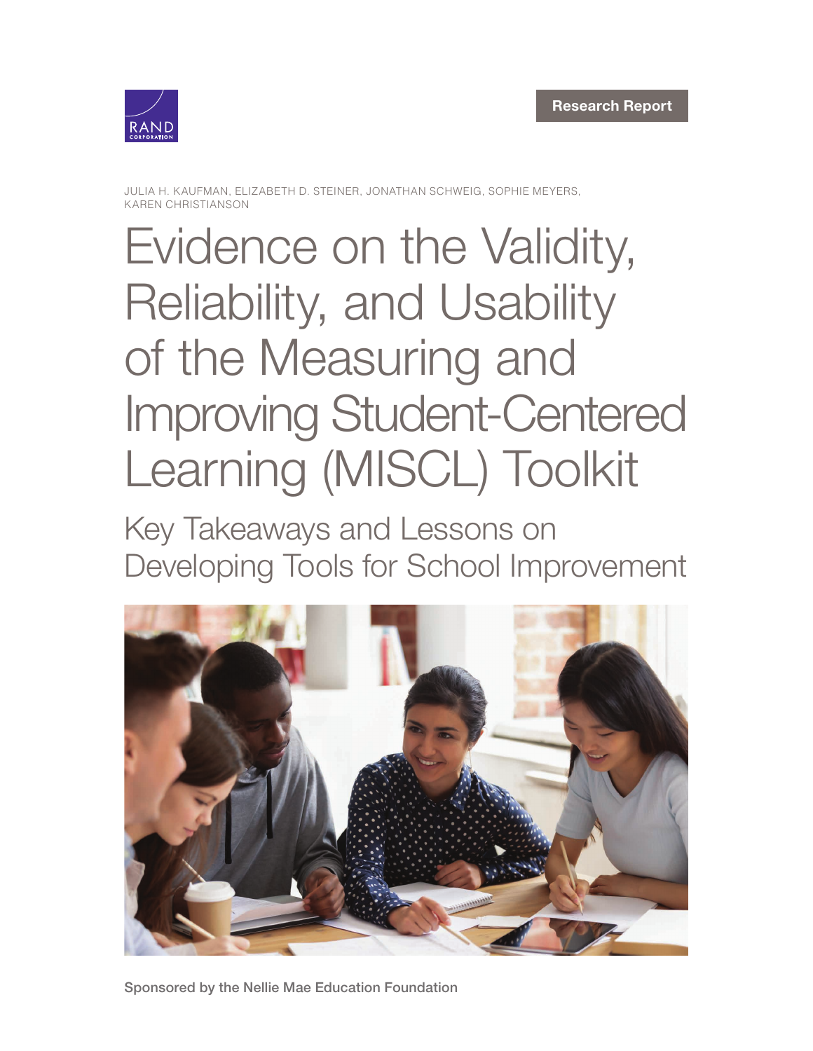RAND CORPORATION

Research Report

JULIA H. KAUFMAN, ELIZABETH D. STEINER, JONATHAN SCHWEIG, SOPHIE MEYERS, KAREN CHRISTIANSON

# Evidence on the Validity, Reliability, and Usability of the Measuring and Improving Student-Centered Learning (MISCL) Toolkit

## Key Takeaways and Lessons on Developing Tools for School Improvement

Sponsored by the Nellie Mae Education Foundation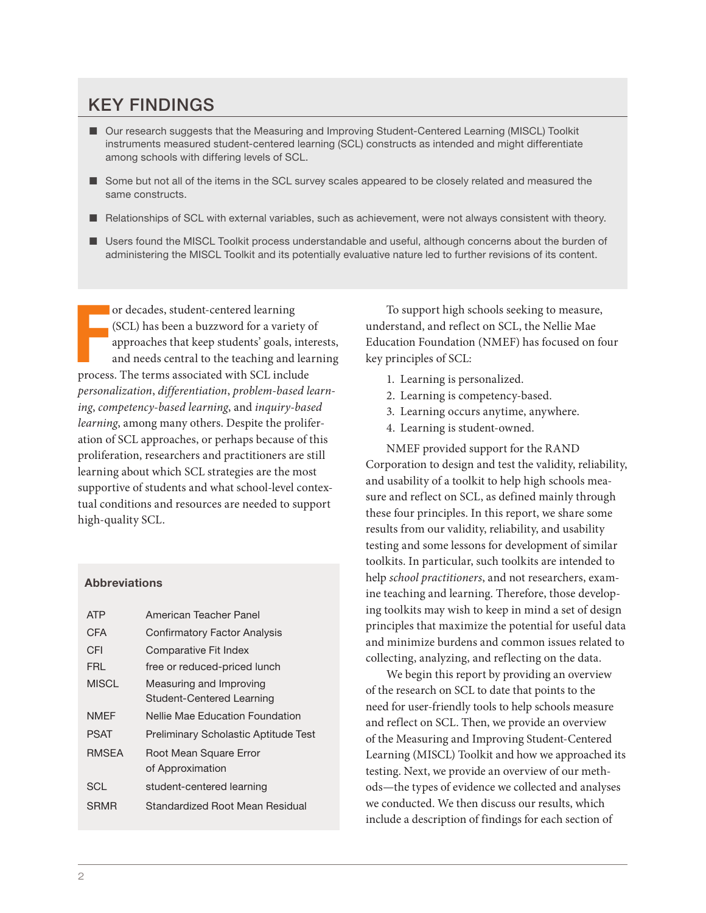## KEY FINDINGS

- Our research suggests that the Measuring and Improving Student-Centered Learning (MISCL) Toolkit instruments measured student-centered learning (SCL) constructs as intended and might differentiate among schools with differing levels of SCL.
- Some but not all of the items in the SCL survey scales appeared to be closely related and measured the same constructs.
- Relationships of SCL with external variables, such as achievement, were not always consistent with theory.
- Users found the MISCL Toolkit process understandable and useful, although concerns about the burden of administering the MISCL Toolkit and its potentially evaluative nature led to further revisions of its content.

For decades, student-centered learning (SCL) has been a buzzword for a variety of approaches that keep students' goals, interests, and needs central to the teaching and learning process. The terms associated with SCL include *personalization*, *differentiation*, *problem-based learning*, *competency-based learning*, and *inquiry-based learning*, among many others. Despite the proliferation of SCL approaches, or perhaps because of this proliferation, researchers and practitioners are still learning about which SCL strategies are the most supportive of students and what school-level contextual conditions and resources are needed to support high-quality SCL.

### Abbreviations

| | |
|---|---|
| ATP | American Teacher Panel |
| CFA | Confirmatory Factor Analysis |
| CFI | Comparative Fit Index |
| FRL | free or reduced-priced lunch |
| MISCL | Measuring and Improving Student-Centered Learning |
| NMEF | Nellie Mae Education Foundation |
| PSAT | Preliminary Scholastic Aptitude Test |
| RMSEA | Root Mean Square Error of Approximation |
| SCL | student-centered learning |
| SRMR | Standardized Root Mean Residual |

To support high schools seeking to measure, understand, and reflect on SCL, the Nellie Mae Education Foundation (NMEF) has focused on four key principles of SCL:

1. Learning is personalized.
2. Learning is competency-based.
3. Learning occurs anytime, anywhere.
4. Learning is student-owned.

NMEF provided support for the RAND Corporation to design and test the validity, reliability, and usability of a toolkit to help high schools measure and reflect on SCL, as defined mainly through these four principles. In this report, we share some results from our validity, reliability, and usability testing and some lessons for development of similar toolkits. In particular, such toolkits are intended to help *school practitioners*, and not researchers, examine teaching and learning. Therefore, those developing toolkits may wish to keep in mind a set of design principles that maximize the potential for useful data and minimize burdens and common issues related to collecting, analyzing, and reflecting on the data.

We begin this report by providing an overview of the research on SCL to date that points to the need for user-friendly tools to help schools measure and reflect on SCL. Then, we provide an overview of the Measuring and Improving Student-Centered Learning (MISCL) Toolkit and how we approached its testing. Next, we provide an overview of our methods—the types of evidence we collected and analyses we conducted. We then discuss our results, which include a description of findings for each section of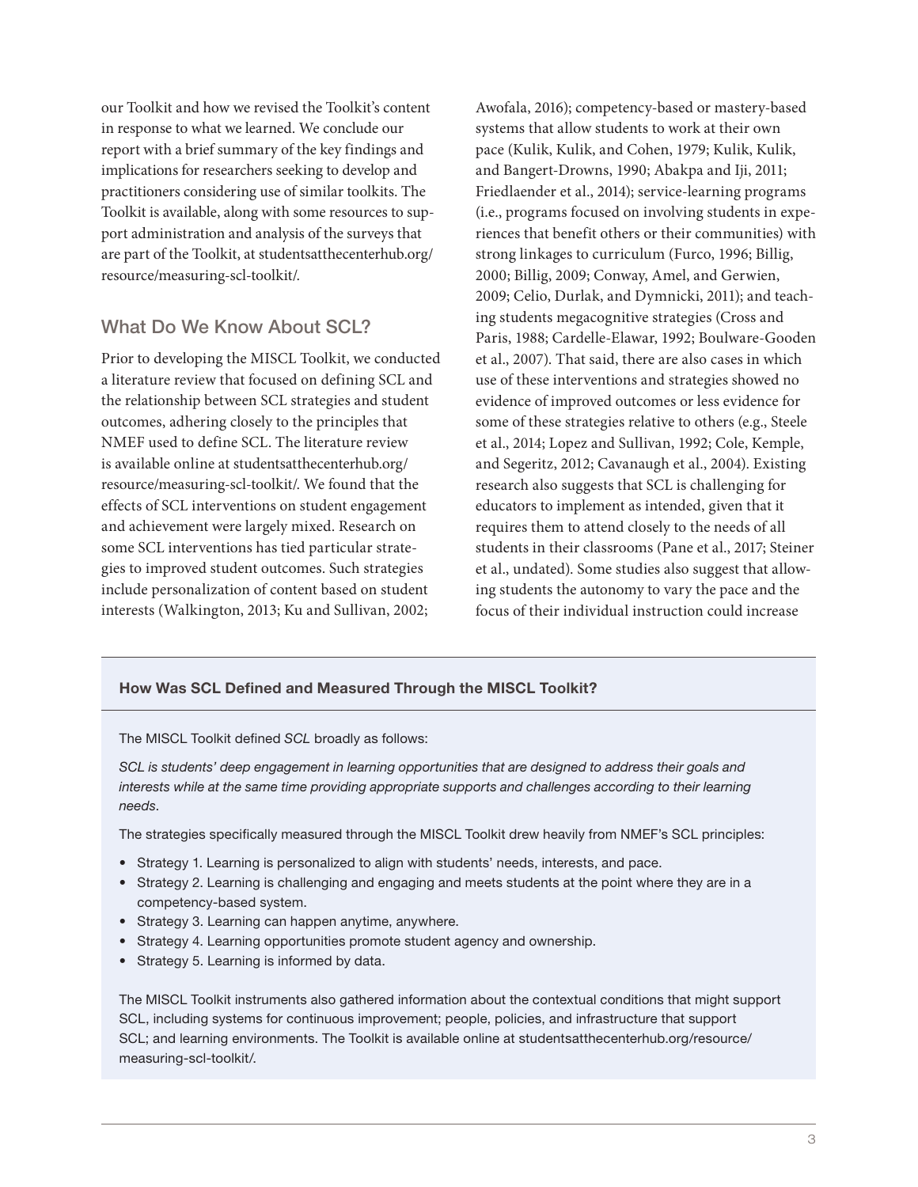our Toolkit and how we revised the Toolkit's content in response to what we learned. We conclude our report with a brief summary of the key findings and implications for researchers seeking to develop and practitioners considering use of similar toolkits. The Toolkit is available, along with some resources to support administration and analysis of the surveys that are part of the Toolkit, at studentsatthecenterhub.org/resource/measuring-scl-toolkit/.

## What Do We Know About SCL?

Prior to developing the MISCL Toolkit, we conducted a literature review that focused on defining SCL and the relationship between SCL strategies and student outcomes, adhering closely to the principles that NMEF used to define SCL. The literature review is available online at studentsatthecenterhub.org/resource/measuring-scl-toolkit/. We found that the effects of SCL interventions on student engagement and achievement were largely mixed. Research on some SCL interventions has tied particular strategies to improved student outcomes. Such strategies include personalization of content based on student interests (Walkington, 2013; Ku and Sullivan, 2002; Awofala, 2016); competency-based or mastery-based systems that allow students to work at their own pace (Kulik, Kulik, and Cohen, 1979; Kulik, Kulik, and Bangert-Drowns, 1990; Abakpa and Iji, 2011; Friedlaender et al., 2014); service-learning programs (i.e., programs focused on involving students in experiences that benefit others or their communities) with strong linkages to curriculum (Furco, 1996; Billig, 2000; Billig, 2009; Conway, Amel, and Gerwien, 2009; Celio, Durlak, and Dymnicki, 2011); and teaching students megacognitive strategies (Cross and Paris, 1988; Cardelle-Elawar, 1992; Boulware-Gooden et al., 2007). That said, there are also cases in which use of these interventions and strategies showed no evidence of improved outcomes or less evidence for some of these strategies relative to others (e.g., Steele et al., 2014; Lopez and Sullivan, 1992; Cole, Kemple, and Segeritz, 2012; Cavanaugh et al., 2004). Existing research also suggests that SCL is challenging for educators to implement as intended, given that it requires them to attend closely to the needs of all students in their classrooms (Pane et al., 2017; Steiner et al., undated). Some studies also suggest that allowing students the autonomy to vary the pace and the focus of their individual instruction could increase

### How Was SCL Defined and Measured Through the MISCL Toolkit?

The MISCL Toolkit defined *SCL* broadly as follows:

*SCL is students' deep engagement in learning opportunities that are designed to address their goals and interests while at the same time providing appropriate supports and challenges according to their learning needs.*

The strategies specifically measured through the MISCL Toolkit drew heavily from NMEF's SCL principles:

- Strategy 1. Learning is personalized to align with students' needs, interests, and pace.
- Strategy 2. Learning is challenging and engaging and meets students at the point where they are in a competency-based system.
- Strategy 3. Learning can happen anytime, anywhere.
- Strategy 4. Learning opportunities promote student agency and ownership.
- Strategy 5. Learning is informed by data.

The MISCL Toolkit instruments also gathered information about the contextual conditions that might support SCL, including systems for continuous improvement; people, policies, and infrastructure that support SCL; and learning environments. The Toolkit is available online at studentsatthecenterhub.org/resource/measuring-scl-toolkit/.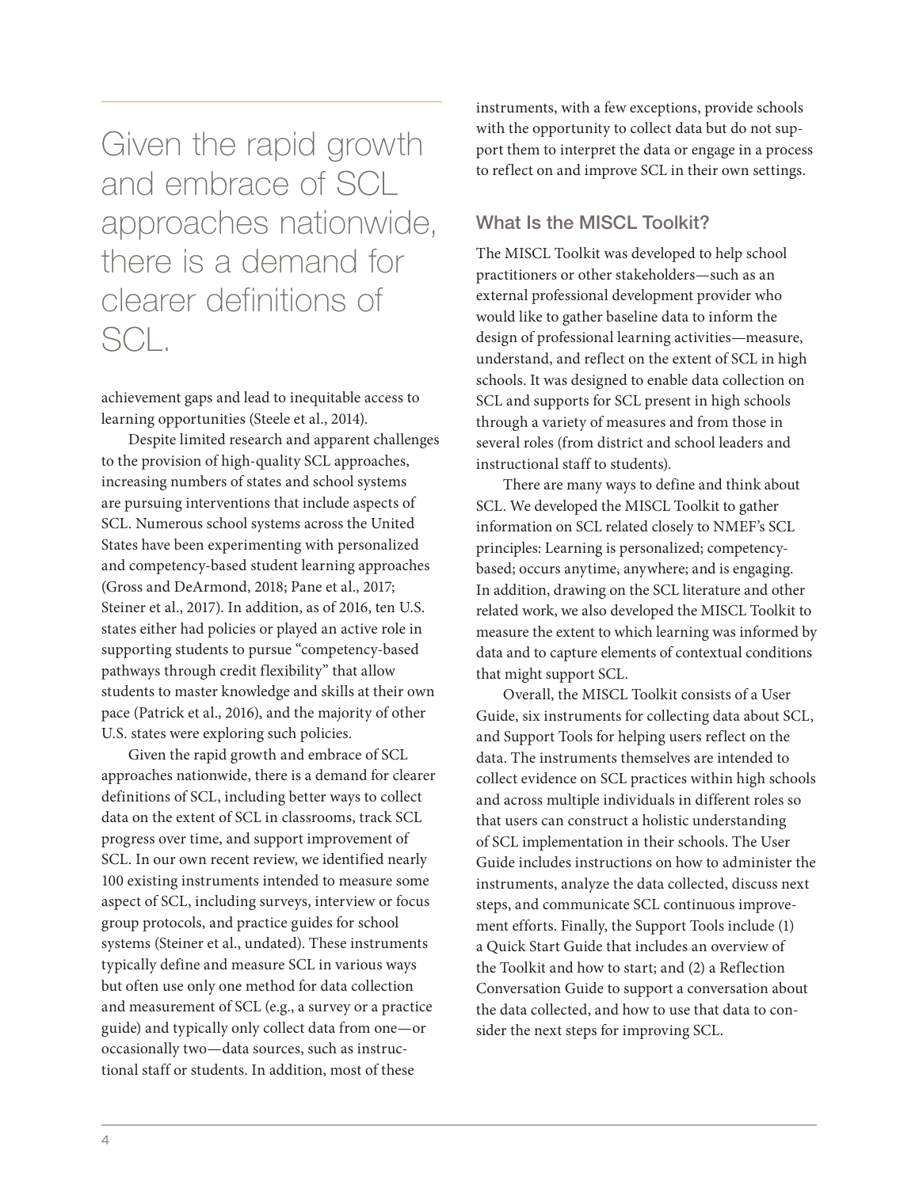> Given the rapid growth and embrace of SCL approaches nationwide, there is a demand for clearer definitions of SCL.

achievement gaps and lead to inequitable access to learning opportunities (Steele et al., 2014).

Despite limited research and apparent challenges to the provision of high-quality SCL approaches, increasing numbers of states and school systems are pursuing interventions that include aspects of SCL. Numerous school systems across the United States have been experimenting with personalized and competency-based student learning approaches (Gross and DeArmond, 2018; Pane et al., 2017; Steiner et al., 2017). In addition, as of 2016, ten U.S. states either had policies or played an active role in supporting students to pursue "competency-based pathways through credit flexibility" that allow students to master knowledge and skills at their own pace (Patrick et al., 2016), and the majority of other U.S. states were exploring such policies.

Given the rapid growth and embrace of SCL approaches nationwide, there is a demand for clearer definitions of SCL, including better ways to collect data on the extent of SCL in classrooms, track SCL progress over time, and support improvement of SCL. In our own recent review, we identified nearly 100 existing instruments intended to measure some aspect of SCL, including surveys, interview or focus group protocols, and practice guides for school systems (Steiner et al., undated). These instruments typically define and measure SCL in various ways but often use only one method for data collection and measurement of SCL (e.g., a survey or a practice guide) and typically only collect data from one—or occasionally two—data sources, such as instructional staff or students. In addition, most of these instruments, with a few exceptions, provide schools with the opportunity to collect data but do not support them to interpret the data or engage in a process to reflect on and improve SCL in their own settings.

## What Is the MISCL Toolkit?

The MISCL Toolkit was developed to help school practitioners or other stakeholders—such as an external professional development provider who would like to gather baseline data to inform the design of professional learning activities—measure, understand, and reflect on the extent of SCL in high schools. It was designed to enable data collection on SCL and supports for SCL present in high schools through a variety of measures and from those in several roles (from district and school leaders and instructional staff to students).

There are many ways to define and think about SCL. We developed the MISCL Toolkit to gather information on SCL related closely to NMEF's SCL principles: Learning is personalized; competency-based; occurs anytime, anywhere; and is engaging. In addition, drawing on the SCL literature and other related work, we also developed the MISCL Toolkit to measure the extent to which learning was informed by data and to capture elements of contextual conditions that might support SCL.

Overall, the MISCL Toolkit consists of a User Guide, six instruments for collecting data about SCL, and Support Tools for helping users reflect on the data. The instruments themselves are intended to collect evidence on SCL practices within high schools and across multiple individuals in different roles so that users can construct a holistic understanding of SCL implementation in their schools. The User Guide includes instructions on how to administer the instruments, analyze the data collected, discuss next steps, and communicate SCL continuous improvement efforts. Finally, the Support Tools include (1) a Quick Start Guide that includes an overview of the Toolkit and how to start; and (2) a Reflection Conversation Guide to support a conversation about the data collected, and how to use that data to consider the next steps for improving SCL.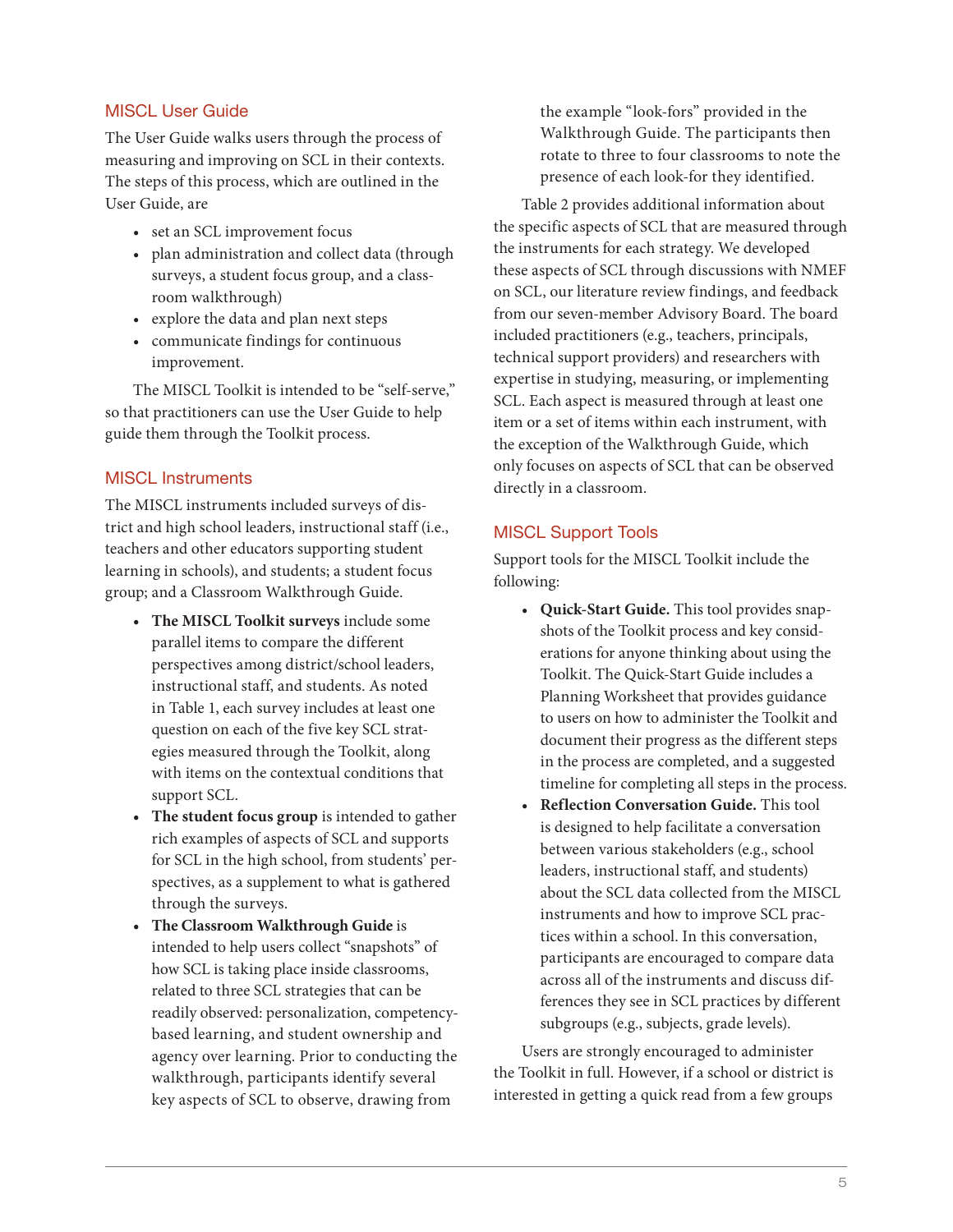## MISCL User Guide

The User Guide walks users through the process of measuring and improving on SCL in their contexts. The steps of this process, which are outlined in the User Guide, are

- set an SCL improvement focus
- plan administration and collect data (through surveys, a student focus group, and a classroom walkthrough)
- explore the data and plan next steps
- communicate findings for continuous improvement.

The MISCL Toolkit is intended to be "self-serve," so that practitioners can use the User Guide to help guide them through the Toolkit process.

## MISCL Instruments

The MISCL instruments included surveys of district and high school leaders, instructional staff (i.e., teachers and other educators supporting student learning in schools), and students; a student focus group; and a Classroom Walkthrough Guide.

- **The MISCL Toolkit surveys** include some parallel items to compare the different perspectives among district/school leaders, instructional staff, and students. As noted in Table 1, each survey includes at least one question on each of the five key SCL strategies measured through the Toolkit, along with items on the contextual conditions that support SCL.
- **The student focus group** is intended to gather rich examples of aspects of SCL and supports for SCL in the high school, from students' perspectives, as a supplement to what is gathered through the surveys.
- **The Classroom Walkthrough Guide** is intended to help users collect "snapshots" of how SCL is taking place inside classrooms, related to three SCL strategies that can be readily observed: personalization, competency-based learning, and student ownership and agency over learning. Prior to conducting the walkthrough, participants identify several key aspects of SCL to observe, drawing from the example "look-fors" provided in the Walkthrough Guide. The participants then rotate to three to four classrooms to note the presence of each look-for they identified.

Table 2 provides additional information about the specific aspects of SCL that are measured through the instruments for each strategy. We developed these aspects of SCL through discussions with NMEF on SCL, our literature review findings, and feedback from our seven-member Advisory Board. The board included practitioners (e.g., teachers, principals, technical support providers) and researchers with expertise in studying, measuring, or implementing SCL. Each aspect is measured through at least one item or a set of items within each instrument, with the exception of the Walkthrough Guide, which only focuses on aspects of SCL that can be observed directly in a classroom.

## MISCL Support Tools

Support tools for the MISCL Toolkit include the following:

- **Quick-Start Guide.** This tool provides snapshots of the Toolkit process and key considerations for anyone thinking about using the Toolkit. The Quick-Start Guide includes a Planning Worksheet that provides guidance to users on how to administer the Toolkit and document their progress as the different steps in the process are completed, and a suggested timeline for completing all steps in the process.
- **Reflection Conversation Guide.** This tool is designed to help facilitate a conversation between various stakeholders (e.g., school leaders, instructional staff, and students) about the SCL data collected from the MISCL instruments and how to improve SCL practices within a school. In this conversation, participants are encouraged to compare data across all of the instruments and discuss differences they see in SCL practices by different subgroups (e.g., subjects, grade levels).

Users are strongly encouraged to administer the Toolkit in full. However, if a school or district is interested in getting a quick read from a few groups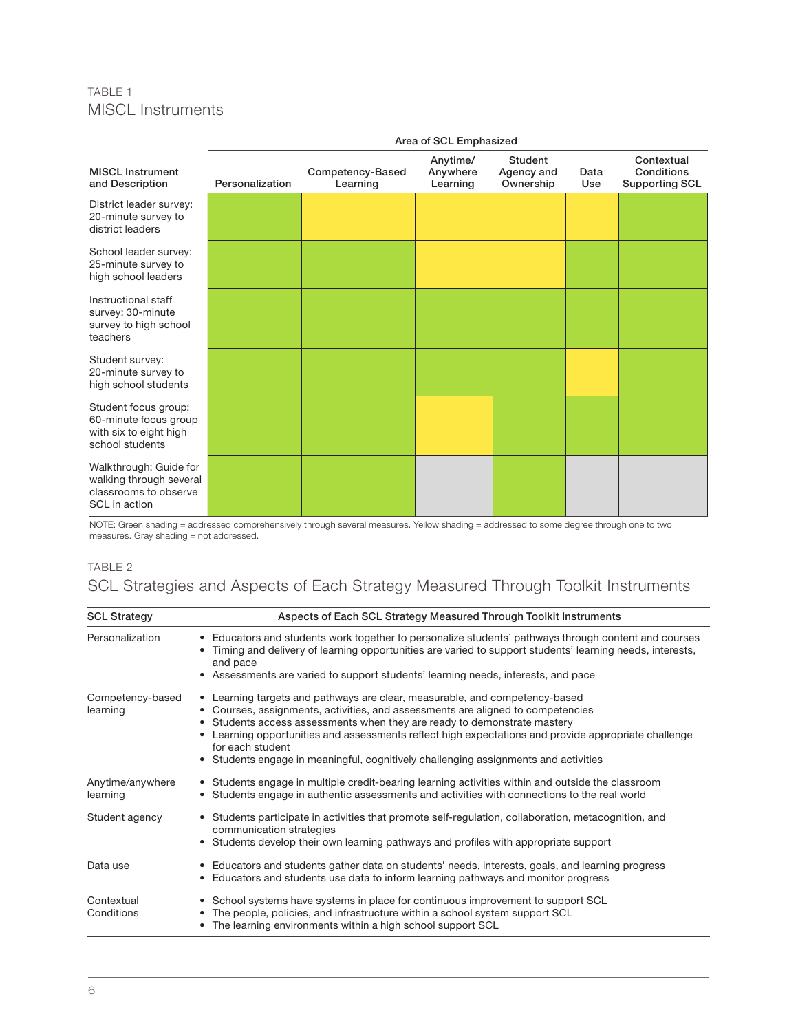TABLE 1

## MISCL Instruments

| MISCL Instrument and Description | Area of SCL Emphasized: Personalization | Competency-Based Learning | Anytime/ Anywhere Learning | Student Agency and Ownership | Data Use | Contextual Conditions Supporting SCL |
|---|---|---|---|---|---|---|
| District leader survey: 20-minute survey to district leaders | Green | Yellow | Yellow | Yellow | Yellow | Green |
| School leader survey: 25-minute survey to high school leaders | Green | Green | Yellow | Yellow | Green | Green |
| Instructional staff survey: 30-minute survey to high school teachers | Green | Green | Green | Green | Green | Green |
| Student survey: 20-minute survey to high school students | Green | Green | Green | Green | Yellow | Green |
| Student focus group: 60-minute focus group with six to eight high school students | Green | Green | Yellow | Green | Green | Green |
| Walkthrough: Guide for walking through several classrooms to observe SCL in action | Green | Green | Gray | Green | Gray | Gray |

NOTE: Green shading = addressed comprehensively through several measures. Yellow shading = addressed to some degree through one to two measures. Gray shading = not addressed.

TABLE 2

## SCL Strategies and Aspects of Each Strategy Measured Through Toolkit Instruments

| SCL Strategy | Aspects of Each SCL Strategy Measured Through Toolkit Instruments |
|---|---|
| Personalization | • Educators and students work together to personalize students' pathways through content and courses<br>• Timing and delivery of learning opportunities are varied to support students' learning needs, interests, and pace<br>• Assessments are varied to support students' learning needs, interests, and pace |
| Competency-based learning | • Learning targets and pathways are clear, measurable, and competency-based<br>• Courses, assignments, activities, and assessments are aligned to competencies<br>• Students access assessments when they are ready to demonstrate mastery<br>• Learning opportunities and assessments reflect high expectations and provide appropriate challenge for each student<br>• Students engage in meaningful, cognitively challenging assignments and activities |
| Anytime/anywhere learning | • Students engage in multiple credit-bearing learning activities within and outside the classroom<br>• Students engage in authentic assessments and activities with connections to the real world |
| Student agency | • Students participate in activities that promote self-regulation, collaboration, metacognition, and communication strategies<br>• Students develop their own learning pathways and profiles with appropriate support |
| Data use | • Educators and students gather data on students' needs, interests, goals, and learning progress<br>• Educators and students use data to inform learning pathways and monitor progress |
| Contextual Conditions | • School systems have systems in place for continuous improvement to support SCL<br>• The people, policies, and infrastructure within a school system support SCL<br>• The learning environments within a high school support SCL |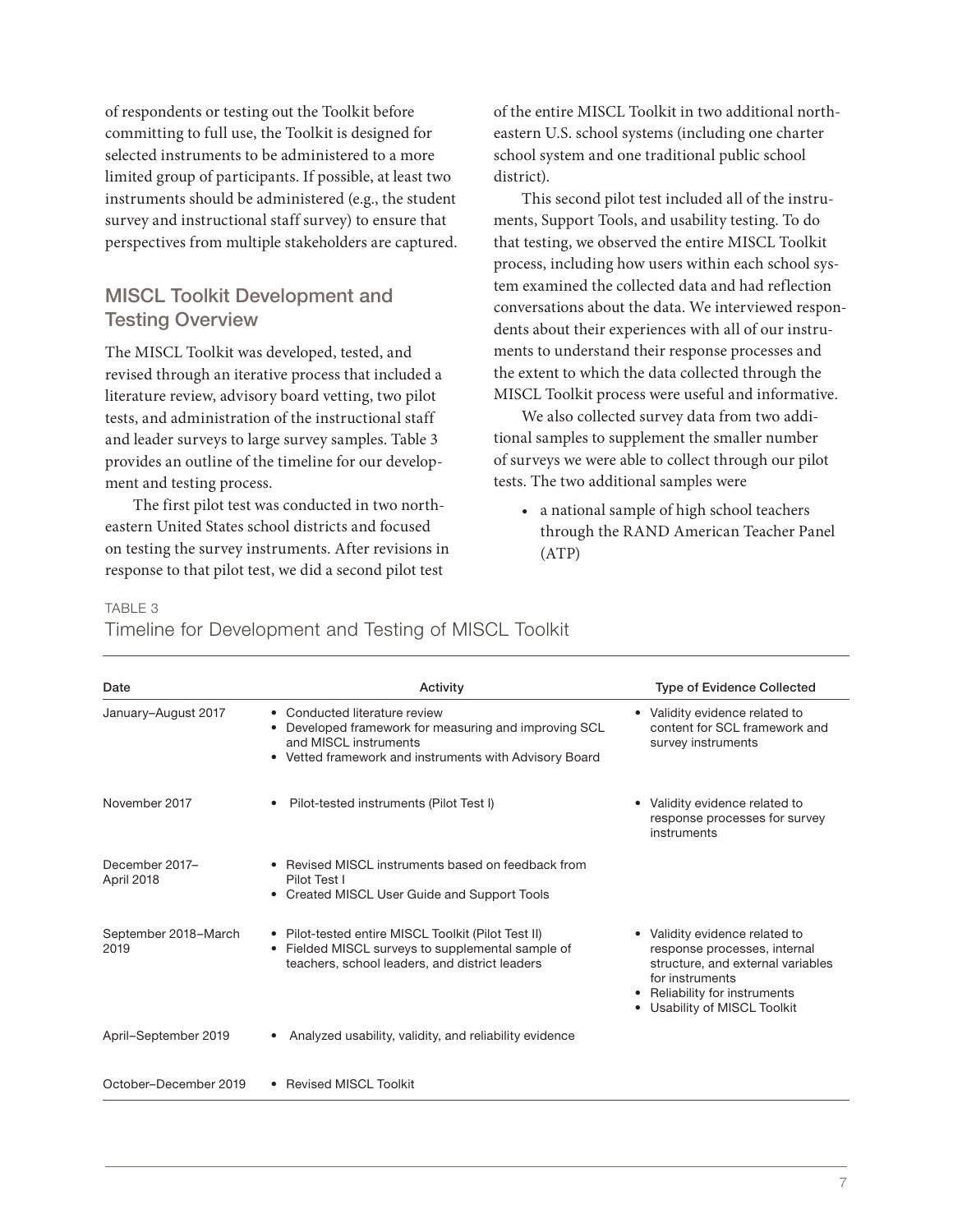of respondents or testing out the Toolkit before committing to full use, the Toolkit is designed for selected instruments to be administered to a more limited group of participants. If possible, at least two instruments should be administered (e.g., the student survey and instructional staff survey) to ensure that perspectives from multiple stakeholders are captured.

## MISCL Toolkit Development and Testing Overview

The MISCL Toolkit was developed, tested, and revised through an iterative process that included a literature review, advisory board vetting, two pilot tests, and administration of the instructional staff and leader surveys to large survey samples. Table 3 provides an outline of the timeline for our development and testing process.

The first pilot test was conducted in two northeastern United States school districts and focused on testing the survey instruments. After revisions in response to that pilot test, we did a second pilot test of the entire MISCL Toolkit in two additional northeastern U.S. school systems (including one charter school system and one traditional public school district).

This second pilot test included all of the instruments, Support Tools, and usability testing. To do that testing, we observed the entire MISCL Toolkit process, including how users within each school system examined the collected data and had reflection conversations about the data. We interviewed respondents about their experiences with all of our instruments to understand their response processes and the extent to which the data collected through the MISCL Toolkit process were useful and informative.

We also collected survey data from two additional samples to supplement the smaller number of surveys we were able to collect through our pilot tests. The two additional samples were

- a national sample of high school teachers through the RAND American Teacher Panel (ATP)

TABLE 3

Timeline for Development and Testing of MISCL Toolkit

| Date | Activity | Type of Evidence Collected |
|---|---|---|
| January–August 2017 | • Conducted literature review<br>• Developed framework for measuring and improving SCL and MISCL instruments<br>• Vetted framework and instruments with Advisory Board | • Validity evidence related to content for SCL framework and survey instruments |
| November 2017 | • Pilot-tested instruments (Pilot Test I) | • Validity evidence related to response processes for survey instruments |
| December 2017–April 2018 | • Revised MISCL instruments based on feedback from Pilot Test I<br>• Created MISCL User Guide and Support Tools | |
| September 2018–March 2019 | • Pilot-tested entire MISCL Toolkit (Pilot Test II)<br>• Fielded MISCL surveys to supplemental sample of teachers, school leaders, and district leaders | • Validity evidence related to response processes, internal structure, and external variables for instruments<br>• Reliability for instruments<br>• Usability of MISCL Toolkit |
| April–September 2019 | • Analyzed usability, validity, and reliability evidence | |
| October–December 2019 | • Revised MISCL Toolkit | |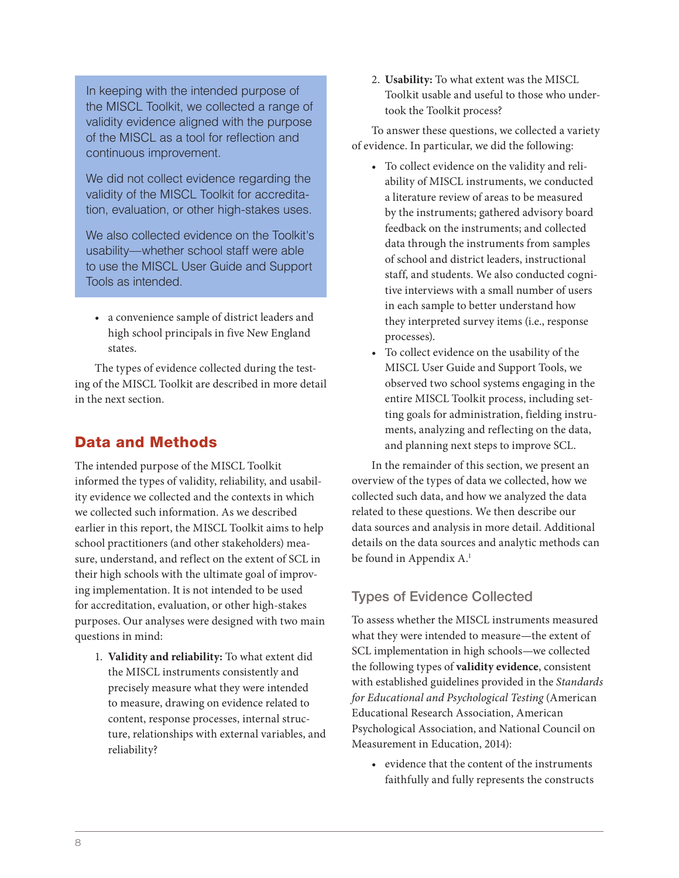> In keeping with the intended purpose of the MISCL Toolkit, we collected a range of validity evidence aligned with the purpose of the MISCL as a tool for reflection and continuous improvement.
>
> We did not collect evidence regarding the validity of the MISCL Toolkit for accreditation, evaluation, or other high-stakes uses.
>
> We also collected evidence on the Toolkit's usability—whether school staff were able to use the MISCL User Guide and Support Tools as intended.

- a convenience sample of district leaders and high school principals in five New England states.

The types of evidence collected during the testing of the MISCL Toolkit are described in more detail in the next section.

## Data and Methods

The intended purpose of the MISCL Toolkit informed the types of validity, reliability, and usability evidence we collected and the contexts in which we collected such information. As we described earlier in this report, the MISCL Toolkit aims to help school practitioners (and other stakeholders) measure, understand, and reflect on the extent of SCL in their high schools with the ultimate goal of improving implementation. It is not intended to be used for accreditation, evaluation, or other high-stakes purposes. Our analyses were designed with two main questions in mind:

1. **Validity and reliability:** To what extent did the MISCL instruments consistently and precisely measure what they were intended to measure, drawing on evidence related to content, response processes, internal structure, relationships with external variables, and reliability?
2. **Usability:** To what extent was the MISCL Toolkit usable and useful to those who undertook the Toolkit process?

To answer these questions, we collected a variety of evidence. In particular, we did the following:

- To collect evidence on the validity and reliability of MISCL instruments, we conducted a literature review of areas to be measured by the instruments; gathered advisory board feedback on the instruments; and collected data through the instruments from samples of school and district leaders, instructional staff, and students. We also conducted cognitive interviews with a small number of users in each sample to better understand how they interpreted survey items (i.e., response processes).
- To collect evidence on the usability of the MISCL User Guide and Support Tools, we observed two school systems engaging in the entire MISCL Toolkit process, including setting goals for administration, fielding instruments, analyzing and reflecting on the data, and planning next steps to improve SCL.

In the remainder of this section, we present an overview of the types of data we collected, how we collected such data, and how we analyzed the data related to these questions. We then describe our data sources and analysis in more detail. Additional details on the data sources and analytic methods can be found in Appendix A.[1]

### Types of Evidence Collected

To assess whether the MISCL instruments measured what they were intended to measure—the extent of SCL implementation in high schools—we collected the following types of **validity evidence**, consistent with established guidelines provided in the *Standards for Educational and Psychological Testing* (American Educational Research Association, American Psychological Association, and National Council on Measurement in Education, 2014):

- evidence that the content of the instruments faithfully and fully represents the constructs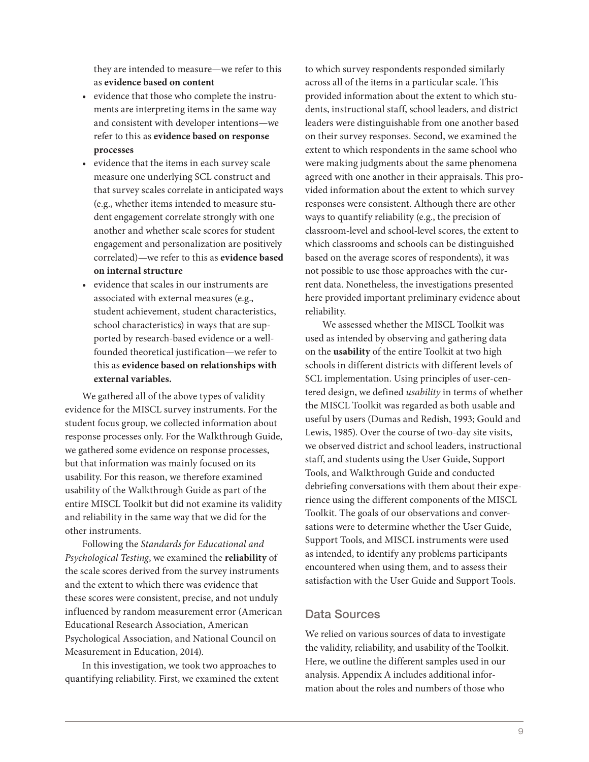they are intended to measure—we refer to this as **evidence based on content**

- evidence that those who complete the instruments are interpreting items in the same way and consistent with developer intentions—we refer to this as **evidence based on response processes**
- evidence that the items in each survey scale measure one underlying SCL construct and that survey scales correlate in anticipated ways (e.g., whether items intended to measure student engagement correlate strongly with one another and whether scale scores for student engagement and personalization are positively correlated)—we refer to this as **evidence based on internal structure**
- evidence that scales in our instruments are associated with external measures (e.g., student achievement, student characteristics, school characteristics) in ways that are supported by research-based evidence or a well-founded theoretical justification—we refer to this as **evidence based on relationships with external variables.**

We gathered all of the above types of validity evidence for the MISCL survey instruments. For the student focus group, we collected information about response processes only. For the Walkthrough Guide, we gathered some evidence on response processes, but that information was mainly focused on its usability. For this reason, we therefore examined usability of the Walkthrough Guide as part of the entire MISCL Toolkit but did not examine its validity and reliability in the same way that we did for the other instruments.

Following the *Standards for Educational and Psychological Testing*, we examined the **reliability** of the scale scores derived from the survey instruments and the extent to which there was evidence that these scores were consistent, precise, and not unduly influenced by random measurement error (American Educational Research Association, American Psychological Association, and National Council on Measurement in Education, 2014).

In this investigation, we took two approaches to quantifying reliability. First, we examined the extent to which survey respondents responded similarly across all of the items in a particular scale. This provided information about the extent to which students, instructional staff, school leaders, and district leaders were distinguishable from one another based on their survey responses. Second, we examined the extent to which respondents in the same school who were making judgments about the same phenomena agreed with one another in their appraisals. This provided information about the extent to which survey responses were consistent. Although there are other ways to quantify reliability (e.g., the precision of classroom-level and school-level scores, the extent to which classrooms and schools can be distinguished based on the average scores of respondents), it was not possible to use those approaches with the current data. Nonetheless, the investigations presented here provided important preliminary evidence about reliability.

We assessed whether the MISCL Toolkit was used as intended by observing and gathering data on the **usability** of the entire Toolkit at two high schools in different districts with different levels of SCL implementation. Using principles of user-centered design, we defined *usability* in terms of whether the MISCL Toolkit was regarded as both usable and useful by users (Dumas and Redish, 1993; Gould and Lewis, 1985). Over the course of two-day site visits, we observed district and school leaders, instructional staff, and students using the User Guide, Support Tools, and Walkthrough Guide and conducted debriefing conversations with them about their experience using the different components of the MISCL Toolkit. The goals of our observations and conversations were to determine whether the User Guide, Support Tools, and MISCL instruments were used as intended, to identify any problems participants encountered when using them, and to assess their satisfaction with the User Guide and Support Tools.

## Data Sources

We relied on various sources of data to investigate the validity, reliability, and usability of the Toolkit. Here, we outline the different samples used in our analysis. Appendix A includes additional information about the roles and numbers of those who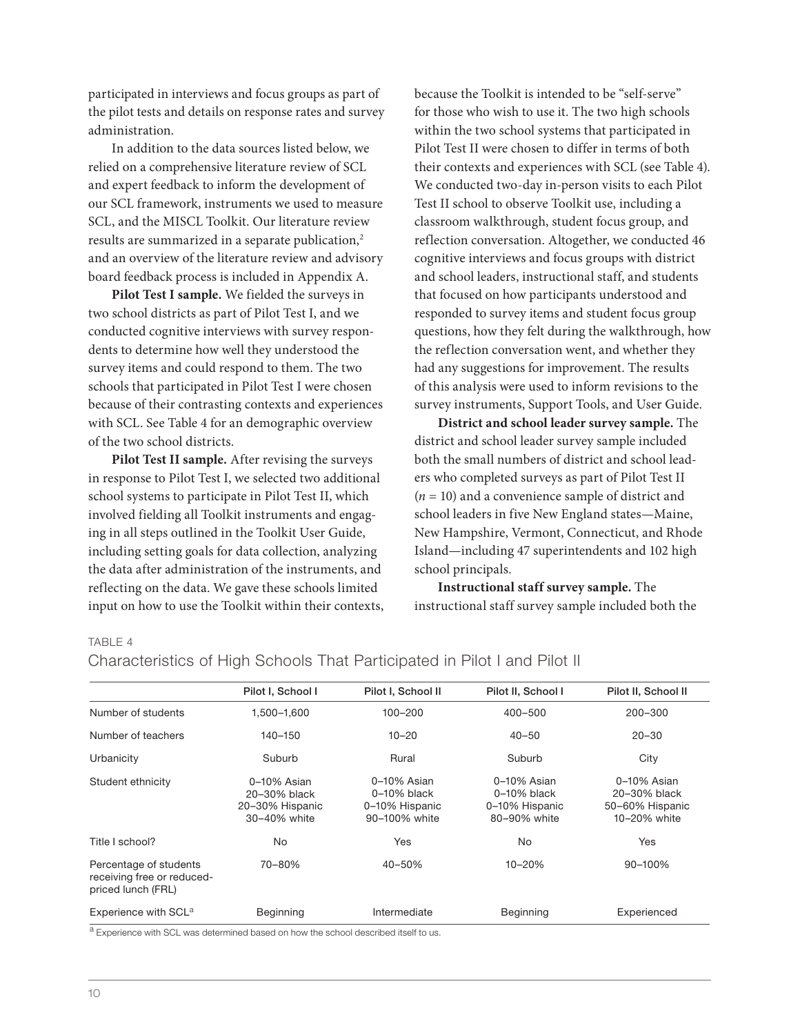participated in interviews and focus groups as part of the pilot tests and details on response rates and survey administration.

In addition to the data sources listed below, we relied on a comprehensive literature review of SCL and expert feedback to inform the development of our SCL framework, instruments we used to measure SCL, and the MISCL Toolkit. Our literature review results are summarized in a separate publication,[2] and an overview of the literature review and advisory board feedback process is included in Appendix A.

**Pilot Test I sample.** We fielded the surveys in two school districts as part of Pilot Test I, and we conducted cognitive interviews with survey respondents to determine how well they understood the survey items and could respond to them. The two schools that participated in Pilot Test I were chosen because of their contrasting contexts and experiences with SCL. See Table 4 for an demographic overview of the two school districts.

**Pilot Test II sample.** After revising the surveys in response to Pilot Test I, we selected two additional school systems to participate in Pilot Test II, which involved fielding all Toolkit instruments and engaging in all steps outlined in the Toolkit User Guide, including setting goals for data collection, analyzing the data after administration of the instruments, and reflecting on the data. We gave these schools limited input on how to use the Toolkit within their contexts, because the Toolkit is intended to be "self-serve" for those who wish to use it. The two high schools within the two school systems that participated in Pilot Test II were chosen to differ in terms of both their contexts and experiences with SCL (see Table 4). We conducted two-day in-person visits to each Pilot Test II school to observe Toolkit use, including a classroom walkthrough, student focus group, and reflection conversation. Altogether, we conducted 46 cognitive interviews and focus groups with district and school leaders, instructional staff, and students that focused on how participants understood and responded to survey items and student focus group questions, how they felt during the walkthrough, how the reflection conversation went, and whether they had any suggestions for improvement. The results of this analysis were used to inform revisions to the survey instruments, Support Tools, and User Guide.

**District and school leader survey sample.** The district and school leader survey sample included both the small numbers of district and school leaders who completed surveys as part of Pilot Test II ($n = 10$) and a convenience sample of district and school leaders in five New England states—Maine, New Hampshire, Vermont, Connecticut, and Rhode Island—including 47 superintendents and 102 high school principals.

**Instructional staff survey sample.** The instructional staff survey sample included both the

TABLE 4

Characteristics of High Schools That Participated in Pilot I and Pilot II

| | Pilot I, School I | Pilot I, School II | Pilot II, School I | Pilot II, School II |
|---|---|---|---|---|
| Number of students | 1,500–1,600 | 100–200 | 400–500 | 200–300 |
| Number of teachers | 140–150 | 10–20 | 40–50 | 20–30 |
| Urbanicity | Suburb | Rural | Suburb | City |
| Student ethnicity | 0–10% Asian<br>20–30% black<br>20–30% Hispanic<br>30–40% white | 0–10% Asian<br>0–10% black<br>0–10% Hispanic<br>90–100% white | 0–10% Asian<br>0–10% black<br>0–10% Hispanic<br>80–90% white | 0–10% Asian<br>20–30% black<br>50–60% Hispanic<br>10–20% white |
| Title I school? | No | Yes | No | Yes |
| Percentage of students receiving free or reduced-priced lunch (FRL) | 70–80% | 40–50% | 10–20% | 90–100% |
| Experience with SCL[a] | Beginning | Intermediate | Beginning | Experienced |

[a] Experience with SCL was determined based on how the school described itself to us.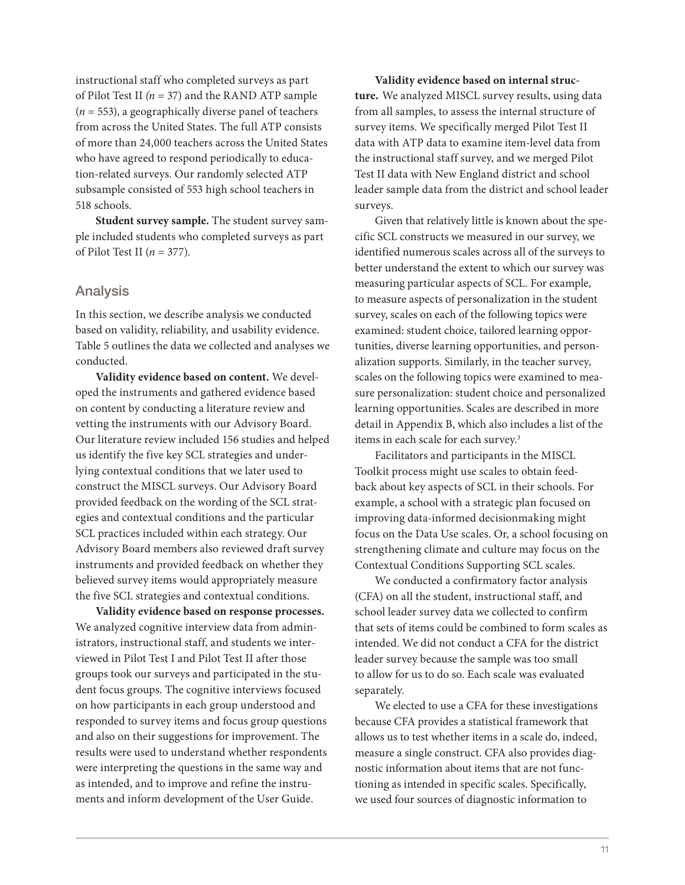instructional staff who completed surveys as part of Pilot Test II (*n* = 37) and the RAND ATP sample (*n* = 553), a geographically diverse panel of teachers from across the United States. The full ATP consists of more than 24,000 teachers across the United States who have agreed to respond periodically to education-related surveys. Our randomly selected ATP subsample consisted of 553 high school teachers in 518 schools.

**Student survey sample.** The student survey sample included students who completed surveys as part of Pilot Test II (*n* = 377).

## Analysis

In this section, we describe analysis we conducted based on validity, reliability, and usability evidence. Table 5 outlines the data we collected and analyses we conducted.

**Validity evidence based on content.** We developed the instruments and gathered evidence based on content by conducting a literature review and vetting the instruments with our Advisory Board. Our literature review included 156 studies and helped us identify the five key SCL strategies and underlying contextual conditions that we later used to construct the MISCL surveys. Our Advisory Board provided feedback on the wording of the SCL strategies and contextual conditions and the particular SCL practices included within each strategy. Our Advisory Board members also reviewed draft survey instruments and provided feedback on whether they believed survey items would appropriately measure the five SCL strategies and contextual conditions.

**Validity evidence based on response processes.** We analyzed cognitive interview data from administrators, instructional staff, and students we interviewed in Pilot Test I and Pilot Test II after those groups took our surveys and participated in the student focus groups. The cognitive interviews focused on how participants in each group understood and responded to survey items and focus group questions and also on their suggestions for improvement. The results were used to understand whether respondents were interpreting the questions in the same way and as intended, and to improve and refine the instruments and inform development of the User Guide.

**Validity evidence based on internal structure.** We analyzed MISCL survey results, using data from all samples, to assess the internal structure of survey items. We specifically merged Pilot Test II data with ATP data to examine item-level data from the instructional staff survey, and we merged Pilot Test II data with New England district and school leader sample data from the district and school leader surveys.

Given that relatively little is known about the specific SCL constructs we measured in our survey, we identified numerous scales across all of the surveys to better understand the extent to which our survey was measuring particular aspects of SCL. For example, to measure aspects of personalization in the student survey, scales on each of the following topics were examined: student choice, tailored learning opportunities, diverse learning opportunities, and personalization supports. Similarly, in the teacher survey, scales on the following topics were examined to measure personalization: student choice and personalized learning opportunities. Scales are described in more detail in Appendix B, which also includes a list of the items in each scale for each survey.[3]

Facilitators and participants in the MISCL Toolkit process might use scales to obtain feedback about key aspects of SCL in their schools. For example, a school with a strategic plan focused on improving data-informed decisionmaking might focus on the Data Use scales. Or, a school focusing on strengthening climate and culture may focus on the Contextual Conditions Supporting SCL scales.

We conducted a confirmatory factor analysis (CFA) on all the student, instructional staff, and school leader survey data we collected to confirm that sets of items could be combined to form scales as intended. We did not conduct a CFA for the district leader survey because the sample was too small to allow for us to do so. Each scale was evaluated separately.

We elected to use a CFA for these investigations because CFA provides a statistical framework that allows us to test whether items in a scale do, indeed, measure a single construct. CFA also provides diagnostic information about items that are not functioning as intended in specific scales. Specifically, we used four sources of diagnostic information to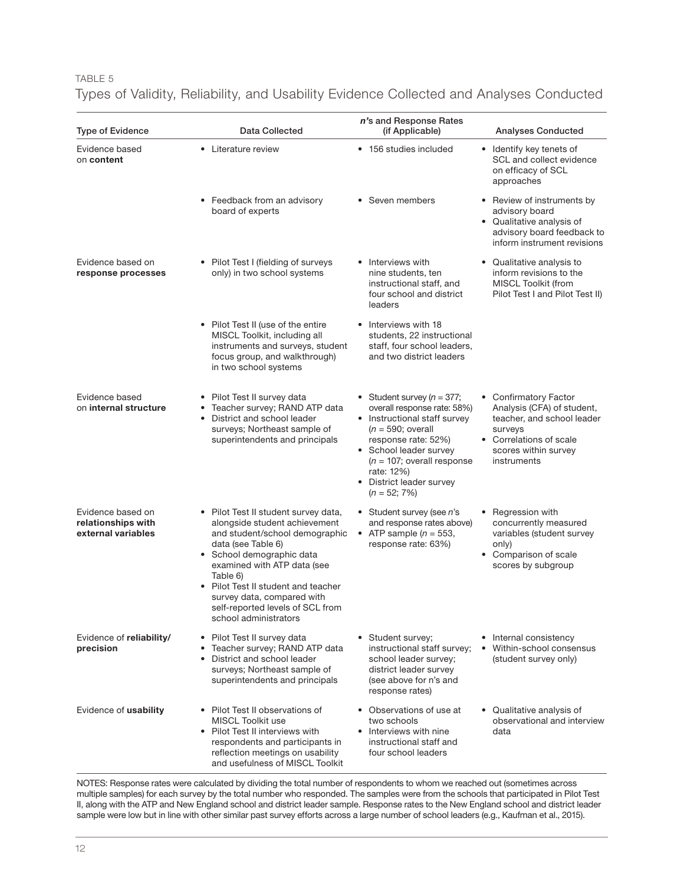TABLE 5

Types of Validity, Reliability, and Usability Evidence Collected and Analyses Conducted

| Type of Evidence | Data Collected | *n*'s and Response Rates (if Applicable) | Analyses Conducted |
|---|---|---|---|
| Evidence based on **content** | • Literature review | • 156 studies included | • Identify key tenets of SCL and collect evidence on efficacy of SCL approaches |
| | • Feedback from an advisory board of experts | • Seven members | • Review of instruments by advisory board<br>• Qualitative analysis of advisory board feedback to inform instrument revisions |
| Evidence based on **response processes** | • Pilot Test I (fielding of surveys only) in two school systems | • Interviews with nine students, ten instructional staff, and four school and district leaders | • Qualitative analysis to inform revisions to the MISCL Toolkit (from Pilot Test I and Pilot Test II) |
| | • Pilot Test II (use of the entire MISCL Toolkit, including all instruments and surveys, student focus group, and walkthrough) in two school systems | • Interviews with 18 students, 22 instructional staff, four school leaders, and two district leaders | |
| Evidence based on **internal structure** | • Pilot Test II survey data<br>• Teacher survey; RAND ATP data<br>• District and school leader surveys; Northeast sample of superintendents and principals | • Student survey ($n$ = 377; overall response rate: 58%)<br>• Instructional staff survey ($n$ = 590; overall response rate: 52%)<br>• School leader survey ($n$ = 107; overall response rate: 12%)<br>• District leader survey ($n$ = 52; 7%) | • Confirmatory Factor Analysis (CFA) of student, teacher, and school leader surveys<br>• Correlations of scale scores within survey instruments |
| Evidence based on **relationships with external variables** | • Pilot Test II student survey data, alongside student achievement and student/school demographic data (see Table 6)<br>• School demographic data examined with ATP data (see Table 6)<br>• Pilot Test II student and teacher survey data, compared with self-reported levels of SCL from school administrators | • Student survey (see *n*'s and response rates above)<br>• ATP sample ($n$ = 553, response rate: 63%) | • Regression with concurrently measured variables (student survey only)<br>• Comparison of scale scores by subgroup |
| Evidence of **reliability/ precision** | • Pilot Test II survey data<br>• Teacher survey; RAND ATP data<br>• District and school leader surveys; Northeast sample of superintendents and principals | • Student survey; instructional staff survey; school leader survey; district leader survey (see above for n's and response rates) | • Internal consistency<br>• Within-school consensus (student survey only) |
| Evidence of **usability** | • Pilot Test II observations of MISCL Toolkit use<br>• Pilot Test II interviews with respondents and participants in reflection meetings on usability and usefulness of MISCL Toolkit | • Observations of use at two schools<br>• Interviews with nine instructional staff and four school leaders | • Qualitative analysis of observational and interview data |

NOTES: Response rates were calculated by dividing the total number of respondents to whom we reached out (sometimes across multiple samples) for each survey by the total number who responded. The samples were from the schools that participated in Pilot Test II, along with the ATP and New England school and district leader sample. Response rates to the New England school and district leader sample were low but in line with other similar past survey efforts across a large number of school leaders (e.g., Kaufman et al., 2015).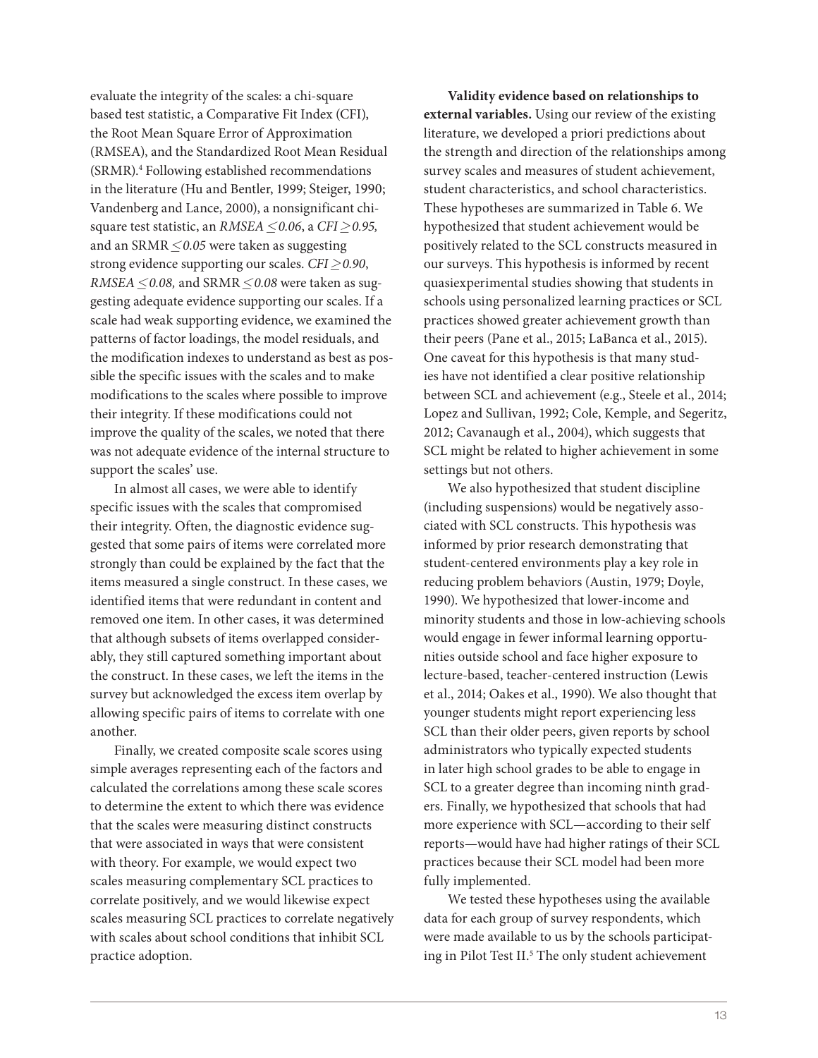evaluate the integrity of the scales: a chi-square based test statistic, a Comparative Fit Index (CFI), the Root Mean Square Error of Approximation (RMSEA), and the Standardized Root Mean Residual (SRMR).[4] Following established recommendations in the literature (Hu and Bentler, 1999; Steiger, 1990; Vandenberg and Lance, 2000), a nonsignificant chi-square test statistic, an $RMSEA \leq 0.06$, a $CFI \geq 0.95$, and an $SRMR \leq 0.05$ were taken as suggesting strong evidence supporting our scales. $CFI \geq 0.90$, $RMSEA \leq 0.08$, and $SRMR \leq 0.08$ were taken as suggesting adequate evidence supporting our scales. If a scale had weak supporting evidence, we examined the patterns of factor loadings, the model residuals, and the modification indexes to understand as best as possible the specific issues with the scales and to make modifications to the scales where possible to improve their integrity. If these modifications could not improve the quality of the scales, we noted that there was not adequate evidence of the internal structure to support the scales' use.

In almost all cases, we were able to identify specific issues with the scales that compromised their integrity. Often, the diagnostic evidence suggested that some pairs of items were correlated more strongly than could be explained by the fact that the items measured a single construct. In these cases, we identified items that were redundant in content and removed one item. In other cases, it was determined that although subsets of items overlapped considerably, they still captured something important about the construct. In these cases, we left the items in the survey but acknowledged the excess item overlap by allowing specific pairs of items to correlate with one another.

Finally, we created composite scale scores using simple averages representing each of the factors and calculated the correlations among these scale scores to determine the extent to which there was evidence that the scales were measuring distinct constructs that were associated in ways that were consistent with theory. For example, we would expect two scales measuring complementary SCL practices to correlate positively, and we would likewise expect scales measuring SCL practices to correlate negatively with scales about school conditions that inhibit SCL practice adoption.

**Validity evidence based on relationships to external variables.** Using our review of the existing literature, we developed a priori predictions about the strength and direction of the relationships among survey scales and measures of student achievement, student characteristics, and school characteristics. These hypotheses are summarized in Table 6. We hypothesized that student achievement would be positively related to the SCL constructs measured in our surveys. This hypothesis is informed by recent quasiexperimental studies showing that students in schools using personalized learning practices or SCL practices showed greater achievement growth than their peers (Pane et al., 2015; LaBanca et al., 2015). One caveat for this hypothesis is that many studies have not identified a clear positive relationship between SCL and achievement (e.g., Steele et al., 2014; Lopez and Sullivan, 1992; Cole, Kemple, and Segeritz, 2012; Cavanaugh et al., 2004), which suggests that SCL might be related to higher achievement in some settings but not others.

We also hypothesized that student discipline (including suspensions) would be negatively associated with SCL constructs. This hypothesis was informed by prior research demonstrating that student-centered environments play a key role in reducing problem behaviors (Austin, 1979; Doyle, 1990). We hypothesized that lower-income and minority students and those in low-achieving schools would engage in fewer informal learning opportunities outside school and face higher exposure to lecture-based, teacher-centered instruction (Lewis et al., 2014; Oakes et al., 1990). We also thought that younger students might report experiencing less SCL than their older peers, given reports by school administrators who typically expected students in later high school grades to be able to engage in SCL to a greater degree than incoming ninth graders. Finally, we hypothesized that schools that had more experience with SCL—according to their self reports—would have had higher ratings of their SCL practices because their SCL model had been more fully implemented.

We tested these hypotheses using the available data for each group of survey respondents, which were made available to us by the schools participating in Pilot Test II.[5] The only student achievement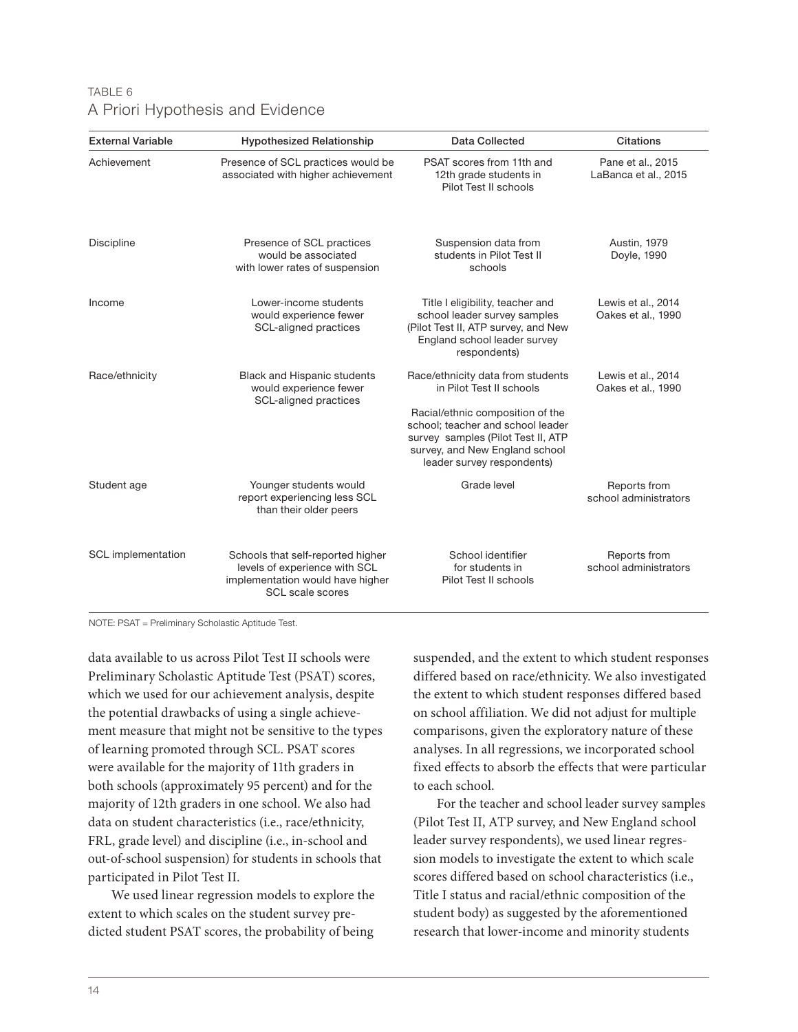TABLE 6
A Priori Hypothesis and Evidence

| External Variable | Hypothesized Relationship | Data Collected | Citations |
|---|---|---|---|
| Achievement | Presence of SCL practices would be associated with higher achievement | PSAT scores from 11th and 12th grade students in Pilot Test II schools | Pane et al., 2015<br>LaBanca et al., 2015 |
| Discipline | Presence of SCL practices would be associated with lower rates of suspension | Suspension data from students in Pilot Test II schools | Austin, 1979<br>Doyle, 1990 |
| Income | Lower-income students would experience fewer SCL-aligned practices | Title I eligibility, teacher and school leader survey samples (Pilot Test II, ATP survey, and New England school leader survey respondents) | Lewis et al., 2014<br>Oakes et al., 1990 |
| Race/ethnicity | Black and Hispanic students would experience fewer SCL-aligned practices | Race/ethnicity data from students in Pilot Test II schools<br><br>Racial/ethnic composition of the school; teacher and school leader survey samples (Pilot Test II, ATP survey, and New England school leader survey respondents) | Lewis et al., 2014<br>Oakes et al., 1990 |
| Student age | Younger students would report experiencing less SCL than their older peers | Grade level | Reports from school administrators |
| SCL implementation | Schools that self-reported higher levels of experience with SCL implementation would have higher SCL scale scores | School identifier for students in Pilot Test II schools | Reports from school administrators |

NOTE: PSAT = Preliminary Scholastic Aptitude Test.

data available to us across Pilot Test II schools were Preliminary Scholastic Aptitude Test (PSAT) scores, which we used for our achievement analysis, despite the potential drawbacks of using a single achievement measure that might not be sensitive to the types of learning promoted through SCL. PSAT scores were available for the majority of 11th graders in both schools (approximately 95 percent) and for the majority of 12th graders in one school. We also had data on student characteristics (i.e., race/ethnicity, FRL, grade level) and discipline (i.e., in-school and out-of-school suspension) for students in schools that participated in Pilot Test II.

We used linear regression models to explore the extent to which scales on the student survey predicted student PSAT scores, the probability of being suspended, and the extent to which student responses differed based on race/ethnicity. We also investigated the extent to which student responses differed based on school affiliation. We did not adjust for multiple comparisons, given the exploratory nature of these analyses. In all regressions, we incorporated school fixed effects to absorb the effects that were particular to each school.

For the teacher and school leader survey samples (Pilot Test II, ATP survey, and New England school leader survey respondents), we used linear regression models to investigate the extent to which scale scores differed based on school characteristics (i.e., Title I status and racial/ethnic composition of the student body) as suggested by the aforementioned research that lower-income and minority students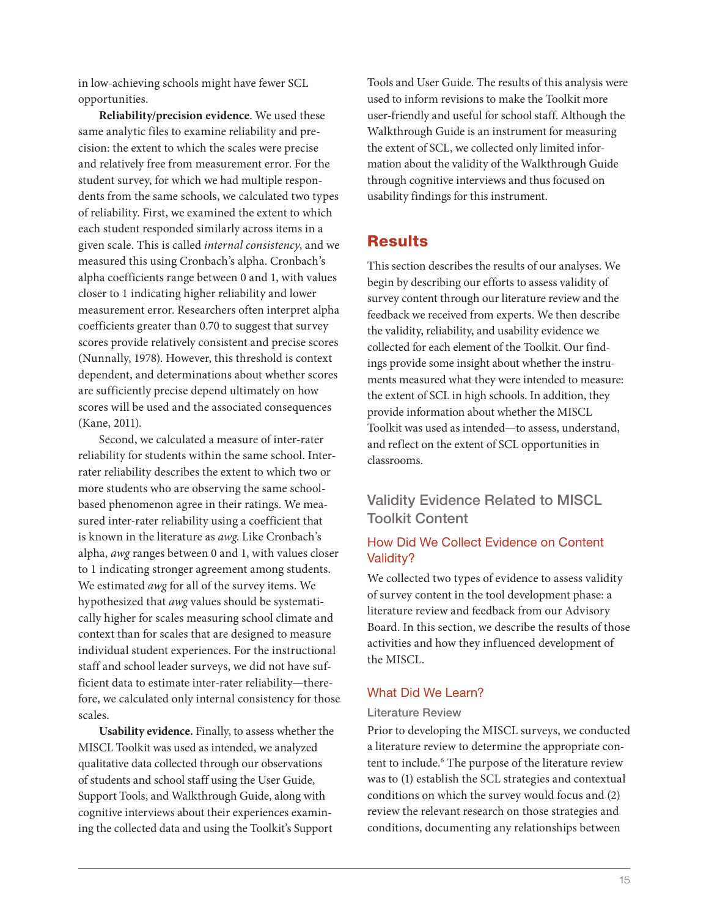in low-achieving schools might have fewer SCL opportunities.

**Reliability/precision evidence**. We used these same analytic files to examine reliability and precision: the extent to which the scales were precise and relatively free from measurement error. For the student survey, for which we had multiple respondents from the same schools, we calculated two types of reliability. First, we examined the extent to which each student responded similarly across items in a given scale. This is called *internal consistency*, and we measured this using Cronbach's alpha. Cronbach's alpha coefficients range between 0 and 1, with values closer to 1 indicating higher reliability and lower measurement error. Researchers often interpret alpha coefficients greater than 0.70 to suggest that survey scores provide relatively consistent and precise scores (Nunnally, 1978). However, this threshold is context dependent, and determinations about whether scores are sufficiently precise depend ultimately on how scores will be used and the associated consequences (Kane, 2011).

Second, we calculated a measure of inter-rater reliability for students within the same school. Inter-rater reliability describes the extent to which two or more students who are observing the same school-based phenomenon agree in their ratings. We measured inter-rater reliability using a coefficient that is known in the literature as *awg*. Like Cronbach's alpha, *awg* ranges between 0 and 1, with values closer to 1 indicating stronger agreement among students. We estimated *awg* for all of the survey items. We hypothesized that *awg* values should be systematically higher for scales measuring school climate and context than for scales that are designed to measure individual student experiences. For the instructional staff and school leader surveys, we did not have sufficient data to estimate inter-rater reliability—therefore, we calculated only internal consistency for those scales.

**Usability evidence.** Finally, to assess whether the MISCL Toolkit was used as intended, we analyzed qualitative data collected through our observations of students and school staff using the User Guide, Support Tools, and Walkthrough Guide, along with cognitive interviews about their experiences examining the collected data and using the Toolkit's Support Tools and User Guide. The results of this analysis were used to inform revisions to make the Toolkit more user-friendly and useful for school staff. Although the Walkthrough Guide is an instrument for measuring the extent of SCL, we collected only limited information about the validity of the Walkthrough Guide through cognitive interviews and thus focused on usability findings for this instrument.

# Results

This section describes the results of our analyses. We begin by describing our efforts to assess validity of survey content through our literature review and the feedback we received from experts. We then describe the validity, reliability, and usability evidence we collected for each element of the Toolkit. Our findings provide some insight about whether the instruments measured what they were intended to measure: the extent of SCL in high schools. In addition, they provide information about whether the MISCL Toolkit was used as intended—to assess, understand, and reflect on the extent of SCL opportunities in classrooms.

## Validity Evidence Related to MISCL Toolkit Content

### How Did We Collect Evidence on Content Validity?

We collected two types of evidence to assess validity of survey content in the tool development phase: a literature review and feedback from our Advisory Board. In this section, we describe the results of those activities and how they influenced development of the MISCL.

### What Did We Learn?

#### Literature Review

Prior to developing the MISCL surveys, we conducted a literature review to determine the appropriate content to include.[6] The purpose of the literature review was to (1) establish the SCL strategies and contextual conditions on which the survey would focus and (2) review the relevant research on those strategies and conditions, documenting any relationships between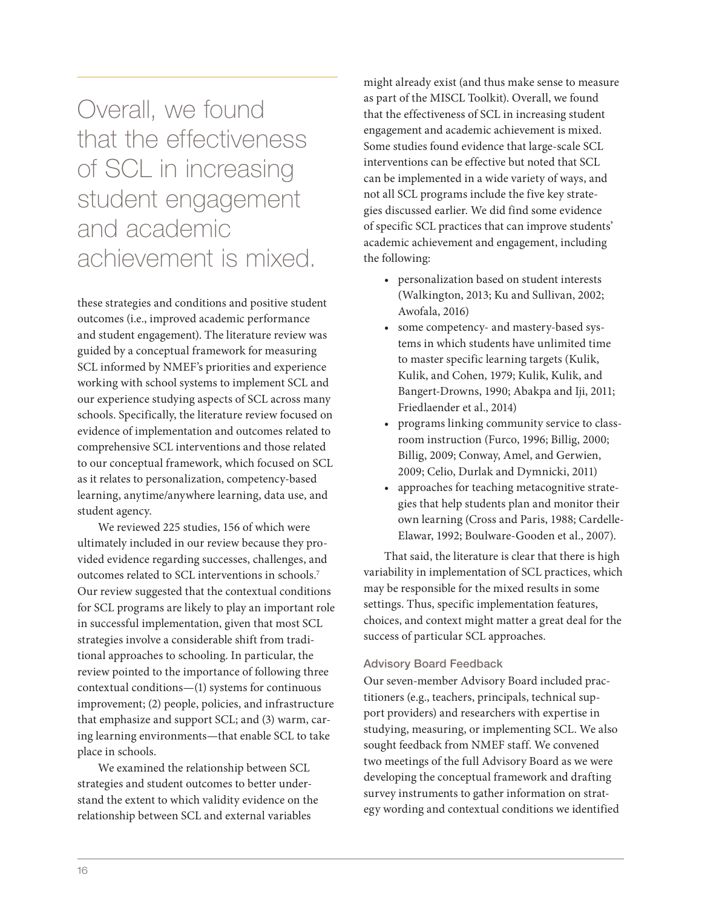> Overall, we found that the effectiveness of SCL in increasing student engagement and academic achievement is mixed.

these strategies and conditions and positive student outcomes (i.e., improved academic performance and student engagement). The literature review was guided by a conceptual framework for measuring SCL informed by NMEF's priorities and experience working with school systems to implement SCL and our experience studying aspects of SCL across many schools. Specifically, the literature review focused on evidence of implementation and outcomes related to comprehensive SCL interventions and those related to our conceptual framework, which focused on SCL as it relates to personalization, competency-based learning, anytime/anywhere learning, data use, and student agency.

We reviewed 225 studies, 156 of which were ultimately included in our review because they provided evidence regarding successes, challenges, and outcomes related to SCL interventions in schools.[7] Our review suggested that the contextual conditions for SCL programs are likely to play an important role in successful implementation, given that most SCL strategies involve a considerable shift from traditional approaches to schooling. In particular, the review pointed to the importance of following three contextual conditions—(1) systems for continuous improvement; (2) people, policies, and infrastructure that emphasize and support SCL; and (3) warm, caring learning environments—that enable SCL to take place in schools.

We examined the relationship between SCL strategies and student outcomes to better understand the extent to which validity evidence on the relationship between SCL and external variables might already exist (and thus make sense to measure as part of the MISCL Toolkit). Overall, we found that the effectiveness of SCL in increasing student engagement and academic achievement is mixed. Some studies found evidence that large-scale SCL interventions can be effective but noted that SCL can be implemented in a wide variety of ways, and not all SCL programs include the five key strategies discussed earlier. We did find some evidence of specific SCL practices that can improve students' academic achievement and engagement, including the following:

- personalization based on student interests (Walkington, 2013; Ku and Sullivan, 2002; Awofala, 2016)
- some competency- and mastery-based systems in which students have unlimited time to master specific learning targets (Kulik, Kulik, and Cohen, 1979; Kulik, Kulik, and Bangert-Drowns, 1990; Abakpa and Iji, 2011; Friedlaender et al., 2014)
- programs linking community service to classroom instruction (Furco, 1996; Billig, 2000; Billig, 2009; Conway, Amel, and Gerwien, 2009; Celio, Durlak and Dymnicki, 2011)
- approaches for teaching metacognitive strategies that help students plan and monitor their own learning (Cross and Paris, 1988; Cardelle-Elawar, 1992; Boulware-Gooden et al., 2007).

That said, the literature is clear that there is high variability in implementation of SCL practices, which may be responsible for the mixed results in some settings. Thus, specific implementation features, choices, and context might matter a great deal for the success of particular SCL approaches.

### Advisory Board Feedback

Our seven-member Advisory Board included practitioners (e.g., teachers, principals, technical support providers) and researchers with expertise in studying, measuring, or implementing SCL. We also sought feedback from NMEF staff. We convened two meetings of the full Advisory Board as we were developing the conceptual framework and drafting survey instruments to gather information on strategy wording and contextual conditions we identified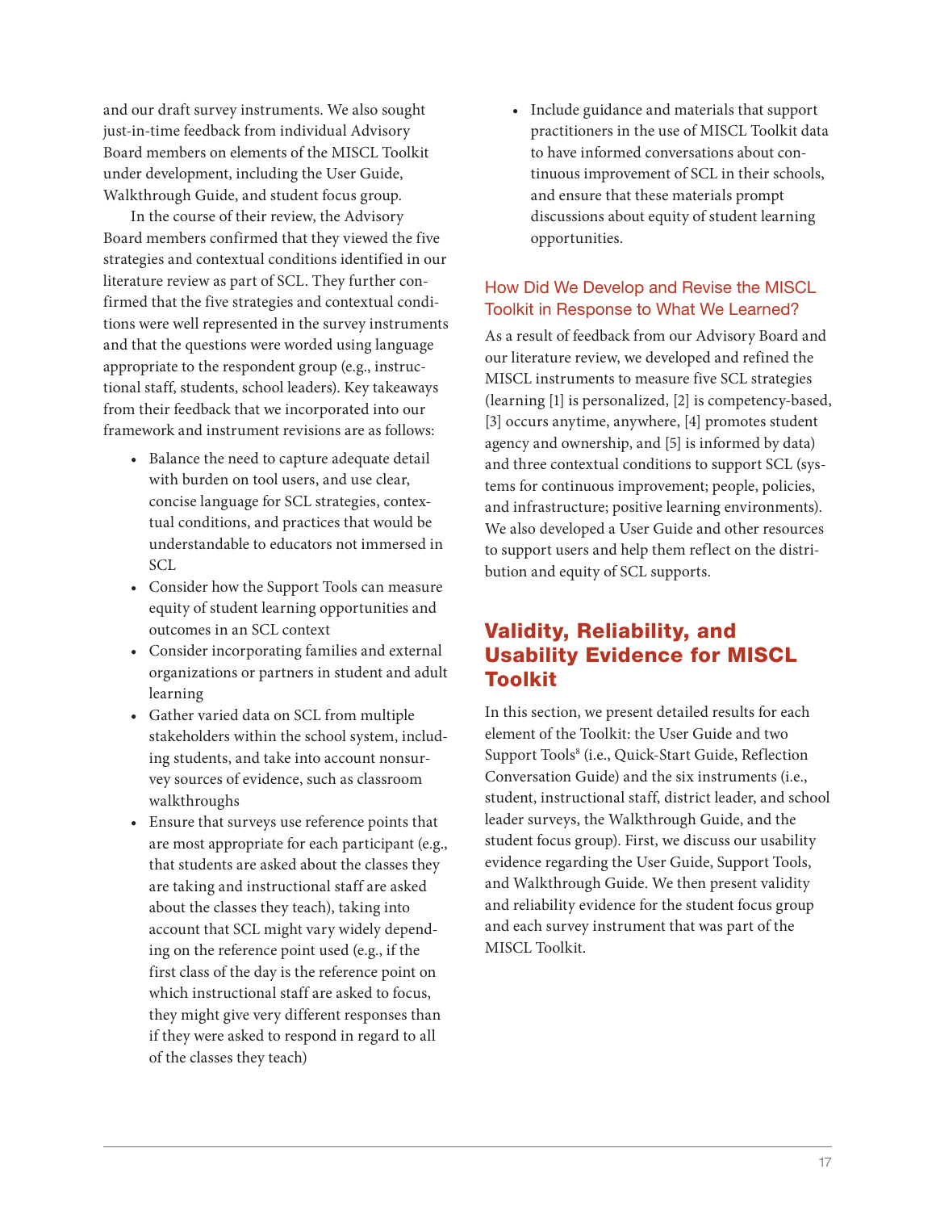and our draft survey instruments. We also sought just-in-time feedback from individual Advisory Board members on elements of the MISCL Toolkit under development, including the User Guide, Walkthrough Guide, and student focus group.

In the course of their review, the Advisory Board members confirmed that they viewed the five strategies and contextual conditions identified in our literature review as part of SCL. They further confirmed that the five strategies and contextual conditions were well represented in the survey instruments and that the questions were worded using language appropriate to the respondent group (e.g., instructional staff, students, school leaders). Key takeaways from their feedback that we incorporated into our framework and instrument revisions are as follows:

- Balance the need to capture adequate detail with burden on tool users, and use clear, concise language for SCL strategies, contextual conditions, and practices that would be understandable to educators not immersed in SCL
- Consider how the Support Tools can measure equity of student learning opportunities and outcomes in an SCL context
- Consider incorporating families and external organizations or partners in student and adult learning
- Gather varied data on SCL from multiple stakeholders within the school system, including students, and take into account nonsurvey sources of evidence, such as classroom walkthroughs
- Ensure that surveys use reference points that are most appropriate for each participant (e.g., that students are asked about the classes they are taking and instructional staff are asked about the classes they teach), taking into account that SCL might vary widely depending on the reference point used (e.g., if the first class of the day is the reference point on which instructional staff are asked to focus, they might give very different responses than if they were asked to respond in regard to all of the classes they teach)
- Include guidance and materials that support practitioners in the use of MISCL Toolkit data to have informed conversations about continuous improvement of SCL in their schools, and ensure that these materials prompt discussions about equity of student learning opportunities.

### How Did We Develop and Revise the MISCL Toolkit in Response to What We Learned?

As a result of feedback from our Advisory Board and our literature review, we developed and refined the MISCL instruments to measure five SCL strategies (learning [1] is personalized, [2] is competency-based, [3] occurs anytime, anywhere, [4] promotes student agency and ownership, and [5] is informed by data) and three contextual conditions to support SCL (systems for continuous improvement; people, policies, and infrastructure; positive learning environments). We also developed a User Guide and other resources to support users and help them reflect on the distribution and equity of SCL supports.

## Validity, Reliability, and Usability Evidence for MISCL Toolkit

In this section, we present detailed results for each element of the Toolkit: the User Guide and two Support Tools[8] (i.e., Quick-Start Guide, Reflection Conversation Guide) and the six instruments (i.e., student, instructional staff, district leader, and school leader surveys, the Walkthrough Guide, and the student focus group). First, we discuss our usability evidence regarding the User Guide, Support Tools, and Walkthrough Guide. We then present validity and reliability evidence for the student focus group and each survey instrument that was part of the MISCL Toolkit.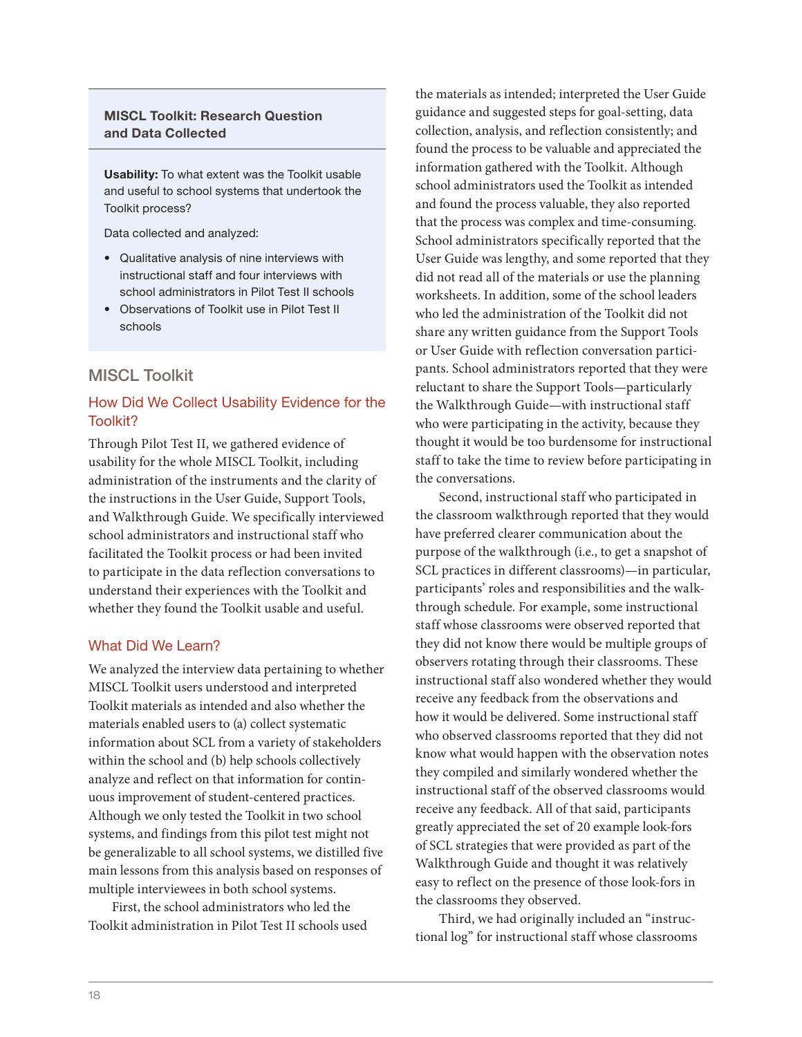**MISCL Toolkit: Research Question and Data Collected**

**Usability:** To what extent was the Toolkit usable and useful to school systems that undertook the Toolkit process?

Data collected and analyzed:

- Qualitative analysis of nine interviews with instructional staff and four interviews with school administrators in Pilot Test II schools
- Observations of Toolkit use in Pilot Test II schools

## MISCL Toolkit

### How Did We Collect Usability Evidence for the Toolkit?

Through Pilot Test II, we gathered evidence of usability for the whole MISCL Toolkit, including administration of the instruments and the clarity of the instructions in the User Guide, Support Tools, and Walkthrough Guide. We specifically interviewed school administrators and instructional staff who facilitated the Toolkit process or had been invited to participate in the data reflection conversations to understand their experiences with the Toolkit and whether they found the Toolkit usable and useful.

### What Did We Learn?

We analyzed the interview data pertaining to whether MISCL Toolkit users understood and interpreted Toolkit materials as intended and also whether the materials enabled users to (a) collect systematic information about SCL from a variety of stakeholders within the school and (b) help schools collectively analyze and reflect on that information for continuous improvement of student-centered practices. Although we only tested the Toolkit in two school systems, and findings from this pilot test might not be generalizable to all school systems, we distilled five main lessons from this analysis based on responses of multiple interviewees in both school systems.

First, the school administrators who led the Toolkit administration in Pilot Test II schools used the materials as intended; interpreted the User Guide guidance and suggested steps for goal-setting, data collection, analysis, and reflection consistently; and found the process to be valuable and appreciated the information gathered with the Toolkit. Although school administrators used the Toolkit as intended and found the process valuable, they also reported that the process was complex and time-consuming. School administrators specifically reported that the User Guide was lengthy, and some reported that they did not read all of the materials or use the planning worksheets. In addition, some of the school leaders who led the administration of the Toolkit did not share any written guidance from the Support Tools or User Guide with reflection conversation participants. School administrators reported that they were reluctant to share the Support Tools—particularly the Walkthrough Guide—with instructional staff who were participating in the activity, because they thought it would be too burdensome for instructional staff to take the time to review before participating in the conversations.

Second, instructional staff who participated in the classroom walkthrough reported that they would have preferred clearer communication about the purpose of the walkthrough (i.e., to get a snapshot of SCL practices in different classrooms)—in particular, participants' roles and responsibilities and the walkthrough schedule. For example, some instructional staff whose classrooms were observed reported that they did not know there would be multiple groups of observers rotating through their classrooms. These instructional staff also wondered whether they would receive any feedback from the observations and how it would be delivered. Some instructional staff who observed classrooms reported that they did not know what would happen with the observation notes they compiled and similarly wondered whether the instructional staff of the observed classrooms would receive any feedback. All of that said, participants greatly appreciated the set of 20 example look-fors of SCL strategies that were provided as part of the Walkthrough Guide and thought it was relatively easy to reflect on the presence of those look-fors in the classrooms they observed.

Third, we had originally included an "instructional log" for instructional staff whose classrooms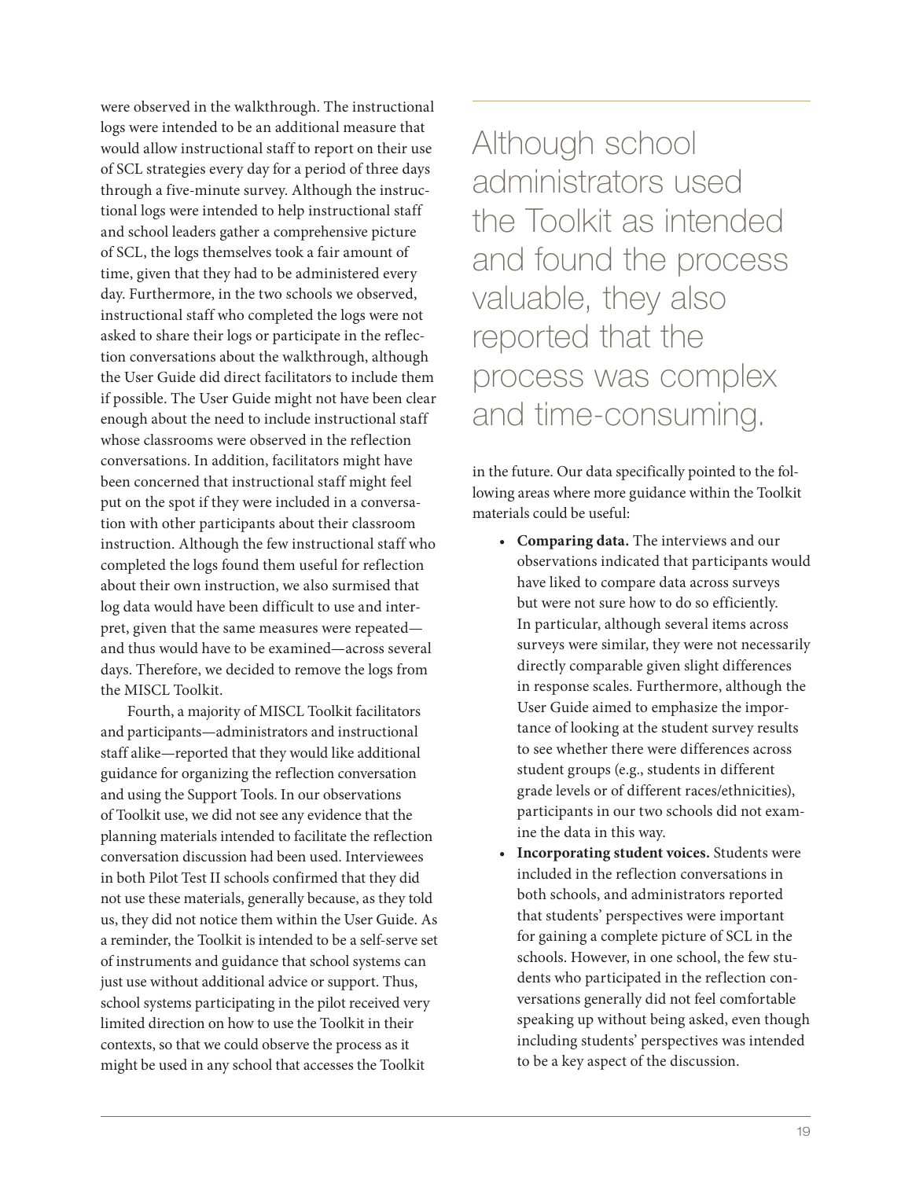were observed in the walkthrough. The instructional logs were intended to be an additional measure that would allow instructional staff to report on their use of SCL strategies every day for a period of three days through a five-minute survey. Although the instructional logs were intended to help instructional staff and school leaders gather a comprehensive picture of SCL, the logs themselves took a fair amount of time, given that they had to be administered every day. Furthermore, in the two schools we observed, instructional staff who completed the logs were not asked to share their logs or participate in the reflection conversations about the walkthrough, although the User Guide did direct facilitators to include them if possible. The User Guide might not have been clear enough about the need to include instructional staff whose classrooms were observed in the reflection conversations. In addition, facilitators might have been concerned that instructional staff might feel put on the spot if they were included in a conversation with other participants about their classroom instruction. Although the few instructional staff who completed the logs found them useful for reflection about their own instruction, we also surmised that log data would have been difficult to use and interpret, given that the same measures were repeated—and thus would have to be examined—across several days. Therefore, we decided to remove the logs from the MISCL Toolkit.

Fourth, a majority of MISCL Toolkit facilitators and participants—administrators and instructional staff alike—reported that they would like additional guidance for organizing the reflection conversation and using the Support Tools. In our observations of Toolkit use, we did not see any evidence that the planning materials intended to facilitate the reflection conversation discussion had been used. Interviewees in both Pilot Test II schools confirmed that they did not use these materials, generally because, as they told us, they did not notice them within the User Guide. As a reminder, the Toolkit is intended to be a self-serve set of instruments and guidance that school systems can just use without additional advice or support. Thus, school systems participating in the pilot received very limited direction on how to use the Toolkit in their contexts, so that we could observe the process as it might be used in any school that accesses the Toolkit in the future. Our data specifically pointed to the following areas where more guidance within the Toolkit materials could be useful:

> Although school administrators used the Toolkit as intended and found the process valuable, they also reported that the process was complex and time-consuming.

- **Comparing data.** The interviews and our observations indicated that participants would have liked to compare data across surveys but were not sure how to do so efficiently. In particular, although several items across surveys were similar, they were not necessarily directly comparable given slight differences in response scales. Furthermore, although the User Guide aimed to emphasize the importance of looking at the student survey results to see whether there were differences across student groups (e.g., students in different grade levels or of different races/ethnicities), participants in our two schools did not examine the data in this way.
- **Incorporating student voices.** Students were included in the reflection conversations in both schools, and administrators reported that students' perspectives were important for gaining a complete picture of SCL in the schools. However, in one school, the few students who participated in the reflection conversations generally did not feel comfortable speaking up without being asked, even though including students' perspectives was intended to be a key aspect of the discussion.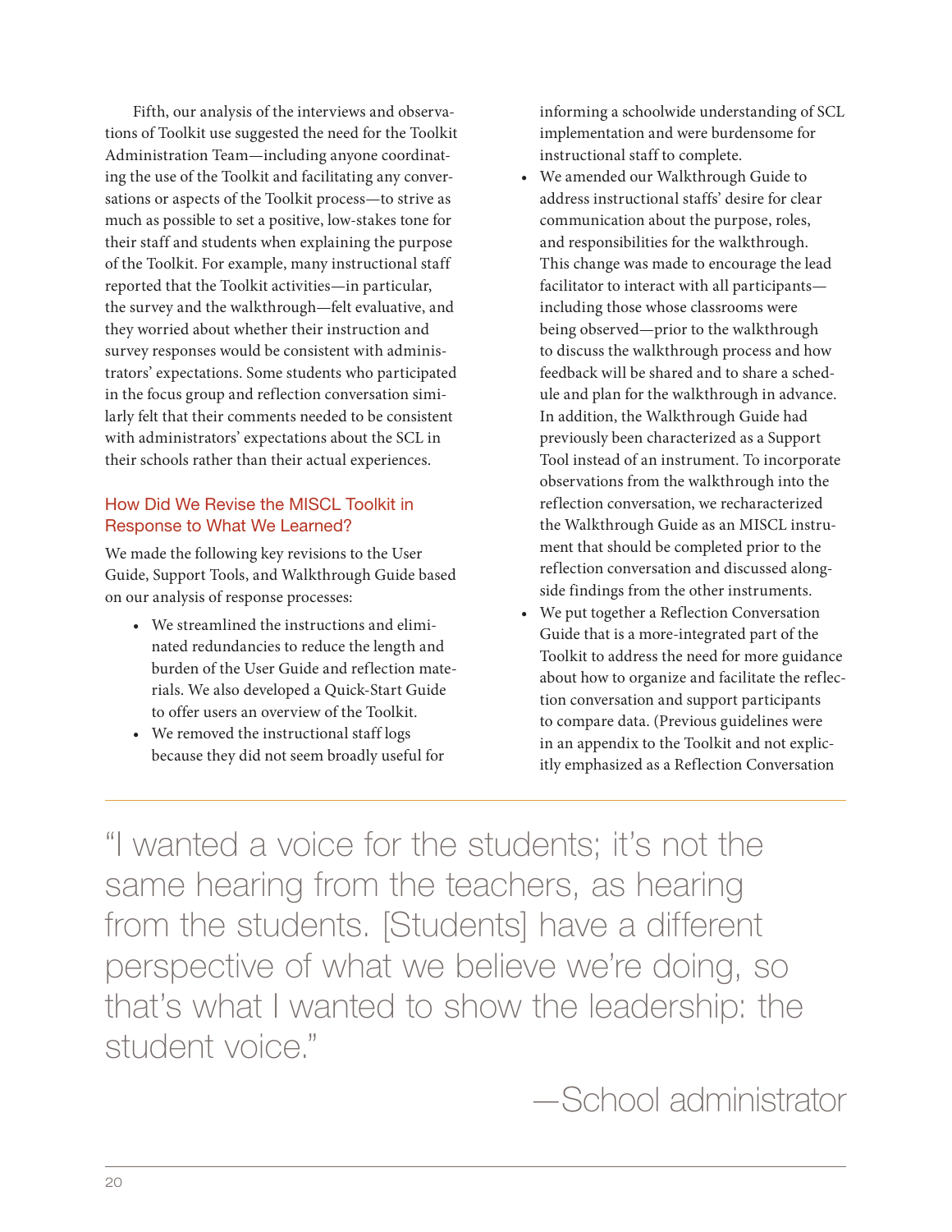Fifth, our analysis of the interviews and observations of Toolkit use suggested the need for the Toolkit Administration Team—including anyone coordinating the use of the Toolkit and facilitating any conversations or aspects of the Toolkit process—to strive as much as possible to set a positive, low-stakes tone for their staff and students when explaining the purpose of the Toolkit. For example, many instructional staff reported that the Toolkit activities—in particular, the survey and the walkthrough—felt evaluative, and they worried about whether their instruction and survey responses would be consistent with administrators' expectations. Some students who participated in the focus group and reflection conversation similarly felt that their comments needed to be consistent with administrators' expectations about the SCL in their schools rather than their actual experiences.

### How Did We Revise the MISCL Toolkit in Response to What We Learned?

We made the following key revisions to the User Guide, Support Tools, and Walkthrough Guide based on our analysis of response processes:

- We streamlined the instructions and eliminated redundancies to reduce the length and burden of the User Guide and reflection materials. We also developed a Quick-Start Guide to offer users an overview of the Toolkit.
- We removed the instructional staff logs because they did not seem broadly useful for informing a schoolwide understanding of SCL implementation and were burdensome for instructional staff to complete.
- We amended our Walkthrough Guide to address instructional staffs' desire for clear communication about the purpose, roles, and responsibilities for the walkthrough. This change was made to encourage the lead facilitator to interact with all participants—including those whose classrooms were being observed—prior to the walkthrough to discuss the walkthrough process and how feedback will be shared and to share a schedule and plan for the walkthrough in advance. In addition, the Walkthrough Guide had previously been characterized as a Support Tool instead of an instrument. To incorporate observations from the walkthrough into the reflection conversation, we recharacterized the Walkthrough Guide as an MISCL instrument that should be completed prior to the reflection conversation and discussed alongside findings from the other instruments.
- We put together a Reflection Conversation Guide that is a more-integrated part of the Toolkit to address the need for more guidance about how to organize and facilitate the reflection conversation and support participants to compare data. (Previous guidelines were in an appendix to the Toolkit and not explicitly emphasized as a Reflection Conversation

> "I wanted a voice for the students; it's not the same hearing from the teachers, as hearing from the students. [Students] have a different perspective of what we believe we're doing, so that's what I wanted to show the leadership: the student voice."
>
> —School administrator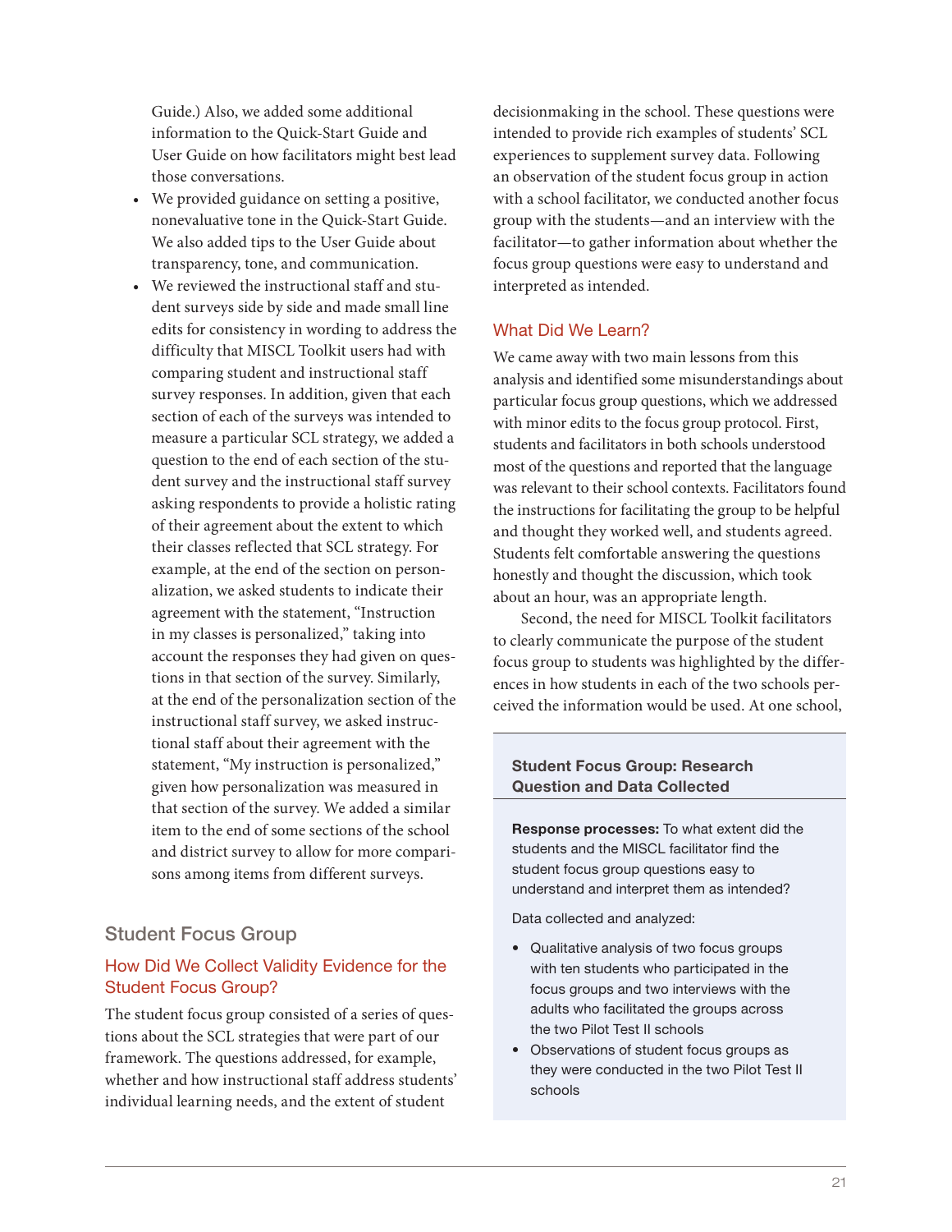Guide.) Also, we added some additional information to the Quick-Start Guide and User Guide on how facilitators might best lead those conversations.

- We provided guidance on setting a positive, nonevaluative tone in the Quick-Start Guide. We also added tips to the User Guide about transparency, tone, and communication.
- We reviewed the instructional staff and student surveys side by side and made small line edits for consistency in wording to address the difficulty that MISCL Toolkit users had with comparing student and instructional staff survey responses. In addition, given that each section of each of the surveys was intended to measure a particular SCL strategy, we added a question to the end of each section of the student survey and the instructional staff survey asking respondents to provide a holistic rating of their agreement about the extent to which their classes reflected that SCL strategy. For example, at the end of the section on personalization, we asked students to indicate their agreement with the statement, "Instruction in my classes is personalized," taking into account the responses they had given on questions in that section of the survey. Similarly, at the end of the personalization section of the instructional staff survey, we asked instructional staff about their agreement with the statement, "My instruction is personalized," given how personalization was measured in that section of the survey. We added a similar item to the end of some sections of the school and district survey to allow for more comparisons among items from different surveys.

## Student Focus Group

### How Did We Collect Validity Evidence for the Student Focus Group?

The student focus group consisted of a series of questions about the SCL strategies that were part of our framework. The questions addressed, for example, whether and how instructional staff address students' individual learning needs, and the extent of student decisionmaking in the school. These questions were intended to provide rich examples of students' SCL experiences to supplement survey data. Following an observation of the student focus group in action with a school facilitator, we conducted another focus group with the students—and an interview with the facilitator—to gather information about whether the focus group questions were easy to understand and interpreted as intended.

### What Did We Learn?

We came away with two main lessons from this analysis and identified some misunderstandings about particular focus group questions, which we addressed with minor edits to the focus group protocol. First, students and facilitators in both schools understood most of the questions and reported that the language was relevant to their school contexts. Facilitators found the instructions for facilitating the group to be helpful and thought they worked well, and students agreed. Students felt comfortable answering the questions honestly and thought the discussion, which took about an hour, was an appropriate length.

Second, the need for MISCL Toolkit facilitators to clearly communicate the purpose of the student focus group to students was highlighted by the differences in how students in each of the two schools perceived the information would be used. At one school,

**Student Focus Group: Research Question and Data Collected**

**Response processes:** To what extent did the students and the MISCL facilitator find the student focus group questions easy to understand and interpret them as intended?

Data collected and analyzed:

- Qualitative analysis of two focus groups with ten students who participated in the focus groups and two interviews with the adults who facilitated the groups across the two Pilot Test II schools
- Observations of student focus groups as they were conducted in the two Pilot Test II schools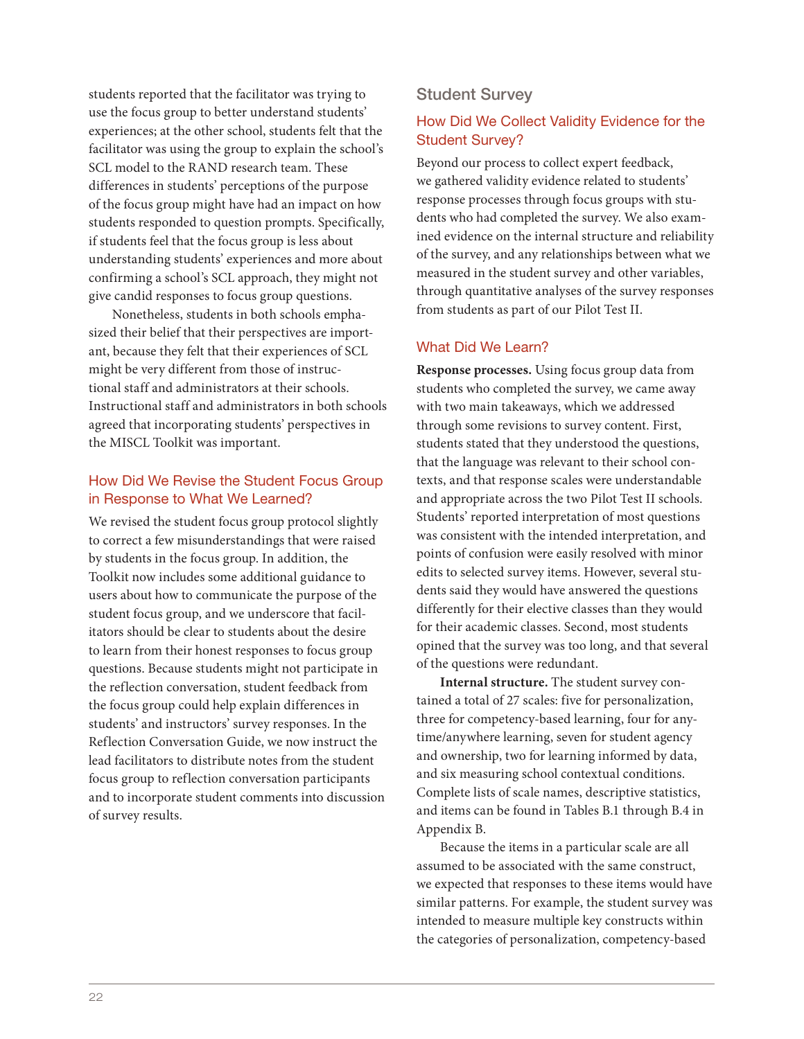students reported that the facilitator was trying to use the focus group to better understand students' experiences; at the other school, students felt that the facilitator was using the group to explain the school's SCL model to the RAND research team. These differences in students' perceptions of the purpose of the focus group might have had an impact on how students responded to question prompts. Specifically, if students feel that the focus group is less about understanding students' experiences and more about confirming a school's SCL approach, they might not give candid responses to focus group questions.

Nonetheless, students in both schools emphasized their belief that their perspectives are important, because they felt that their experiences of SCL might be very different from those of instructional staff and administrators at their schools. Instructional staff and administrators in both schools agreed that incorporating students' perspectives in the MISCL Toolkit was important.

### How Did We Revise the Student Focus Group in Response to What We Learned?

We revised the student focus group protocol slightly to correct a few misunderstandings that were raised by students in the focus group. In addition, the Toolkit now includes some additional guidance to users about how to communicate the purpose of the student focus group, and we underscore that facilitators should be clear to students about the desire to learn from their honest responses to focus group questions. Because students might not participate in the reflection conversation, student feedback from the focus group could help explain differences in students' and instructors' survey responses. In the Reflection Conversation Guide, we now instruct the lead facilitators to distribute notes from the student focus group to reflection conversation participants and to incorporate student comments into discussion of survey results.

## Student Survey

### How Did We Collect Validity Evidence for the Student Survey?

Beyond our process to collect expert feedback, we gathered validity evidence related to students' response processes through focus groups with students who had completed the survey. We also examined evidence on the internal structure and reliability of the survey, and any relationships between what we measured in the student survey and other variables, through quantitative analyses of the survey responses from students as part of our Pilot Test II.

### What Did We Learn?

**Response processes.** Using focus group data from students who completed the survey, we came away with two main takeaways, which we addressed through some revisions to survey content. First, students stated that they understood the questions, that the language was relevant to their school contexts, and that response scales were understandable and appropriate across the two Pilot Test II schools. Students' reported interpretation of most questions was consistent with the intended interpretation, and points of confusion were easily resolved with minor edits to selected survey items. However, several students said they would have answered the questions differently for their elective classes than they would for their academic classes. Second, most students opined that the survey was too long, and that several of the questions were redundant.

**Internal structure.** The student survey contained a total of 27 scales: five for personalization, three for competency-based learning, four for anytime/anywhere learning, seven for student agency and ownership, two for learning informed by data, and six measuring school contextual conditions. Complete lists of scale names, descriptive statistics, and items can be found in Tables B.1 through B.4 in Appendix B.

Because the items in a particular scale are all assumed to be associated with the same construct, we expected that responses to these items would have similar patterns. For example, the student survey was intended to measure multiple key constructs within the categories of personalization, competency-based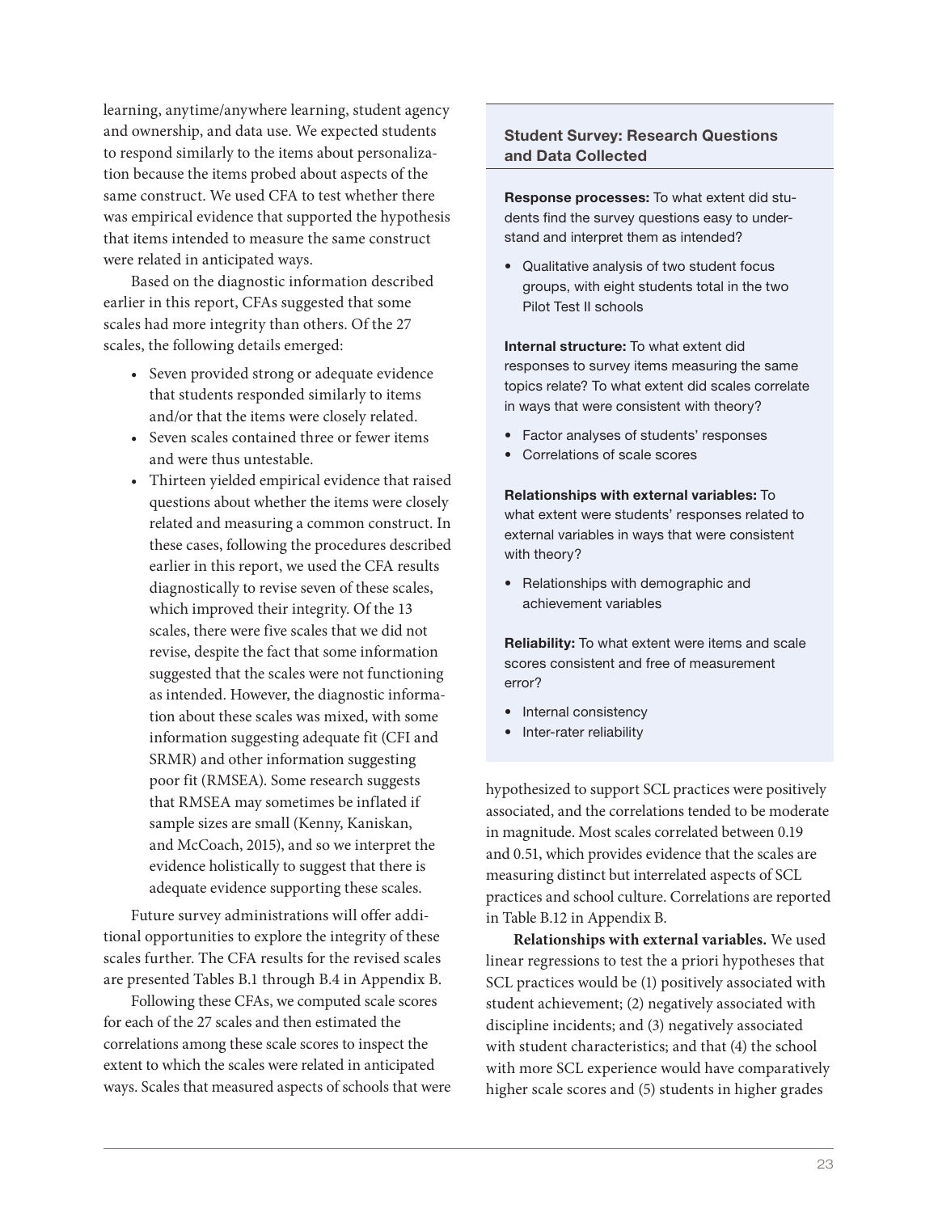learning, anytime/anywhere learning, student agency and ownership, and data use. We expected students to respond similarly to the items about personalization because the items probed about aspects of the same construct. We used CFA to test whether there was empirical evidence that supported the hypothesis that items intended to measure the same construct were related in anticipated ways.

Based on the diagnostic information described earlier in this report, CFAs suggested that some scales had more integrity than others. Of the 27 scales, the following details emerged:

- Seven provided strong or adequate evidence that students responded similarly to items and/or that the items were closely related.
- Seven scales contained three or fewer items and were thus untestable.
- Thirteen yielded empirical evidence that raised questions about whether the items were closely related and measuring a common construct. In these cases, following the procedures described earlier in this report, we used the CFA results diagnostically to revise seven of these scales, which improved their integrity. Of the 13 scales, there were five scales that we did not revise, despite the fact that some information suggested that the scales were not functioning as intended. However, the diagnostic information about these scales was mixed, with some information suggesting adequate fit (CFI and SRMR) and other information suggesting poor fit (RMSEA). Some research suggests that RMSEA may sometimes be inflated if sample sizes are small (Kenny, Kaniskan, and McCoach, 2015), and so we interpret the evidence holistically to suggest that there is adequate evidence supporting these scales.

Future survey administrations will offer additional opportunities to explore the integrity of these scales further. The CFA results for the revised scales are presented Tables B.1 through B.4 in Appendix B.

Following these CFAs, we computed scale scores for each of the 27 scales and then estimated the correlations among these scale scores to inspect the extent to which the scales were related in anticipated ways. Scales that measured aspects of schools that were hypothesized to support SCL practices were positively associated, and the correlations tended to be moderate in magnitude. Most scales correlated between 0.19 and 0.51, which provides evidence that the scales are measuring distinct but interrelated aspects of SCL practices and school culture. Correlations are reported in Table B.12 in Appendix B.

**Relationships with external variables.** We used linear regressions to test the a priori hypotheses that SCL practices would be (1) positively associated with student achievement; (2) negatively associated with discipline incidents; and (3) negatively associated with student characteristics; and that (4) the school with more SCL experience would have comparatively higher scale scores and (5) students in higher grades

### Student Survey: Research Questions and Data Collected

**Response processes:** To what extent did students find the survey questions easy to understand and interpret them as intended?

- Qualitative analysis of two student focus groups, with eight students total in the two Pilot Test II schools

**Internal structure:** To what extent did responses to survey items measuring the same topics relate? To what extent did scales correlate in ways that were consistent with theory?

- Factor analyses of students' responses
- Correlations of scale scores

**Relationships with external variables:** To what extent were students' responses related to external variables in ways that were consistent with theory?

- Relationships with demographic and achievement variables

**Reliability:** To what extent were items and scale scores consistent and free of measurement error?

- Internal consistency
- Inter-rater reliability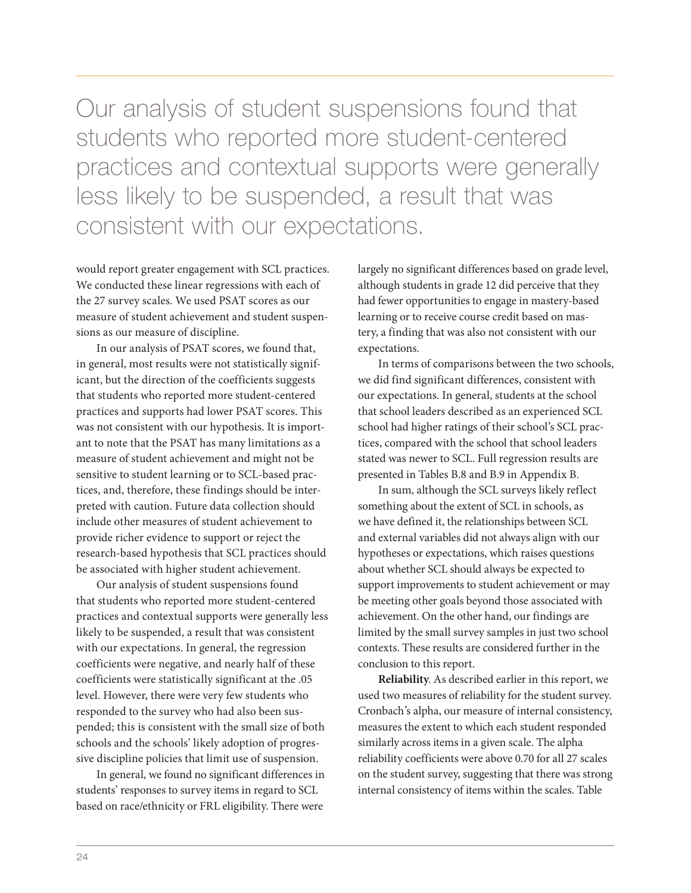> Our analysis of student suspensions found that students who reported more student-centered practices and contextual supports were generally less likely to be suspended, a result that was consistent with our expectations.

would report greater engagement with SCL practices. We conducted these linear regressions with each of the 27 survey scales. We used PSAT scores as our measure of student achievement and student suspensions as our measure of discipline.

In our analysis of PSAT scores, we found that, in general, most results were not statistically significant, but the direction of the coefficients suggests that students who reported more student-centered practices and supports had lower PSAT scores. This was not consistent with our hypothesis. It is important to note that the PSAT has many limitations as a measure of student achievement and might not be sensitive to student learning or to SCL-based practices, and, therefore, these findings should be interpreted with caution. Future data collection should include other measures of student achievement to provide richer evidence to support or reject the research-based hypothesis that SCL practices should be associated with higher student achievement.

Our analysis of student suspensions found that students who reported more student-centered practices and contextual supports were generally less likely to be suspended, a result that was consistent with our expectations. In general, the regression coefficients were negative, and nearly half of these coefficients were statistically significant at the .05 level. However, there were very few students who responded to the survey who had also been suspended; this is consistent with the small size of both schools and the schools' likely adoption of progressive discipline policies that limit use of suspension.

In general, we found no significant differences in students' responses to survey items in regard to SCL based on race/ethnicity or FRL eligibility. There were largely no significant differences based on grade level, although students in grade 12 did perceive that they had fewer opportunities to engage in mastery-based learning or to receive course credit based on mastery, a finding that was also not consistent with our expectations.

In terms of comparisons between the two schools, we did find significant differences, consistent with our expectations. In general, students at the school that school leaders described as an experienced SCL school had higher ratings of their school's SCL practices, compared with the school that school leaders stated was newer to SCL. Full regression results are presented in Tables B.8 and B.9 in Appendix B.

In sum, although the SCL surveys likely reflect something about the extent of SCL in schools, as we have defined it, the relationships between SCL and external variables did not always align with our hypotheses or expectations, which raises questions about whether SCL should always be expected to support improvements to student achievement or may be meeting other goals beyond those associated with achievement. On the other hand, our findings are limited by the small survey samples in just two school contexts. These results are considered further in the conclusion to this report.

**Reliability**. As described earlier in this report, we used two measures of reliability for the student survey. Cronbach's alpha, our measure of internal consistency, measures the extent to which each student responded similarly across items in a given scale. The alpha reliability coefficients were above 0.70 for all 27 scales on the student survey, suggesting that there was strong internal consistency of items within the scales. Table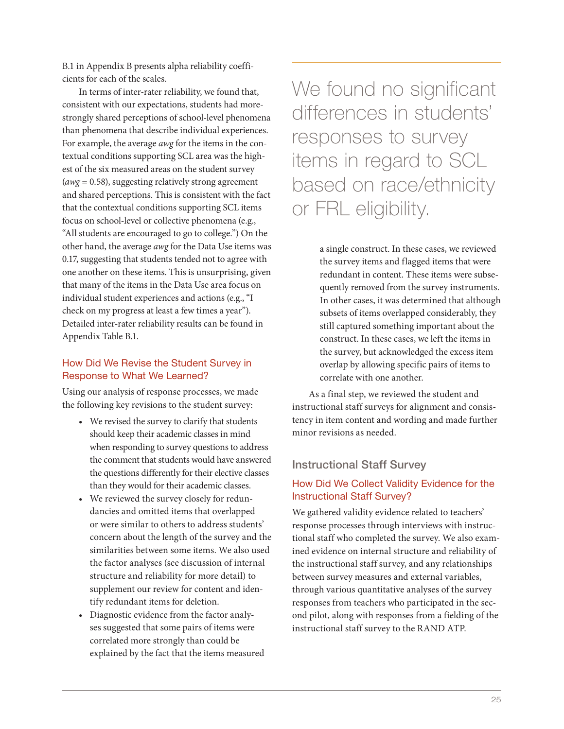B.1 in Appendix B presents alpha reliability coefficients for each of the scales.

In terms of inter-rater reliability, we found that, consistent with our expectations, students had more-strongly shared perceptions of school-level phenomena than phenomena that describe individual experiences. For example, the average *awg* for the items in the contextual conditions supporting SCL area was the highest of the six measured areas on the student survey (*awg* = 0.58), suggesting relatively strong agreement and shared perceptions. This is consistent with the fact that the contextual conditions supporting SCL items focus on school-level or collective phenomena (e.g., "All students are encouraged to go to college.") On the other hand, the average *awg* for the Data Use items was 0.17, suggesting that students tended not to agree with one another on these items. This is unsurprising, given that many of the items in the Data Use area focus on individual student experiences and actions (e.g., "I check on my progress at least a few times a year"). Detailed inter-rater reliability results can be found in Appendix Table B.1.

> We found no significant differences in students' responses to survey items in regard to SCL based on race/ethnicity or FRL eligibility.

### How Did We Revise the Student Survey in Response to What We Learned?

Using our analysis of response processes, we made the following key revisions to the student survey:

- We revised the survey to clarify that students should keep their academic classes in mind when responding to survey questions to address the comment that students would have answered the questions differently for their elective classes than they would for their academic classes.
- We reviewed the survey closely for redundancies and omitted items that overlapped or were similar to others to address students' concern about the length of the survey and the similarities between some items. We also used the factor analyses (see discussion of internal structure and reliability for more detail) to supplement our review for content and identify redundant items for deletion.
- Diagnostic evidence from the factor analyses suggested that some pairs of items were correlated more strongly than could be explained by the fact that the items measured a single construct. In these cases, we reviewed the survey items and flagged items that were redundant in content. These items were subsequently removed from the survey instruments. In other cases, it was determined that although subsets of items overlapped considerably, they still captured something important about the construct. In these cases, we left the items in the survey, but acknowledged the excess item overlap by allowing specific pairs of items to correlate with one another.

As a final step, we reviewed the student and instructional staff surveys for alignment and consistency in item content and wording and made further minor revisions as needed.

## Instructional Staff Survey

### How Did We Collect Validity Evidence for the Instructional Staff Survey?

We gathered validity evidence related to teachers' response processes through interviews with instructional staff who completed the survey. We also examined evidence on internal structure and reliability of the instructional staff survey, and any relationships between survey measures and external variables, through various quantitative analyses of the survey responses from teachers who participated in the second pilot, along with responses from a fielding of the instructional staff survey to the RAND ATP.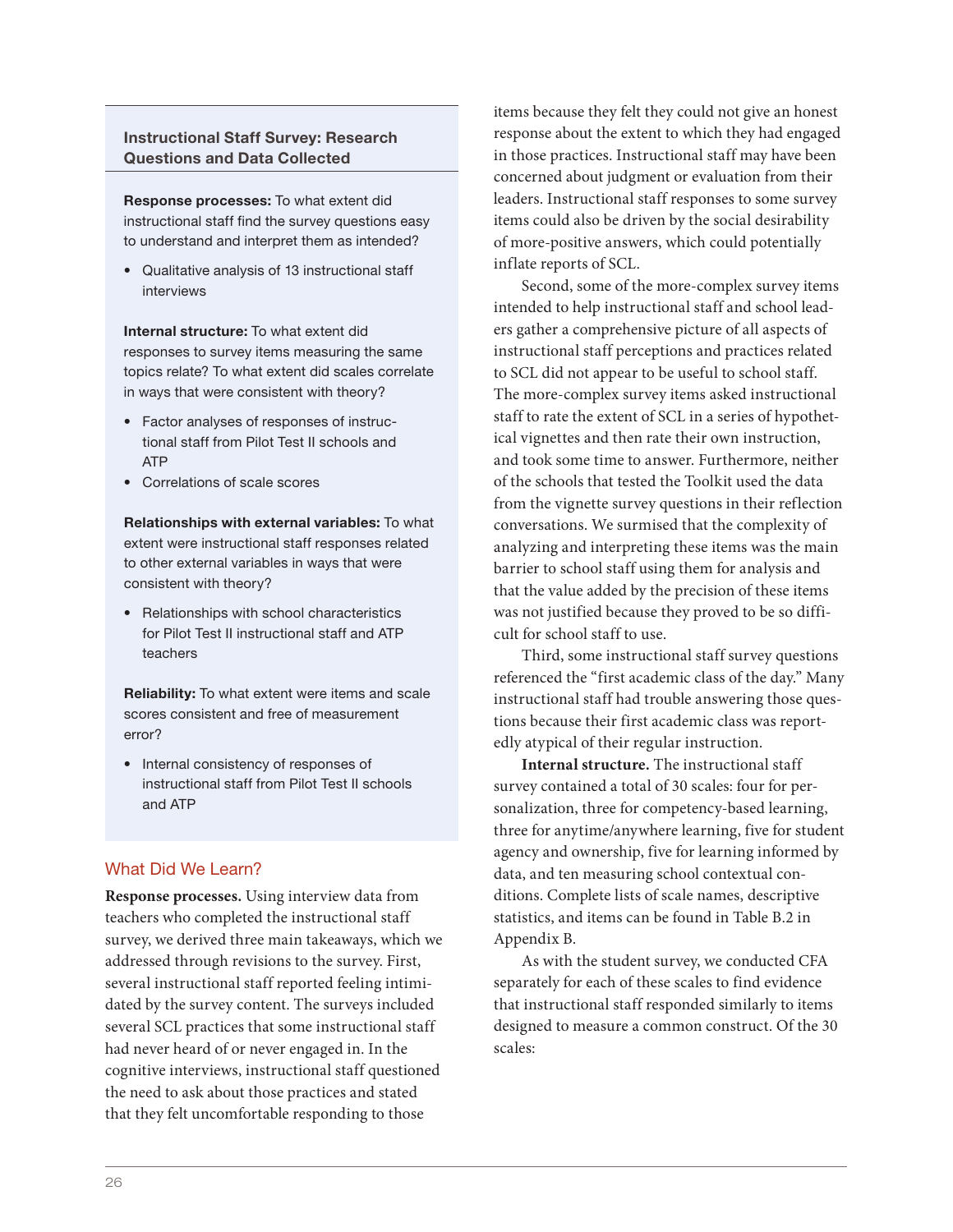### Instructional Staff Survey: Research Questions and Data Collected

**Response processes:** To what extent did instructional staff find the survey questions easy to understand and interpret them as intended?

- Qualitative analysis of 13 instructional staff interviews

**Internal structure:** To what extent did responses to survey items measuring the same topics relate? To what extent did scales correlate in ways that were consistent with theory?

- Factor analyses of responses of instructional staff from Pilot Test II schools and ATP
- Correlations of scale scores

**Relationships with external variables:** To what extent were instructional staff responses related to other external variables in ways that were consistent with theory?

- Relationships with school characteristics for Pilot Test II instructional staff and ATP teachers

**Reliability:** To what extent were items and scale scores consistent and free of measurement error?

- Internal consistency of responses of instructional staff from Pilot Test II schools and ATP

## What Did We Learn?

**Response processes.** Using interview data from teachers who completed the instructional staff survey, we derived three main takeaways, which we addressed through revisions to the survey. First, several instructional staff reported feeling intimidated by the survey content. The surveys included several SCL practices that some instructional staff had never heard of or never engaged in. In the cognitive interviews, instructional staff questioned the need to ask about those practices and stated that they felt uncomfortable responding to those items because they felt they could not give an honest response about the extent to which they had engaged in those practices. Instructional staff may have been concerned about judgment or evaluation from their leaders. Instructional staff responses to some survey items could also be driven by the social desirability of more-positive answers, which could potentially inflate reports of SCL.

Second, some of the more-complex survey items intended to help instructional staff and school leaders gather a comprehensive picture of all aspects of instructional staff perceptions and practices related to SCL did not appear to be useful to school staff. The more-complex survey items asked instructional staff to rate the extent of SCL in a series of hypothetical vignettes and then rate their own instruction, and took some time to answer. Furthermore, neither of the schools that tested the Toolkit used the data from the vignette survey questions in their reflection conversations. We surmised that the complexity of analyzing and interpreting these items was the main barrier to school staff using them for analysis and that the value added by the precision of these items was not justified because they proved to be so difficult for school staff to use.

Third, some instructional staff survey questions referenced the "first academic class of the day." Many instructional staff had trouble answering those questions because their first academic class was reportedly atypical of their regular instruction.

**Internal structure.** The instructional staff survey contained a total of 30 scales: four for personalization, three for competency-based learning, three for anytime/anywhere learning, five for student agency and ownership, five for learning informed by data, and ten measuring school contextual conditions. Complete lists of scale names, descriptive statistics, and items can be found in Table B.2 in Appendix B.

As with the student survey, we conducted CFA separately for each of these scales to find evidence that instructional staff responded similarly to items designed to measure a common construct. Of the 30 scales: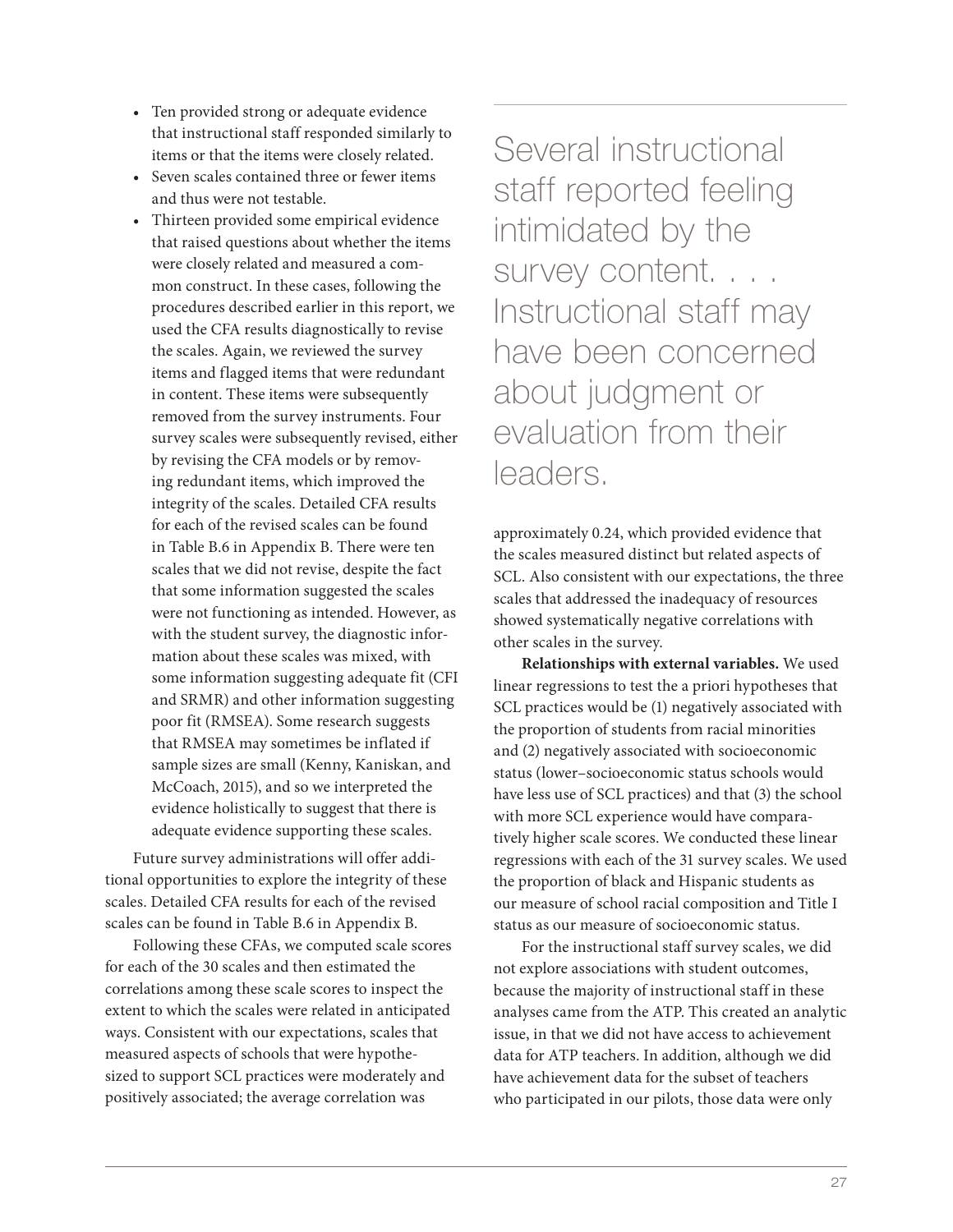- Ten provided strong or adequate evidence that instructional staff responded similarly to items or that the items were closely related.
- Seven scales contained three or fewer items and thus were not testable.
- Thirteen provided some empirical evidence that raised questions about whether the items were closely related and measured a common construct. In these cases, following the procedures described earlier in this report, we used the CFA results diagnostically to revise the scales. Again, we reviewed the survey items and flagged items that were redundant in content. These items were subsequently removed from the survey instruments. Four survey scales were subsequently revised, either by revising the CFA models or by removing redundant items, which improved the integrity of the scales. Detailed CFA results for each of the revised scales can be found in Table B.6 in Appendix B. There were ten scales that we did not revise, despite the fact that some information suggested the scales were not functioning as intended. However, as with the student survey, the diagnostic information about these scales was mixed, with some information suggesting adequate fit (CFI and SRMR) and other information suggesting poor fit (RMSEA). Some research suggests that RMSEA may sometimes be inflated if sample sizes are small (Kenny, Kaniskan, and McCoach, 2015), and so we interpreted the evidence holistically to suggest that there is adequate evidence supporting these scales.

Future survey administrations will offer additional opportunities to explore the integrity of these scales. Detailed CFA results for each of the revised scales can be found in Table B.6 in Appendix B.

Following these CFAs, we computed scale scores for each of the 30 scales and then estimated the correlations among these scale scores to inspect the extent to which the scales were related in anticipated ways. Consistent with our expectations, scales that measured aspects of schools that were hypothesized to support SCL practices were moderately and positively associated; the average correlation was approximately 0.24, which provided evidence that the scales measured distinct but related aspects of SCL. Also consistent with our expectations, the three scales that addressed the inadequacy of resources showed systematically negative correlations with other scales in the survey.

> Several instructional staff reported feeling intimidated by the survey content. . . . Instructional staff may have been concerned about judgment or evaluation from their leaders.

**Relationships with external variables.** We used linear regressions to test the a priori hypotheses that SCL practices would be (1) negatively associated with the proportion of students from racial minorities and (2) negatively associated with socioeconomic status (lower–socioeconomic status schools would have less use of SCL practices) and that (3) the school with more SCL experience would have comparatively higher scale scores. We conducted these linear regressions with each of the 31 survey scales. We used the proportion of black and Hispanic students as our measure of school racial composition and Title I status as our measure of socioeconomic status.

For the instructional staff survey scales, we did not explore associations with student outcomes, because the majority of instructional staff in these analyses came from the ATP. This created an analytic issue, in that we did not have access to achievement data for ATP teachers. In addition, although we did have achievement data for the subset of teachers who participated in our pilots, those data were only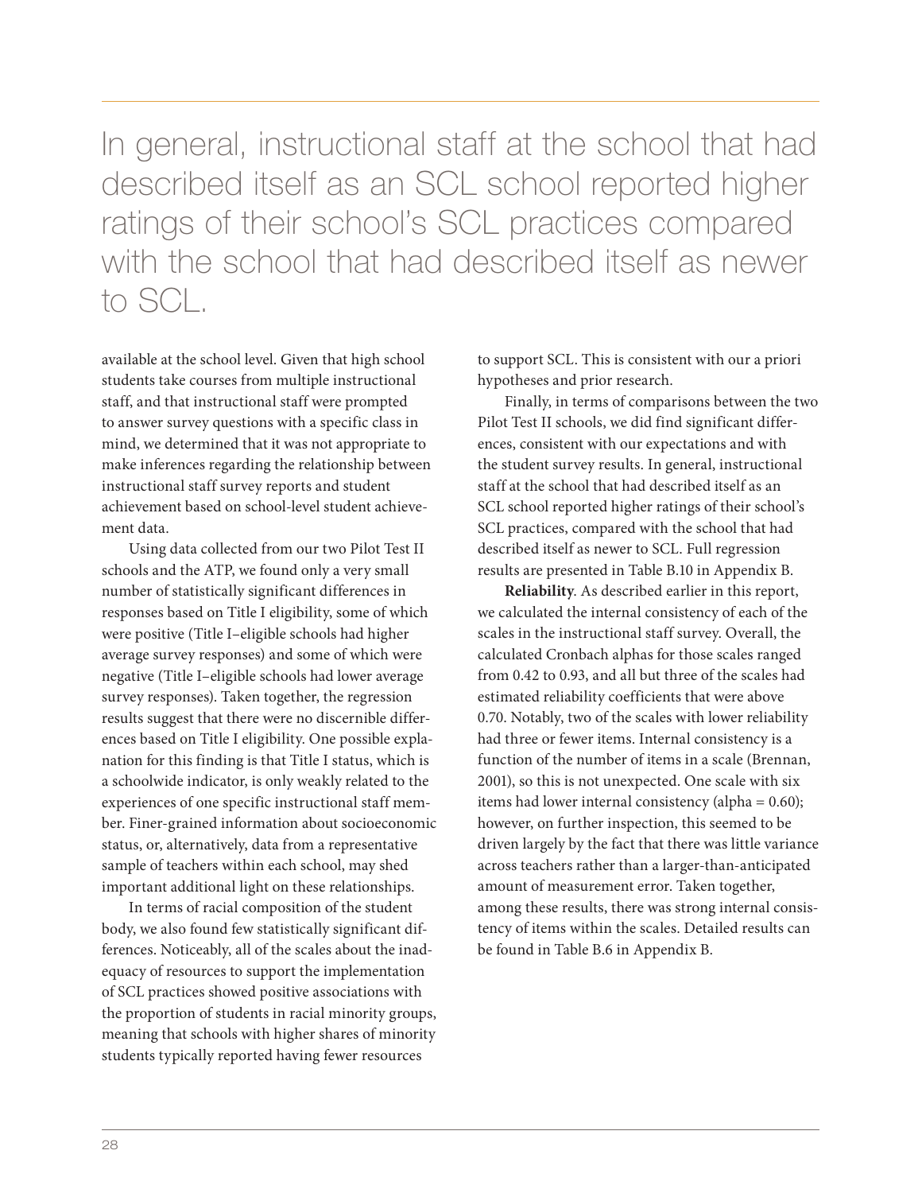> In general, instructional staff at the school that had described itself as an SCL school reported higher ratings of their school's SCL practices compared with the school that had described itself as newer to SCL.

available at the school level. Given that high school students take courses from multiple instructional staff, and that instructional staff were prompted to answer survey questions with a specific class in mind, we determined that it was not appropriate to make inferences regarding the relationship between instructional staff survey reports and student achievement based on school-level student achievement data.

Using data collected from our two Pilot Test II schools and the ATP, we found only a very small number of statistically significant differences in responses based on Title I eligibility, some of which were positive (Title I–eligible schools had higher average survey responses) and some of which were negative (Title I–eligible schools had lower average survey responses). Taken together, the regression results suggest that there were no discernible differences based on Title I eligibility. One possible explanation for this finding is that Title I status, which is a schoolwide indicator, is only weakly related to the experiences of one specific instructional staff member. Finer-grained information about socioeconomic status, or, alternatively, data from a representative sample of teachers within each school, may shed important additional light on these relationships.

In terms of racial composition of the student body, we also found few statistically significant differences. Noticeably, all of the scales about the inadequacy of resources to support the implementation of SCL practices showed positive associations with the proportion of students in racial minority groups, meaning that schools with higher shares of minority students typically reported having fewer resources to support SCL. This is consistent with our a priori hypotheses and prior research.

Finally, in terms of comparisons between the two Pilot Test II schools, we did find significant differences, consistent with our expectations and with the student survey results. In general, instructional staff at the school that had described itself as an SCL school reported higher ratings of their school's SCL practices, compared with the school that had described itself as newer to SCL. Full regression results are presented in Table B.10 in Appendix B.

**Reliability**. As described earlier in this report, we calculated the internal consistency of each of the scales in the instructional staff survey. Overall, the calculated Cronbach alphas for those scales ranged from 0.42 to 0.93, and all but three of the scales had estimated reliability coefficients that were above 0.70. Notably, two of the scales with lower reliability had three or fewer items. Internal consistency is a function of the number of items in a scale (Brennan, 2001), so this is not unexpected. One scale with six items had lower internal consistency (alpha = 0.60); however, on further inspection, this seemed to be driven largely by the fact that there was little variance across teachers rather than a larger-than-anticipated amount of measurement error. Taken together, among these results, there was strong internal consistency of items within the scales. Detailed results can be found in Table B.6 in Appendix B.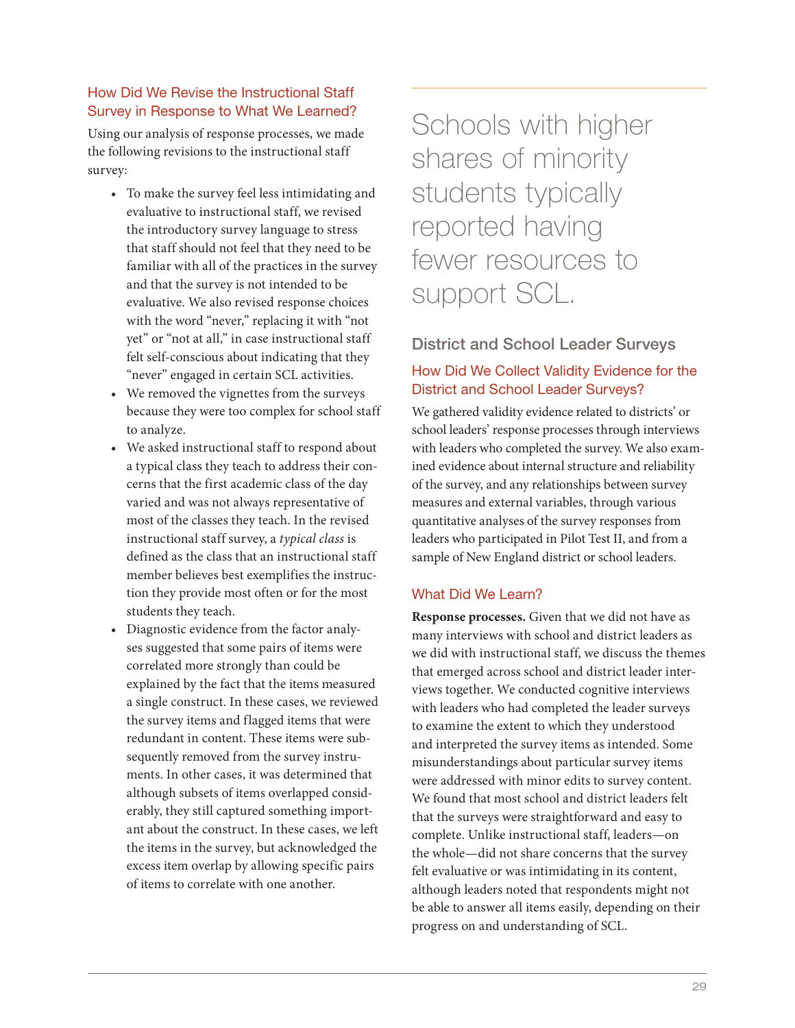### How Did We Revise the Instructional Staff Survey in Response to What We Learned?

Using our analysis of response processes, we made the following revisions to the instructional staff survey:

- To make the survey feel less intimidating and evaluative to instructional staff, we revised the introductory survey language to stress that staff should not feel that they need to be familiar with all of the practices in the survey and that the survey is not intended to be evaluative. We also revised response choices with the word "never," replacing it with "not yet" or "not at all," in case instructional staff felt self-conscious about indicating that they "never" engaged in certain SCL activities.
- We removed the vignettes from the surveys because they were too complex for school staff to analyze.
- We asked instructional staff to respond about a typical class they teach to address their concerns that the first academic class of the day varied and was not always representative of most of the classes they teach. In the revised instructional staff survey, a *typical class* is defined as the class that an instructional staff member believes best exemplifies the instruction they provide most often or for the most students they teach.
- Diagnostic evidence from the factor analyses suggested that some pairs of items were correlated more strongly than could be explained by the fact that the items measured a single construct. In these cases, we reviewed the survey items and flagged items that were redundant in content. These items were subsequently removed from the survey instruments. In other cases, it was determined that although subsets of items overlapped considerably, they still captured something important about the construct. In these cases, we left the items in the survey, but acknowledged the excess item overlap by allowing specific pairs of items to correlate with one another.

> Schools with higher shares of minority students typically reported having fewer resources to support SCL.

## District and School Leader Surveys

### How Did We Collect Validity Evidence for the District and School Leader Surveys?

We gathered validity evidence related to districts' or school leaders' response processes through interviews with leaders who completed the survey. We also examined evidence about internal structure and reliability of the survey, and any relationships between survey measures and external variables, through various quantitative analyses of the survey responses from leaders who participated in Pilot Test II, and from a sample of New England district or school leaders.

### What Did We Learn?

**Response processes.** Given that we did not have as many interviews with school and district leaders as we did with instructional staff, we discuss the themes that emerged across school and district leader interviews together. We conducted cognitive interviews with leaders who had completed the leader surveys to examine the extent to which they understood and interpreted the survey items as intended. Some misunderstandings about particular survey items were addressed with minor edits to survey content. We found that most school and district leaders felt that the surveys were straightforward and easy to complete. Unlike instructional staff, leaders—on the whole—did not share concerns that the survey felt evaluative or was intimidating in its content, although leaders noted that respondents might not be able to answer all items easily, depending on their progress on and understanding of SCL.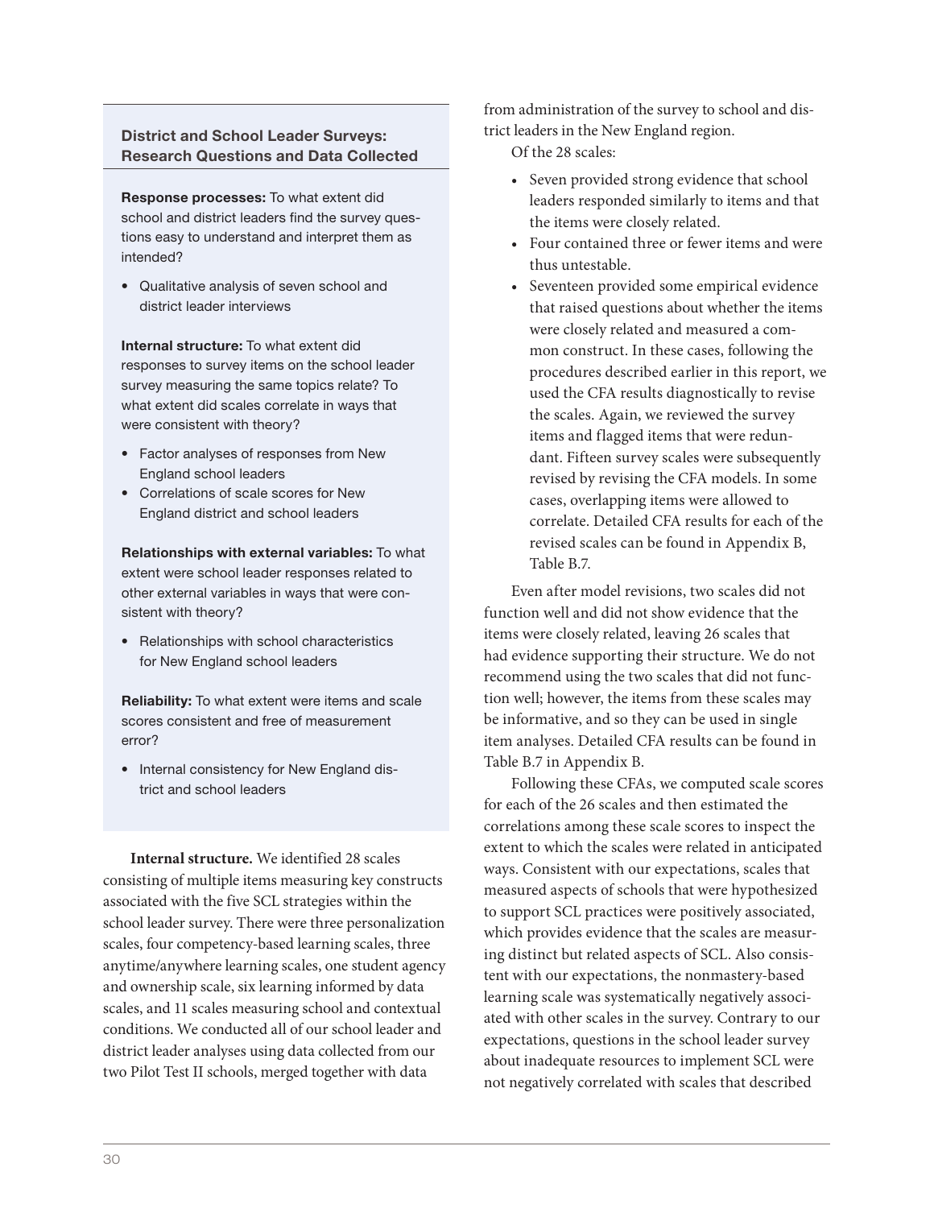### District and School Leader Surveys: Research Questions and Data Collected

**Response processes:** To what extent did school and district leaders find the survey questions easy to understand and interpret them as intended?

- Qualitative analysis of seven school and district leader interviews

**Internal structure:** To what extent did responses to survey items on the school leader survey measuring the same topics relate? To what extent did scales correlate in ways that were consistent with theory?

- Factor analyses of responses from New England school leaders
- Correlations of scale scores for New England district and school leaders

**Relationships with external variables:** To what extent were school leader responses related to other external variables in ways that were consistent with theory?

- Relationships with school characteristics for New England school leaders

**Reliability:** To what extent were items and scale scores consistent and free of measurement error?

- Internal consistency for New England district and school leaders

**Internal structure.** We identified 28 scales consisting of multiple items measuring key constructs associated with the five SCL strategies within the school leader survey. There were three personalization scales, four competency-based learning scales, three anytime/anywhere learning scales, one student agency and ownership scale, six learning informed by data scales, and 11 scales measuring school and contextual conditions. We conducted all of our school leader and district leader analyses using data collected from our two Pilot Test II schools, merged together with data from administration of the survey to school and district leaders in the New England region.

Of the 28 scales:

- Seven provided strong evidence that school leaders responded similarly to items and that the items were closely related.
- Four contained three or fewer items and were thus untestable.
- Seventeen provided some empirical evidence that raised questions about whether the items were closely related and measured a common construct. In these cases, following the procedures described earlier in this report, we used the CFA results diagnostically to revise the scales. Again, we reviewed the survey items and flagged items that were redundant. Fifteen survey scales were subsequently revised by revising the CFA models. In some cases, overlapping items were allowed to correlate. Detailed CFA results for each of the revised scales can be found in Appendix B, Table B.7.

Even after model revisions, two scales did not function well and did not show evidence that the items were closely related, leaving 26 scales that had evidence supporting their structure. We do not recommend using the two scales that did not function well; however, the items from these scales may be informative, and so they can be used in single item analyses. Detailed CFA results can be found in Table B.7 in Appendix B.

Following these CFAs, we computed scale scores for each of the 26 scales and then estimated the correlations among these scale scores to inspect the extent to which the scales were related in anticipated ways. Consistent with our expectations, scales that measured aspects of schools that were hypothesized to support SCL practices were positively associated, which provides evidence that the scales are measuring distinct but related aspects of SCL. Also consistent with our expectations, the nonmastery-based learning scale was systematically negatively associated with other scales in the survey. Contrary to our expectations, questions in the school leader survey about inadequate resources to implement SCL were not negatively correlated with scales that described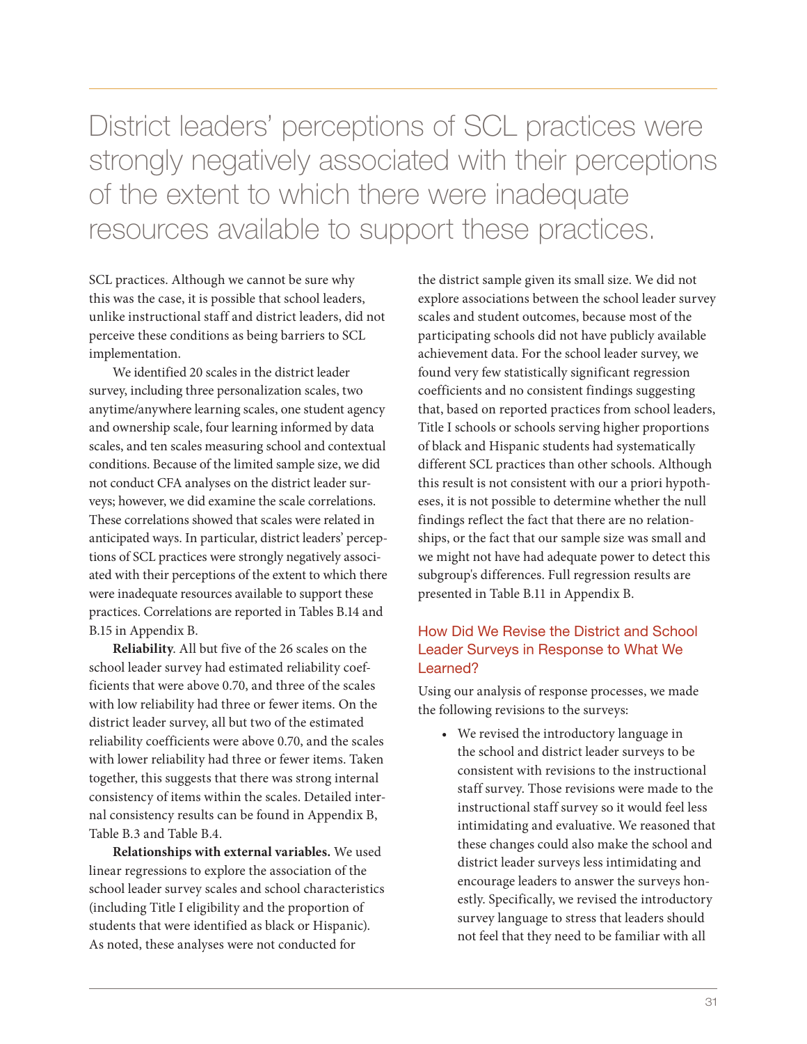> District leaders' perceptions of SCL practices were strongly negatively associated with their perceptions of the extent to which there were inadequate resources available to support these practices.

SCL practices. Although we cannot be sure why this was the case, it is possible that school leaders, unlike instructional staff and district leaders, did not perceive these conditions as being barriers to SCL implementation.

We identified 20 scales in the district leader survey, including three personalization scales, two anytime/anywhere learning scales, one student agency and ownership scale, four learning informed by data scales, and ten scales measuring school and contextual conditions. Because of the limited sample size, we did not conduct CFA analyses on the district leader surveys; however, we did examine the scale correlations. These correlations showed that scales were related in anticipated ways. In particular, district leaders' perceptions of SCL practices were strongly negatively associated with their perceptions of the extent to which there were inadequate resources available to support these practices. Correlations are reported in Tables B.14 and B.15 in Appendix B.

**Reliability**. All but five of the 26 scales on the school leader survey had estimated reliability coefficients that were above 0.70, and three of the scales with low reliability had three or fewer items. On the district leader survey, all but two of the estimated reliability coefficients were above 0.70, and the scales with lower reliability had three or fewer items. Taken together, this suggests that there was strong internal consistency of items within the scales. Detailed internal consistency results can be found in Appendix B, Table B.3 and Table B.4.

**Relationships with external variables.** We used linear regressions to explore the association of the school leader survey scales and school characteristics (including Title I eligibility and the proportion of students that were identified as black or Hispanic). As noted, these analyses were not conducted for the district sample given its small size. We did not explore associations between the school leader survey scales and student outcomes, because most of the participating schools did not have publicly available achievement data. For the school leader survey, we found very few statistically significant regression coefficients and no consistent findings suggesting that, based on reported practices from school leaders, Title I schools or schools serving higher proportions of black and Hispanic students had systematically different SCL practices than other schools. Although this result is not consistent with our a priori hypotheses, it is not possible to determine whether the null findings reflect the fact that there are no relationships, or the fact that our sample size was small and we might not have had adequate power to detect this subgroup's differences. Full regression results are presented in Table B.11 in Appendix B.

### How Did We Revise the District and School Leader Surveys in Response to What We Learned?

Using our analysis of response processes, we made the following revisions to the surveys:

- We revised the introductory language in the school and district leader surveys to be consistent with revisions to the instructional staff survey. Those revisions were made to the instructional staff survey so it would feel less intimidating and evaluative. We reasoned that these changes could also make the school and district leader surveys less intimidating and encourage leaders to answer the surveys honestly. Specifically, we revised the introductory survey language to stress that leaders should not feel that they need to be familiar with all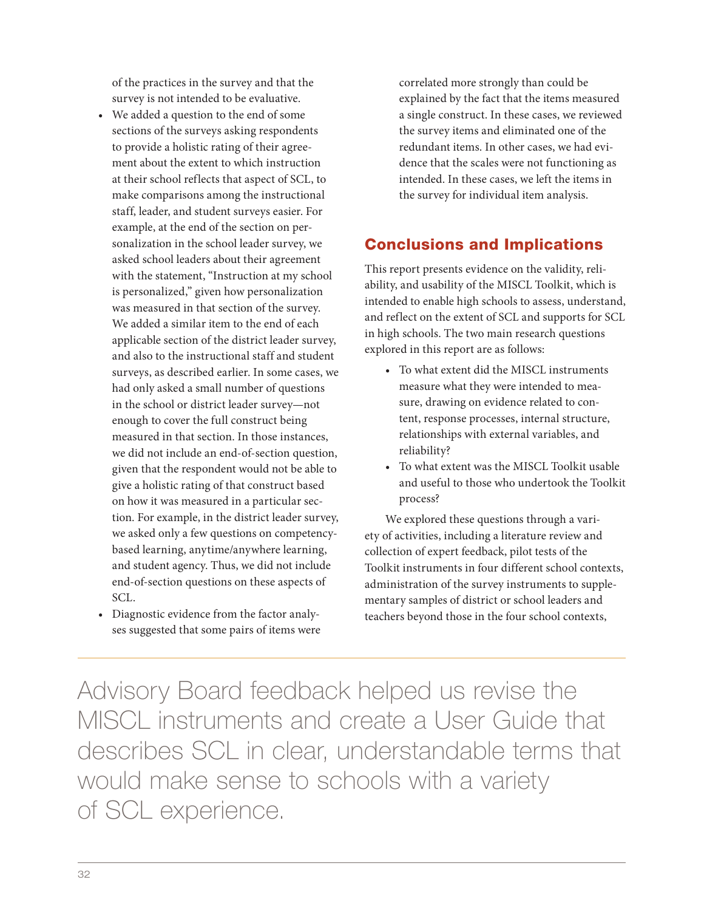of the practices in the survey and that the survey is not intended to be evaluative.

- We added a question to the end of some sections of the surveys asking respondents to provide a holistic rating of their agreement about the extent to which instruction at their school reflects that aspect of SCL, to make comparisons among the instructional staff, leader, and student surveys easier. For example, at the end of the section on personalization in the school leader survey, we asked school leaders about their agreement with the statement, "Instruction at my school is personalized," given how personalization was measured in that section of the survey. We added a similar item to the end of each applicable section of the district leader survey, and also to the instructional staff and student surveys, as described earlier. In some cases, we had only asked a small number of questions in the school or district leader survey—not enough to cover the full construct being measured in that section. In those instances, we did not include an end-of-section question, given that the respondent would not be able to give a holistic rating of that construct based on how it was measured in a particular section. For example, in the district leader survey, we asked only a few questions on competency-based learning, anytime/anywhere learning, and student agency. Thus, we did not include end-of-section questions on these aspects of SCL.
- Diagnostic evidence from the factor analyses suggested that some pairs of items were correlated more strongly than could be explained by the fact that the items measured a single construct. In these cases, we reviewed the survey items and eliminated one of the redundant items. In other cases, we had evidence that the scales were not functioning as intended. In these cases, we left the items in the survey for individual item analysis.

## Conclusions and Implications

This report presents evidence on the validity, reliability, and usability of the MISCL Toolkit, which is intended to enable high schools to assess, understand, and reflect on the extent of SCL and supports for SCL in high schools. The two main research questions explored in this report are as follows:

- To what extent did the MISCL instruments measure what they were intended to measure, drawing on evidence related to content, response processes, internal structure, relationships with external variables, and reliability?
- To what extent was the MISCL Toolkit usable and useful to those who undertook the Toolkit process?

We explored these questions through a variety of activities, including a literature review and collection of expert feedback, pilot tests of the Toolkit instruments in four different school contexts, administration of the survey instruments to supplementary samples of district or school leaders and teachers beyond those in the four school contexts,

Advisory Board feedback helped us revise the MISCL instruments and create a User Guide that describes SCL in clear, understandable terms that would make sense to schools with a variety of SCL experience.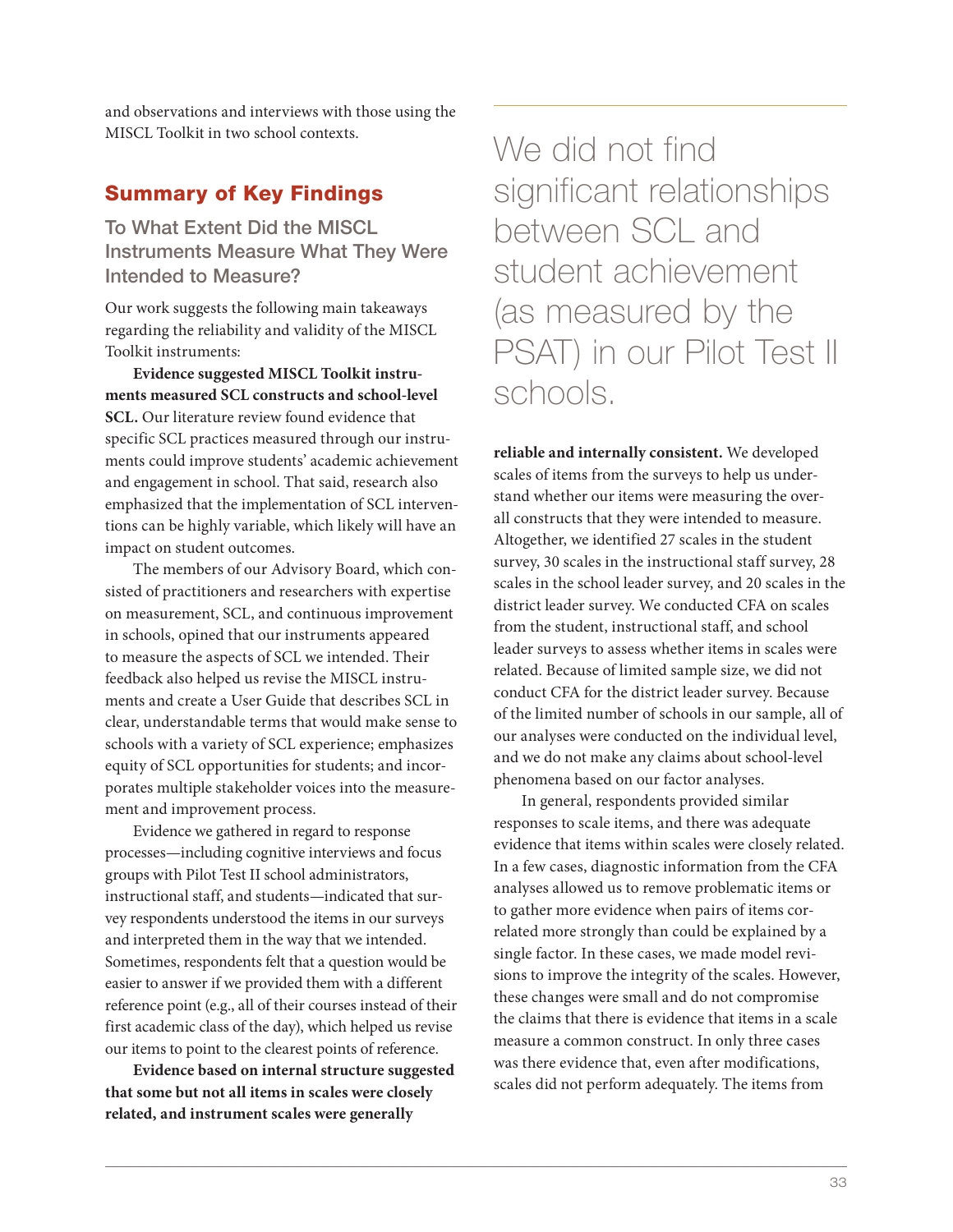and observations and interviews with those using the MISCL Toolkit in two school contexts.

## Summary of Key Findings

### To What Extent Did the MISCL Instruments Measure What They Were Intended to Measure?

Our work suggests the following main takeaways regarding the reliability and validity of the MISCL Toolkit instruments:

**Evidence suggested MISCL Toolkit instruments measured SCL constructs and school-level SCL.** Our literature review found evidence that specific SCL practices measured through our instruments could improve students' academic achievement and engagement in school. That said, research also emphasized that the implementation of SCL interventions can be highly variable, which likely will have an impact on student outcomes.

The members of our Advisory Board, which consisted of practitioners and researchers with expertise on measurement, SCL, and continuous improvement in schools, opined that our instruments appeared to measure the aspects of SCL we intended. Their feedback also helped us revise the MISCL instruments and create a User Guide that describes SCL in clear, understandable terms that would make sense to schools with a variety of SCL experience; emphasizes equity of SCL opportunities for students; and incorporates multiple stakeholder voices into the measurement and improvement process.

Evidence we gathered in regard to response processes—including cognitive interviews and focus groups with Pilot Test II school administrators, instructional staff, and students—indicated that survey respondents understood the items in our surveys and interpreted them in the way that we intended. Sometimes, respondents felt that a question would be easier to answer if we provided them with a different reference point (e.g., all of their courses instead of their first academic class of the day), which helped us revise our items to point to the clearest points of reference.

> We did not find significant relationships between SCL and student achievement (as measured by the PSAT) in our Pilot Test II schools.

**Evidence based on internal structure suggested that some but not all items in scales were closely related, and instrument scales were generally reliable and internally consistent.** We developed scales of items from the surveys to help us understand whether our items were measuring the overall constructs that they were intended to measure. Altogether, we identified 27 scales in the student survey, 30 scales in the instructional staff survey, 28 scales in the school leader survey, and 20 scales in the district leader survey. We conducted CFA on scales from the student, instructional staff, and school leader surveys to assess whether items in scales were related. Because of limited sample size, we did not conduct CFA for the district leader survey. Because of the limited number of schools in our sample, all of our analyses were conducted on the individual level, and we do not make any claims about school-level phenomena based on our factor analyses.

In general, respondents provided similar responses to scale items, and there was adequate evidence that items within scales were closely related. In a few cases, diagnostic information from the CFA analyses allowed us to remove problematic items or to gather more evidence when pairs of items correlated more strongly than could be explained by a single factor. In these cases, we made model revisions to improve the integrity of the scales. However, these changes were small and do not compromise the claims that there is evidence that items in a scale measure a common construct. In only three cases was there evidence that, even after modifications, scales did not perform adequately. The items from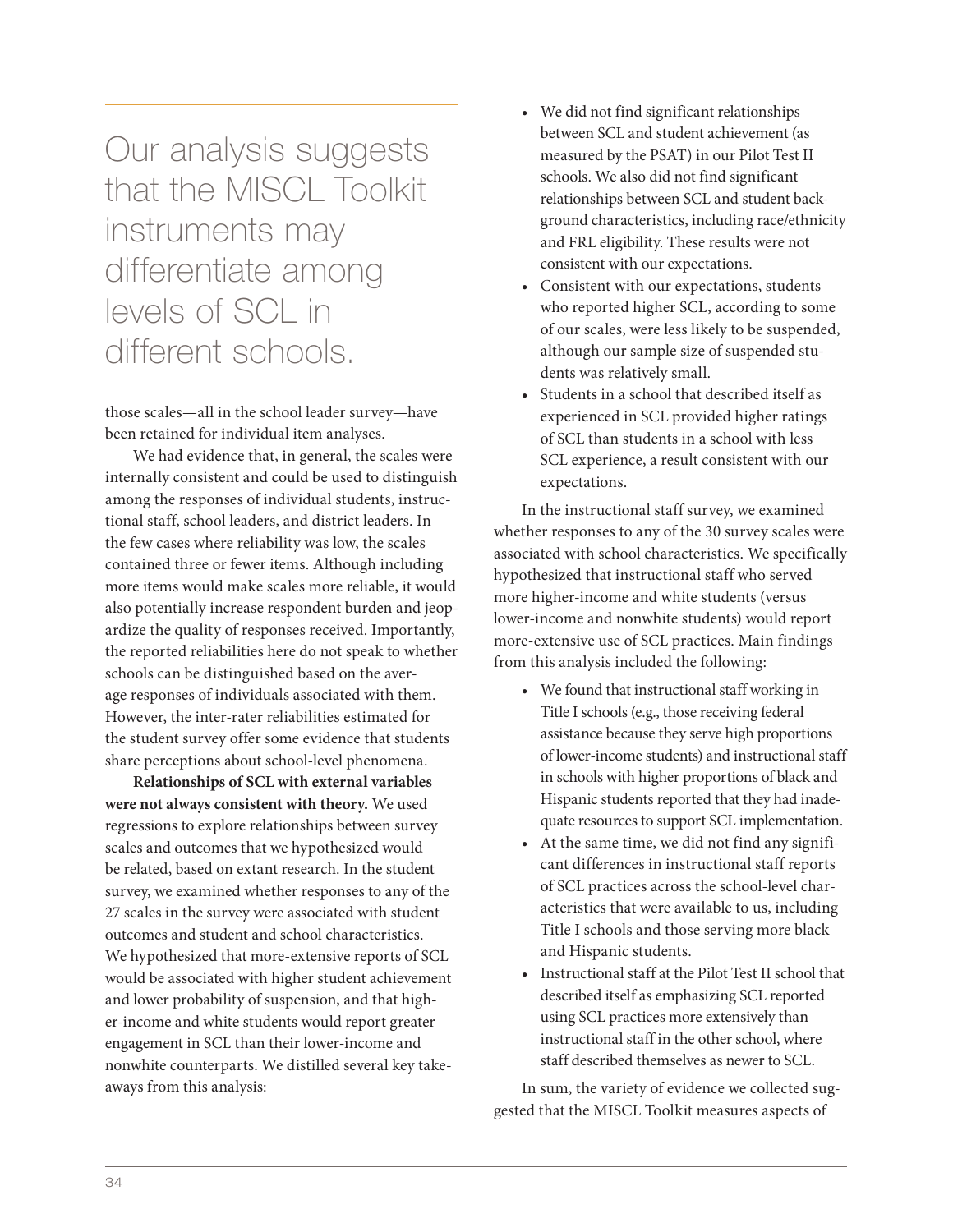> Our analysis suggests that the MISCL Toolkit instruments may differentiate among levels of SCL in different schools.

those scales—all in the school leader survey—have been retained for individual item analyses.

We had evidence that, in general, the scales were internally consistent and could be used to distinguish among the responses of individual students, instructional staff, school leaders, and district leaders. In the few cases where reliability was low, the scales contained three or fewer items. Although including more items would make scales more reliable, it would also potentially increase respondent burden and jeopardize the quality of responses received. Importantly, the reported reliabilities here do not speak to whether schools can be distinguished based on the average responses of individuals associated with them. However, the inter-rater reliabilities estimated for the student survey offer some evidence that students share perceptions about school-level phenomena.

**Relationships of SCL with external variables were not always consistent with theory.** We used regressions to explore relationships between survey scales and outcomes that we hypothesized would be related, based on extant research. In the student survey, we examined whether responses to any of the 27 scales in the survey were associated with student outcomes and student and school characteristics. We hypothesized that more-extensive reports of SCL would be associated with higher student achievement and lower probability of suspension, and that higher-income and white students would report greater engagement in SCL than their lower-income and nonwhite counterparts. We distilled several key takeaways from this analysis:

- We did not find significant relationships between SCL and student achievement (as measured by the PSAT) in our Pilot Test II schools. We also did not find significant relationships between SCL and student background characteristics, including race/ethnicity and FRL eligibility. These results were not consistent with our expectations.
- Consistent with our expectations, students who reported higher SCL, according to some of our scales, were less likely to be suspended, although our sample size of suspended students was relatively small.
- Students in a school that described itself as experienced in SCL provided higher ratings of SCL than students in a school with less SCL experience, a result consistent with our expectations.

In the instructional staff survey, we examined whether responses to any of the 30 survey scales were associated with school characteristics. We specifically hypothesized that instructional staff who served more higher-income and white students (versus lower-income and nonwhite students) would report more-extensive use of SCL practices. Main findings from this analysis included the following:

- We found that instructional staff working in Title I schools (e.g., those receiving federal assistance because they serve high proportions of lower-income students) and instructional staff in schools with higher proportions of black and Hispanic students reported that they had inadequate resources to support SCL implementation.
- At the same time, we did not find any significant differences in instructional staff reports of SCL practices across the school-level characteristics that were available to us, including Title I schools and those serving more black and Hispanic students.
- Instructional staff at the Pilot Test II school that described itself as emphasizing SCL reported using SCL practices more extensively than instructional staff in the other school, where staff described themselves as newer to SCL.

In sum, the variety of evidence we collected suggested that the MISCL Toolkit measures aspects of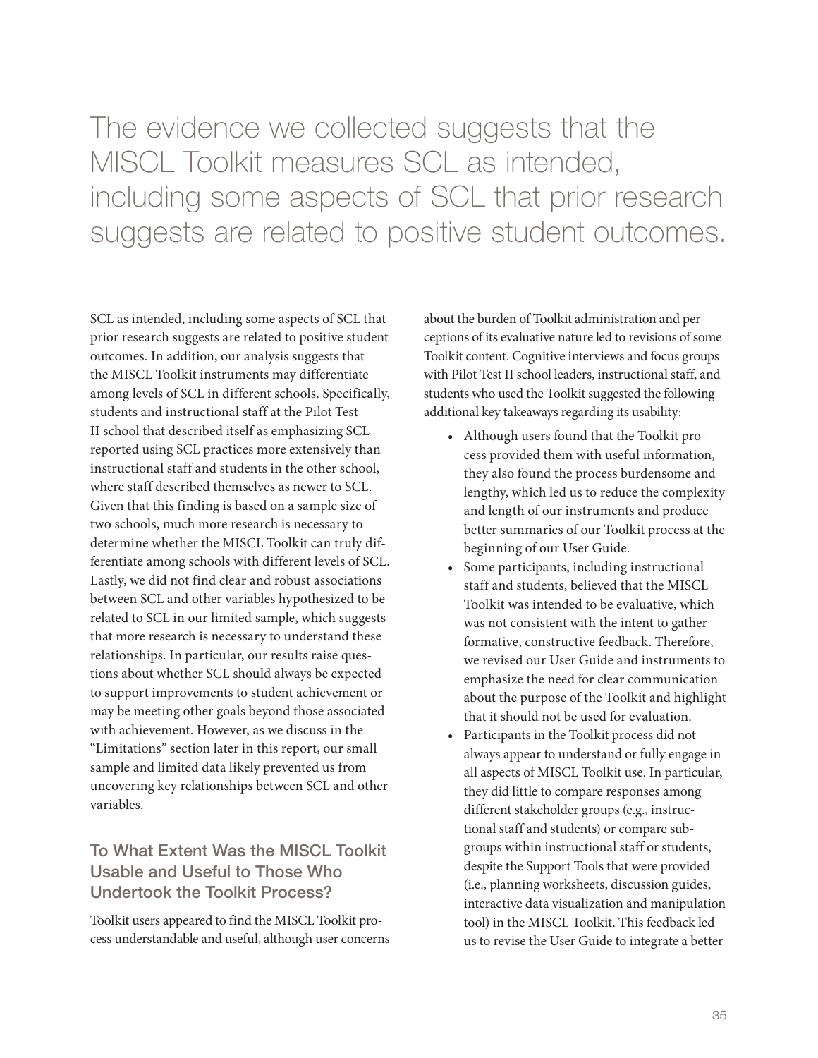> The evidence we collected suggests that the MISCL Toolkit measures SCL as intended, including some aspects of SCL that prior research suggests are related to positive student outcomes.

SCL as intended, including some aspects of SCL that prior research suggests are related to positive student outcomes. In addition, our analysis suggests that the MISCL Toolkit instruments may differentiate among levels of SCL in different schools. Specifically, students and instructional staff at the Pilot Test II school that described itself as emphasizing SCL reported using SCL practices more extensively than instructional staff and students in the other school, where staff described themselves as newer to SCL. Given that this finding is based on a sample size of two schools, much more research is necessary to determine whether the MISCL Toolkit can truly differentiate among schools with different levels of SCL. Lastly, we did not find clear and robust associations between SCL and other variables hypothesized to be related to SCL in our limited sample, which suggests that more research is necessary to understand these relationships. In particular, our results raise questions about whether SCL should always be expected to support improvements to student achievement or may be meeting other goals beyond those associated with achievement. However, as we discuss in the "Limitations" section later in this report, our small sample and limited data likely prevented us from uncovering key relationships between SCL and other variables.

### To What Extent Was the MISCL Toolkit Usable and Useful to Those Who Undertook the Toolkit Process?

Toolkit users appeared to find the MISCL Toolkit process understandable and useful, although user concerns about the burden of Toolkit administration and perceptions of its evaluative nature led to revisions of some Toolkit content. Cognitive interviews and focus groups with Pilot Test II school leaders, instructional staff, and students who used the Toolkit suggested the following additional key takeaways regarding its usability:

- Although users found that the Toolkit process provided them with useful information, they also found the process burdensome and lengthy, which led us to reduce the complexity and length of our instruments and produce better summaries of our Toolkit process at the beginning of our User Guide.
- Some participants, including instructional staff and students, believed that the MISCL Toolkit was intended to be evaluative, which was not consistent with the intent to gather formative, constructive feedback. Therefore, we revised our User Guide and instruments to emphasize the need for clear communication about the purpose of the Toolkit and highlight that it should not be used for evaluation.
- Participants in the Toolkit process did not always appear to understand or fully engage in all aspects of MISCL Toolkit use. In particular, they did little to compare responses among different stakeholder groups (e.g., instructional staff and students) or compare subgroups within instructional staff or students, despite the Support Tools that were provided (i.e., planning worksheets, discussion guides, interactive data visualization and manipulation tool) in the MISCL Toolkit. This feedback led us to revise the User Guide to integrate a better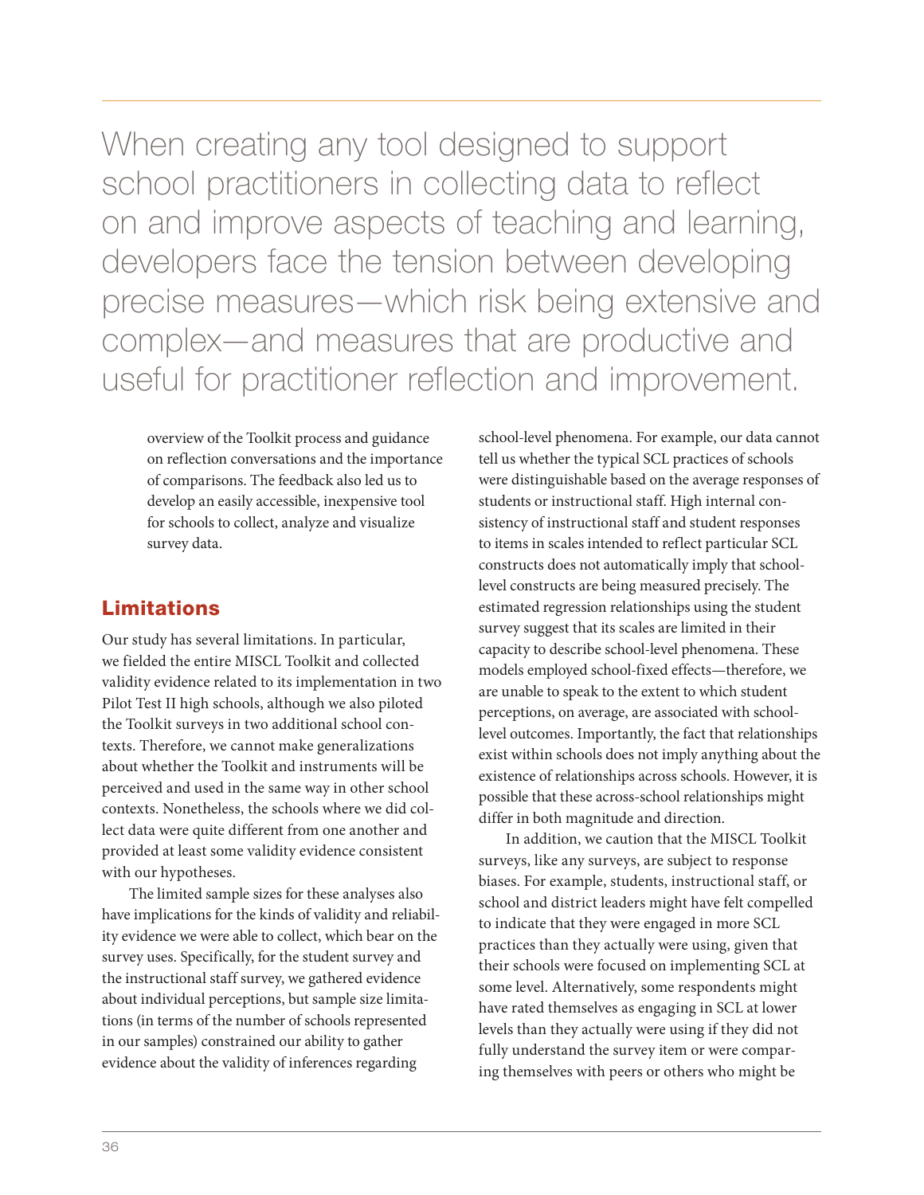When creating any tool designed to support school practitioners in collecting data to reflect on and improve aspects of teaching and learning, developers face the tension between developing precise measures—which risk being extensive and complex—and measures that are productive and useful for practitioner reflection and improvement.

overview of the Toolkit process and guidance on reflection conversations and the importance of comparisons. The feedback also led us to develop an easily accessible, inexpensive tool for schools to collect, analyze and visualize survey data.

## Limitations

Our study has several limitations. In particular, we fielded the entire MISCL Toolkit and collected validity evidence related to its implementation in two Pilot Test II high schools, although we also piloted the Toolkit surveys in two additional school contexts. Therefore, we cannot make generalizations about whether the Toolkit and instruments will be perceived and used in the same way in other school contexts. Nonetheless, the schools where we did collect data were quite different from one another and provided at least some validity evidence consistent with our hypotheses.

The limited sample sizes for these analyses also have implications for the kinds of validity and reliability evidence we were able to collect, which bear on the survey uses. Specifically, for the student survey and the instructional staff survey, we gathered evidence about individual perceptions, but sample size limitations (in terms of the number of schools represented in our samples) constrained our ability to gather evidence about the validity of inferences regarding school-level phenomena. For example, our data cannot tell us whether the typical SCL practices of schools were distinguishable based on the average responses of students or instructional staff. High internal consistency of instructional staff and student responses to items in scales intended to reflect particular SCL constructs does not automatically imply that school-level constructs are being measured precisely. The estimated regression relationships using the student survey suggest that its scales are limited in their capacity to describe school-level phenomena. These models employed school-fixed effects—therefore, we are unable to speak to the extent to which student perceptions, on average, are associated with school-level outcomes. Importantly, the fact that relationships exist within schools does not imply anything about the existence of relationships across schools. However, it is possible that these across-school relationships might differ in both magnitude and direction.

In addition, we caution that the MISCL Toolkit surveys, like any surveys, are subject to response biases. For example, students, instructional staff, or school and district leaders might have felt compelled to indicate that they were engaged in more SCL practices than they actually were using, given that their schools were focused on implementing SCL at some level. Alternatively, some respondents might have rated themselves as engaging in SCL at lower levels than they actually were using if they did not fully understand the survey item or were comparing themselves with peers or others who might be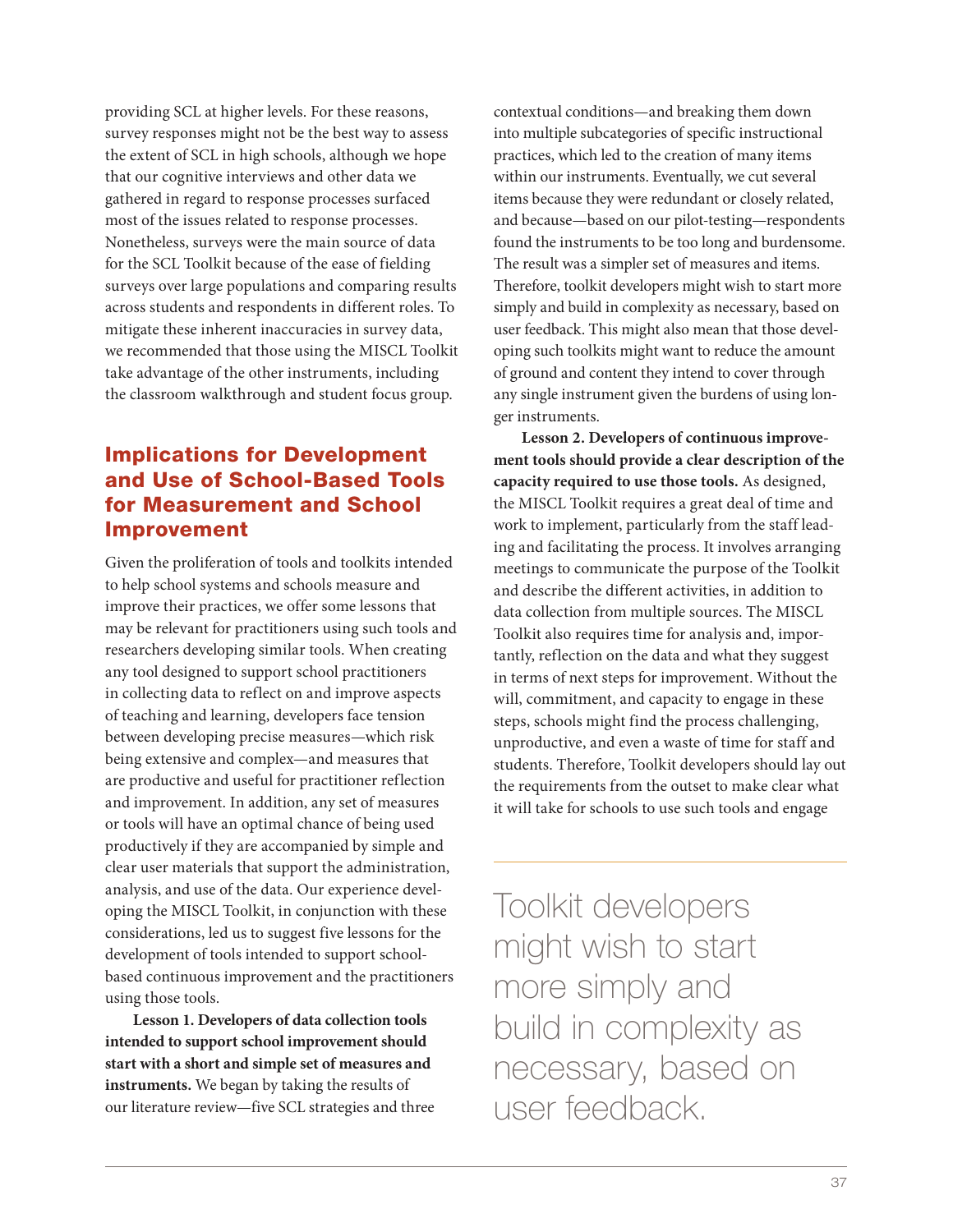providing SCL at higher levels. For these reasons, survey responses might not be the best way to assess the extent of SCL in high schools, although we hope that our cognitive interviews and other data we gathered in regard to response processes surfaced most of the issues related to response processes. Nonetheless, surveys were the main source of data for the SCL Toolkit because of the ease of fielding surveys over large populations and comparing results across students and respondents in different roles. To mitigate these inherent inaccuracies in survey data, we recommended that those using the MISCL Toolkit take advantage of the other instruments, including the classroom walkthrough and student focus group.

## Implications for Development and Use of School-Based Tools for Measurement and School Improvement

Given the proliferation of tools and toolkits intended to help school systems and schools measure and improve their practices, we offer some lessons that may be relevant for practitioners using such tools and researchers developing similar tools. When creating any tool designed to support school practitioners in collecting data to reflect on and improve aspects of teaching and learning, developers face tension between developing precise measures—which risk being extensive and complex—and measures that are productive and useful for practitioner reflection and improvement. In addition, any set of measures or tools will have an optimal chance of being used productively if they are accompanied by simple and clear user materials that support the administration, analysis, and use of the data. Our experience developing the MISCL Toolkit, in conjunction with these considerations, led us to suggest five lessons for the development of tools intended to support school-based continuous improvement and the practitioners using those tools.

**Lesson 1. Developers of data collection tools intended to support school improvement should start with a short and simple set of measures and instruments.** We began by taking the results of our literature review—five SCL strategies and three contextual conditions—and breaking them down into multiple subcategories of specific instructional practices, which led to the creation of many items within our instruments. Eventually, we cut several items because they were redundant or closely related, and because—based on our pilot-testing—respondents found the instruments to be too long and burdensome. The result was a simpler set of measures and items. Therefore, toolkit developers might wish to start more simply and build in complexity as necessary, based on user feedback. This might also mean that those developing such toolkits might want to reduce the amount of ground and content they intend to cover through any single instrument given the burdens of using longer instruments.

**Lesson 2. Developers of continuous improvement tools should provide a clear description of the capacity required to use those tools.** As designed, the MISCL Toolkit requires a great deal of time and work to implement, particularly from the staff leading and facilitating the process. It involves arranging meetings to communicate the purpose of the Toolkit and describe the different activities, in addition to data collection from multiple sources. The MISCL Toolkit also requires time for analysis and, importantly, reflection on the data and what they suggest in terms of next steps for improvement. Without the will, commitment, and capacity to engage in these steps, schools might find the process challenging, unproductive, and even a waste of time for staff and students. Therefore, Toolkit developers should lay out the requirements from the outset to make clear what it will take for schools to use such tools and engage

> Toolkit developers might wish to start more simply and build in complexity as necessary, based on user feedback.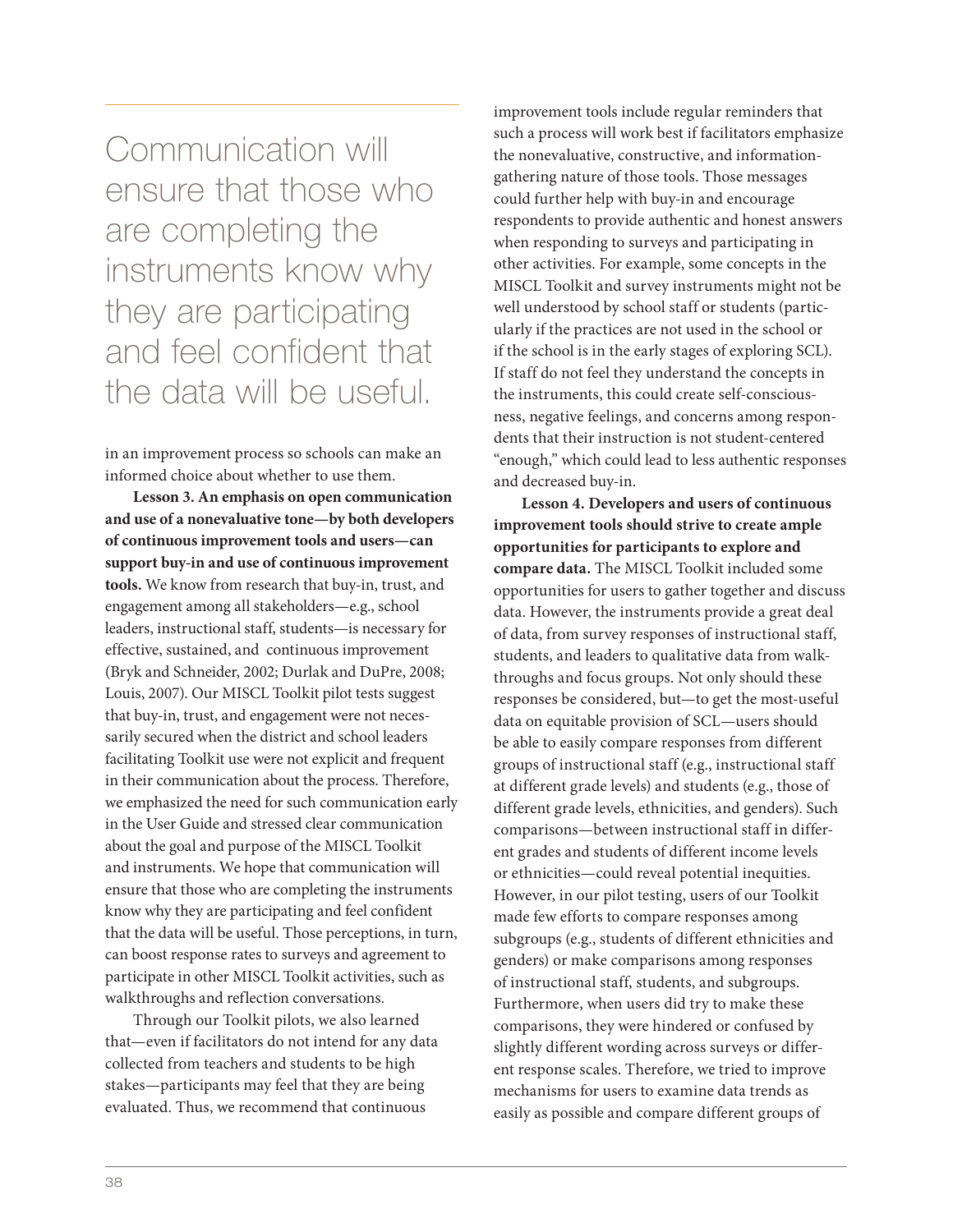> Communication will ensure that those who are completing the instruments know why they are participating and feel confident that the data will be useful.

in an improvement process so schools can make an informed choice about whether to use them.

**Lesson 3. An emphasis on open communication and use of a nonevaluative tone—by both developers of continuous improvement tools and users—can support buy-in and use of continuous improvement tools.** We know from research that buy-in, trust, and engagement among all stakeholders—e.g., school leaders, instructional staff, students—is necessary for effective, sustained, and continuous improvement (Bryk and Schneider, 2002; Durlak and DuPre, 2008; Louis, 2007). Our MISCL Toolkit pilot tests suggest that buy-in, trust, and engagement were not necessarily secured when the district and school leaders facilitating Toolkit use were not explicit and frequent in their communication about the process. Therefore, we emphasized the need for such communication early in the User Guide and stressed clear communication about the goal and purpose of the MISCL Toolkit and instruments. We hope that communication will ensure that those who are completing the instruments know why they are participating and feel confident that the data will be useful. Those perceptions, in turn, can boost response rates to surveys and agreement to participate in other MISCL Toolkit activities, such as walkthroughs and reflection conversations.

Through our Toolkit pilots, we also learned that—even if facilitators do not intend for any data collected from teachers and students to be high stakes—participants may feel that they are being evaluated. Thus, we recommend that continuous improvement tools include regular reminders that such a process will work best if facilitators emphasize the nonevaluative, constructive, and information-gathering nature of those tools. Those messages could further help with buy-in and encourage respondents to provide authentic and honest answers when responding to surveys and participating in other activities. For example, some concepts in the MISCL Toolkit and survey instruments might not be well understood by school staff or students (particularly if the practices are not used in the school or if the school is in the early stages of exploring SCL). If staff do not feel they understand the concepts in the instruments, this could create self-consciousness, negative feelings, and concerns among respondents that their instruction is not student-centered "enough," which could lead to less authentic responses and decreased buy-in.

**Lesson 4. Developers and users of continuous improvement tools should strive to create ample opportunities for participants to explore and compare data.** The MISCL Toolkit included some opportunities for users to gather together and discuss data. However, the instruments provide a great deal of data, from survey responses of instructional staff, students, and leaders to qualitative data from walkthroughs and focus groups. Not only should these responses be considered, but—to get the most-useful data on equitable provision of SCL—users should be able to easily compare responses from different groups of instructional staff (e.g., instructional staff at different grade levels) and students (e.g., those of different grade levels, ethnicities, and genders). Such comparisons—between instructional staff in different grades and students of different income levels or ethnicities—could reveal potential inequities. However, in our pilot testing, users of our Toolkit made few efforts to compare responses among subgroups (e.g., students of different ethnicities and genders) or make comparisons among responses of instructional staff, students, and subgroups. Furthermore, when users did try to make these comparisons, they were hindered or confused by slightly different wording across surveys or different response scales. Therefore, we tried to improve mechanisms for users to examine data trends as easily as possible and compare different groups of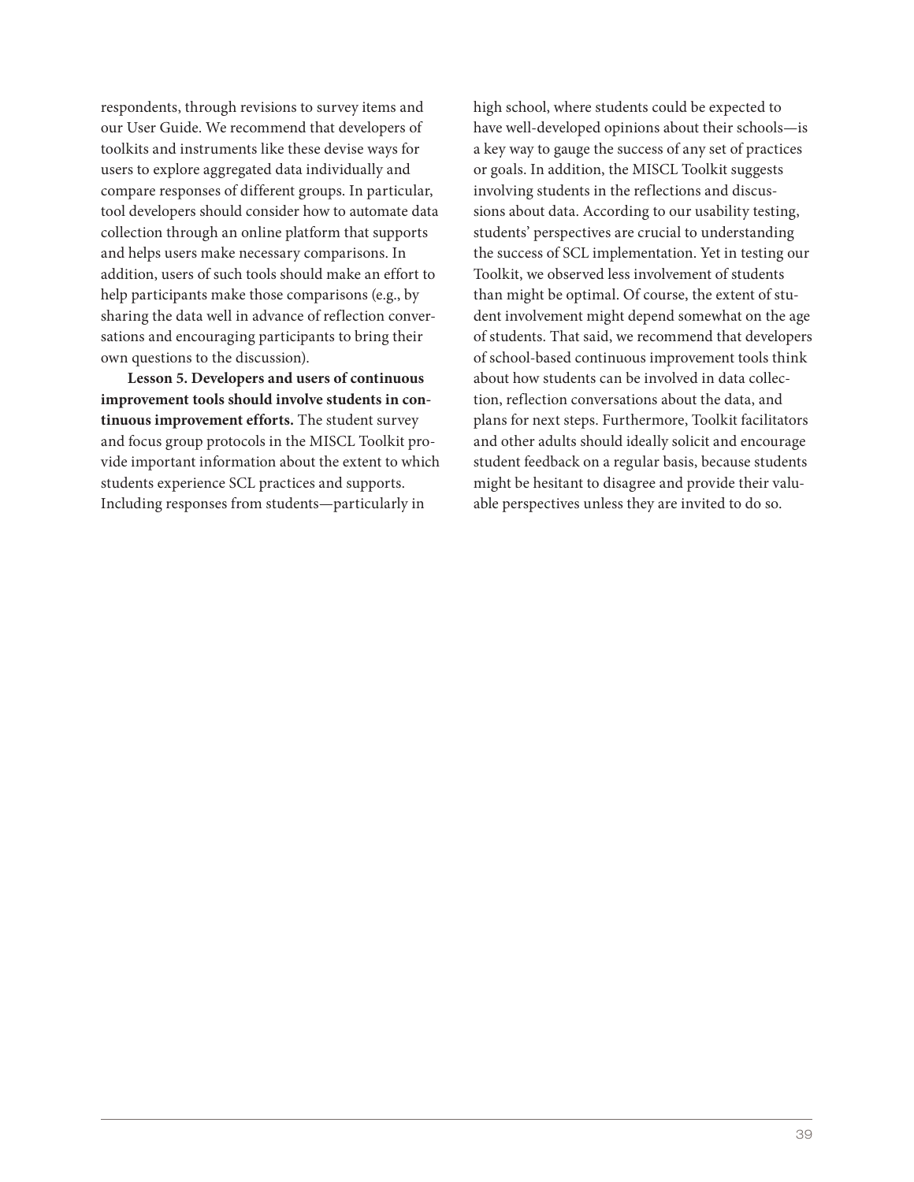respondents, through revisions to survey items and our User Guide. We recommend that developers of toolkits and instruments like these devise ways for users to explore aggregated data individually and compare responses of different groups. In particular, tool developers should consider how to automate data collection through an online platform that supports and helps users make necessary comparisons. In addition, users of such tools should make an effort to help participants make those comparisons (e.g., by sharing the data well in advance of reflection conversations and encouraging participants to bring their own questions to the discussion).

**Lesson 5. Developers and users of continuous improvement tools should involve students in continuous improvement efforts.** The student survey and focus group protocols in the MISCL Toolkit provide important information about the extent to which students experience SCL practices and supports. Including responses from students—particularly in high school, where students could be expected to have well-developed opinions about their schools—is a key way to gauge the success of any set of practices or goals. In addition, the MISCL Toolkit suggests involving students in the reflections and discussions about data. According to our usability testing, students' perspectives are crucial to understanding the success of SCL implementation. Yet in testing our Toolkit, we observed less involvement of students than might be optimal. Of course, the extent of student involvement might depend somewhat on the age of students. That said, we recommend that developers of school-based continuous improvement tools think about how students can be involved in data collection, reflection conversations about the data, and plans for next steps. Furthermore, Toolkit facilitators and other adults should ideally solicit and encourage student feedback on a regular basis, because students might be hesitant to disagree and provide their valuable perspectives unless they are invited to do so.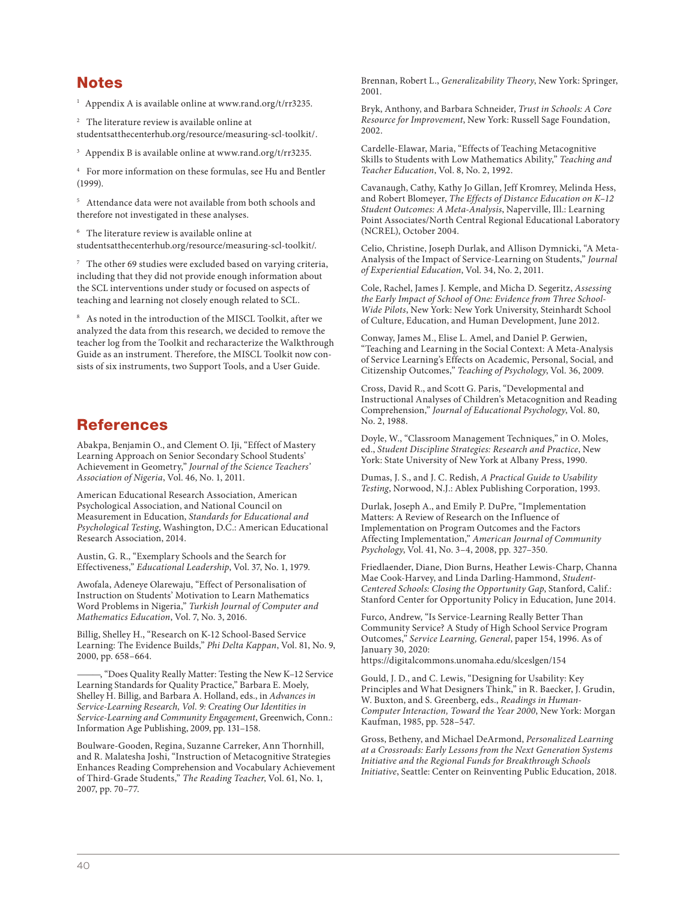## Notes

[1] Appendix A is available online at www.rand.org/t/rr3235.

[2] The literature review is available online at studentsatthecenterhub.org/resource/measuring-scl-toolkit/.

[3] Appendix B is available online at www.rand.org/t/rr3235.

[4] For more information on these formulas, see Hu and Bentler (1999).

[5] Attendance data were not available from both schools and therefore not investigated in these analyses.

[6] The literature review is available online at studentsatthecenterhub.org/resource/measuring-scl-toolkit/.

[7] The other 69 studies were excluded based on varying criteria, including that they did not provide enough information about the SCL interventions under study or focused on aspects of teaching and learning not closely enough related to SCL.

[8] As noted in the introduction of the MISCL Toolkit, after we analyzed the data from this research, we decided to remove the teacher log from the Toolkit and recharacterize the Walkthrough Guide as an instrument. Therefore, the MISCL Toolkit now consists of six instruments, two Support Tools, and a User Guide.

## References

Abakpa, Benjamin O., and Clement O. Iji, "Effect of Mastery Learning Approach on Senior Secondary School Students' Achievement in Geometry," *Journal of the Science Teachers' Association of Nigeria*, Vol. 46, No. 1, 2011.

American Educational Research Association, American Psychological Association, and National Council on Measurement in Education, *Standards for Educational and Psychological Testing*, Washington, D.C.: American Educational Research Association, 2014.

Austin, G. R., "Exemplary Schools and the Search for Effectiveness," *Educational Leadership*, Vol. 37, No. 1, 1979.

Awofala, Adeneye Olarewaju, "Effect of Personalisation of Instruction on Students' Motivation to Learn Mathematics Word Problems in Nigeria," *Turkish Journal of Computer and Mathematics Education*, Vol. 7, No. 3, 2016.

Billig, Shelley H., "Research on K-12 School-Based Service Learning: The Evidence Builds," *Phi Delta Kappan*, Vol. 81, No. 9, 2000, pp. 658–664.

———, "Does Quality Really Matter: Testing the New K–12 Service Learning Standards for Quality Practice," Barbara E. Moely, Shelley H. Billig, and Barbara A. Holland, eds., in *Advances in Service-Learning Research, Vol. 9: Creating Our Identities in Service-Learning and Community Engagement*, Greenwich, Conn.: Information Age Publishing, 2009, pp. 131–158.

Boulware-Gooden, Regina, Suzanne Carreker, Ann Thornhill, and R. Malatesha Joshi, "Instruction of Metacognitive Strategies Enhances Reading Comprehension and Vocabulary Achievement of Third-Grade Students," *The Reading Teacher*, Vol. 61, No. 1, 2007, pp. 70–77.

Brennan, Robert L., *Generalizability Theory*, New York: Springer, 2001.

Bryk, Anthony, and Barbara Schneider, *Trust in Schools: A Core Resource for Improvement*, New York: Russell Sage Foundation, 2002.

Cardelle-Elawar, Maria, "Effects of Teaching Metacognitive Skills to Students with Low Mathematics Ability," *Teaching and Teacher Education*, Vol. 8, No. 2, 1992.

Cavanaugh, Cathy, Kathy Jo Gillan, Jeff Kromrey, Melinda Hess, and Robert Blomeyer, *The Effects of Distance Education on K–12 Student Outcomes: A Meta-Analysis*, Naperville, Ill.: Learning Point Associates/North Central Regional Educational Laboratory (NCREL), October 2004.

Celio, Christine, Joseph Durlak, and Allison Dymnicki, "A Meta-Analysis of the Impact of Service-Learning on Students," *Journal of Experiential Education*, Vol. 34, No. 2, 2011.

Cole, Rachel, James J. Kemple, and Micha D. Segeritz, *Assessing the Early Impact of School of One: Evidence from Three School-Wide Pilots*, New York: New York University, Steinhardt School of Culture, Education, and Human Development, June 2012.

Conway, James M., Elise L. Amel, and Daniel P. Gerwien, "Teaching and Learning in the Social Context: A Meta-Analysis of Service Learning's Effects on Academic, Personal, Social, and Citizenship Outcomes," *Teaching of Psychology*, Vol. 36, 2009.

Cross, David R., and Scott G. Paris, "Developmental and Instructional Analyses of Children's Metacognition and Reading Comprehension," *Journal of Educational Psychology*, Vol. 80, No. 2, 1988.

Doyle, W., "Classroom Management Techniques," in O. Moles, ed., *Student Discipline Strategies: Research and Practice*, New York: State University of New York at Albany Press, 1990.

Dumas, J. S., and J. C. Redish, *A Practical Guide to Usability Testing*, Norwood, N.J.: Ablex Publishing Corporation, 1993.

Durlak, Joseph A., and Emily P. DuPre, "Implementation Matters: A Review of Research on the Influence of Implementation on Program Outcomes and the Factors Affecting Implementation," *American Journal of Community Psychology*, Vol. 41, No. 3–4, 2008, pp. 327–350.

Friedlaender, Diane, Dion Burns, Heather Lewis-Charp, Channa Mae Cook-Harvey, and Linda Darling-Hammond, *Student-Centered Schools: Closing the Opportunity Gap*, Stanford, Calif.: Stanford Center for Opportunity Policy in Education, June 2014.

Furco, Andrew, "Is Service-Learning Really Better Than Community Service? A Study of High School Service Program Outcomes," *Service Learning, General*, paper 154, 1996. As of January 30, 2020: https://digitalcommons.unomaha.edu/slceslgen/154

Gould, J. D., and C. Lewis, "Designing for Usability: Key Principles and What Designers Think," in R. Baecker, J. Grudin, W. Buxton, and S. Greenberg, eds., *Readings in Human-Computer Interaction, Toward the Year 2000*, New York: Morgan Kaufman, 1985, pp. 528–547.

Gross, Betheny, and Michael DeArmond, *Personalized Learning at a Crossroads: Early Lessons from the Next Generation Systems Initiative and the Regional Funds for Breakthrough Schools Initiative*, Seattle: Center on Reinventing Public Education, 2018.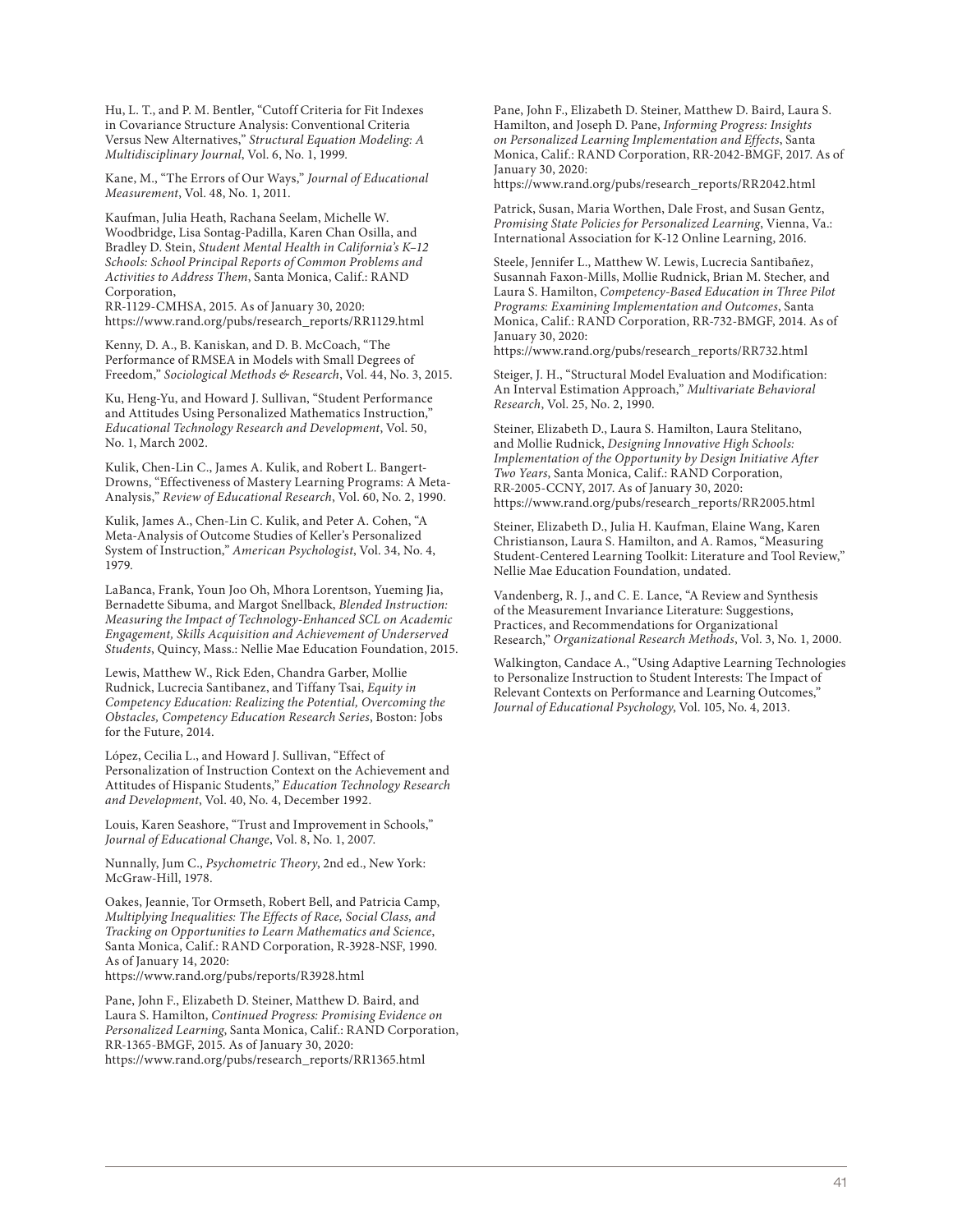Hu, L. T., and P. M. Bentler, "Cutoff Criteria for Fit Indexes in Covariance Structure Analysis: Conventional Criteria Versus New Alternatives," *Structural Equation Modeling: A Multidisciplinary Journal*, Vol. 6, No. 1, 1999.

Kane, M., "The Errors of Our Ways," *Journal of Educational Measurement*, Vol. 48, No. 1, 2011.

Kaufman, Julia Heath, Rachana Seelam, Michelle W. Woodbridge, Lisa Sontag-Padilla, Karen Chan Osilla, and Bradley D. Stein, *Student Mental Health in California's K–12 Schools: School Principal Reports of Common Problems and Activities to Address Them*, Santa Monica, Calif.: RAND Corporation, RR-1129-CMHSA, 2015. As of January 30, 2020: https://www.rand.org/pubs/research_reports/RR1129.html

Kenny, D. A., B. Kaniskan, and D. B. McCoach, "The Performance of RMSEA in Models with Small Degrees of Freedom," *Sociological Methods & Research*, Vol. 44, No. 3, 2015.

Ku, Heng-Yu, and Howard J. Sullivan, "Student Performance and Attitudes Using Personalized Mathematics Instruction," *Educational Technology Research and Development*, Vol. 50, No. 1, March 2002.

Kulik, Chen-Lin C., James A. Kulik, and Robert L. Bangert-Drowns, "Effectiveness of Mastery Learning Programs: A Meta-Analysis," *Review of Educational Research*, Vol. 60, No. 2, 1990.

Kulik, James A., Chen-Lin C. Kulik, and Peter A. Cohen, "A Meta-Analysis of Outcome Studies of Keller's Personalized System of Instruction," *American Psychologist*, Vol. 34, No. 4, 1979.

LaBanca, Frank, Youn Joo Oh, Mhora Lorentson, Yueming Jia, Bernadette Sibuma, and Margot Snellback, *Blended Instruction: Measuring the Impact of Technology-Enhanced SCL on Academic Engagement, Skills Acquisition and Achievement of Underserved Students*, Quincy, Mass.: Nellie Mae Education Foundation, 2015.

Lewis, Matthew W., Rick Eden, Chandra Garber, Mollie Rudnick, Lucrecia Santibanez, and Tiffany Tsai, *Equity in Competency Education: Realizing the Potential, Overcoming the Obstacles, Competency Education Research Series*, Boston: Jobs for the Future, 2014.

López, Cecilia L., and Howard J. Sullivan, "Effect of Personalization of Instruction Context on the Achievement and Attitudes of Hispanic Students," *Education Technology Research and Development*, Vol. 40, No. 4, December 1992.

Louis, Karen Seashore, "Trust and Improvement in Schools," *Journal of Educational Change*, Vol. 8, No. 1, 2007.

Nunnally, Jum C., *Psychometric Theory*, 2nd ed., New York: McGraw-Hill, 1978.

Oakes, Jeannie, Tor Ormseth, Robert Bell, and Patricia Camp, *Multiplying Inequalities: The Effects of Race, Social Class, and Tracking on Opportunities to Learn Mathematics and Science*, Santa Monica, Calif.: RAND Corporation, R-3928-NSF, 1990. As of January 14, 2020: https://www.rand.org/pubs/reports/R3928.html

Pane, John F., Elizabeth D. Steiner, Matthew D. Baird, and Laura S. Hamilton, *Continued Progress: Promising Evidence on Personalized Learning*, Santa Monica, Calif.: RAND Corporation, RR-1365-BMGF, 2015. As of January 30, 2020: https://www.rand.org/pubs/research_reports/RR1365.html

Pane, John F., Elizabeth D. Steiner, Matthew D. Baird, Laura S. Hamilton, and Joseph D. Pane, *Informing Progress: Insights on Personalized Learning Implementation and Effects*, Santa Monica, Calif.: RAND Corporation, RR-2042-BMGF, 2017. As of January 30, 2020: https://www.rand.org/pubs/research_reports/RR2042.html

Patrick, Susan, Maria Worthen, Dale Frost, and Susan Gentz, *Promising State Policies for Personalized Learning*, Vienna, Va.: International Association for K-12 Online Learning, 2016.

Steele, Jennifer L., Matthew W. Lewis, Lucrecia Santibañez, Susannah Faxon-Mills, Mollie Rudnick, Brian M. Stecher, and Laura S. Hamilton, *Competency-Based Education in Three Pilot Programs: Examining Implementation and Outcomes*, Santa Monica, Calif.: RAND Corporation, RR-732-BMGF, 2014. As of January 30, 2020: https://www.rand.org/pubs/research_reports/RR732.html

Steiger, J. H., "Structural Model Evaluation and Modification: An Interval Estimation Approach," *Multivariate Behavioral Research*, Vol. 25, No. 2, 1990.

Steiner, Elizabeth D., Laura S. Hamilton, Laura Stelitano, and Mollie Rudnick, *Designing Innovative High Schools: Implementation of the Opportunity by Design Initiative After Two Years*, Santa Monica, Calif.: RAND Corporation, RR-2005-CCNY, 2017. As of January 30, 2020: https://www.rand.org/pubs/research_reports/RR2005.html

Steiner, Elizabeth D., Julia H. Kaufman, Elaine Wang, Karen Christianson, Laura S. Hamilton, and A. Ramos, "Measuring Student-Centered Learning Toolkit: Literature and Tool Review," Nellie Mae Education Foundation, undated.

Vandenberg, R. J., and C. E. Lance, "A Review and Synthesis of the Measurement Invariance Literature: Suggestions, Practices, and Recommendations for Organizational Research," *Organizational Research Methods*, Vol. 3, No. 1, 2000.

Walkington, Candace A., "Using Adaptive Learning Technologies to Personalize Instruction to Student Interests: The Impact of Relevant Contexts on Performance and Learning Outcomes," *Journal of Educational Psychology*, Vol. 105, No. 4, 2013.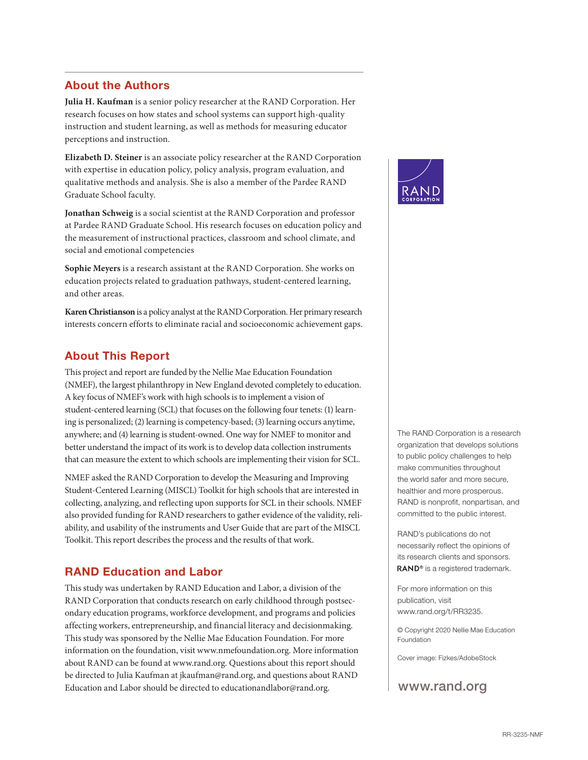## About the Authors

**Julia H. Kaufman** is a senior policy researcher at the RAND Corporation. Her research focuses on how states and school systems can support high-quality instruction and student learning, as well as methods for measuring educator perceptions and instruction.

**Elizabeth D. Steiner** is an associate policy researcher at the RAND Corporation with expertise in education policy, policy analysis, program evaluation, and qualitative methods and analysis. She is also a member of the Pardee RAND Graduate School faculty.

**Jonathan Schweig** is a social scientist at the RAND Corporation and professor at Pardee RAND Graduate School. His research focuses on education policy and the measurement of instructional practices, classroom and school climate, and social and emotional competencies

**Sophie Meyers** is a research assistant at the RAND Corporation. She works on education projects related to graduation pathways, student-centered learning, and other areas.

**Karen Christianson** is a policy analyst at the RAND Corporation. Her primary research interests concern efforts to eliminate racial and socioeconomic achievement gaps.

## About This Report

This project and report are funded by the Nellie Mae Education Foundation (NMEF), the largest philanthropy in New England devoted completely to education. A key focus of NMEF's work with high schools is to implement a vision of student-centered learning (SCL) that focuses on the following four tenets: (1) learning is personalized; (2) learning is competency-based; (3) learning occurs anytime, anywhere; and (4) learning is student-owned. One way for NMEF to monitor and better understand the impact of its work is to develop data collection instruments that can measure the extent to which schools are implementing their vision for SCL.

NMEF asked the RAND Corporation to develop the Measuring and Improving Student-Centered Learning (MISCL) Toolkit for high schools that are interested in collecting, analyzing, and reflecting upon supports for SCL in their schools. NMEF also provided funding for RAND researchers to gather evidence of the validity, reliability, and usability of the instruments and User Guide that are part of the MISCL Toolkit. This report describes the process and the results of that work.

## RAND Education and Labor

This study was undertaken by RAND Education and Labor, a division of the RAND Corporation that conducts research on early childhood through postsecondary education programs, workforce development, and programs and policies affecting workers, entrepreneurship, and financial literacy and decisionmaking. This study was sponsored by the Nellie Mae Education Foundation. For more information on the foundation, visit www.nmefoundation.org. More information about RAND can be found at www.rand.org. Questions about this report should be directed to Julia Kaufman at jkaufman@rand.org, and questions about RAND Education and Labor should be directed to educationandlabor@rand.org.

RAND CORPORATION

The RAND Corporation is a research organization that develops solutions to public policy challenges to help make communities throughout the world safer and more secure, healthier and more prosperous. RAND is nonprofit, nonpartisan, and committed to the public interest.

RAND's publications do not necessarily reflect the opinions of its research clients and sponsors. RAND® is a registered trademark.

For more information on this publication, visit www.rand.org/t/RR3235.

© Copyright 2020 Nellie Mae Education Foundation

Cover image: Fizkes/AdobeStock

www.rand.org

RR-3235-NMF